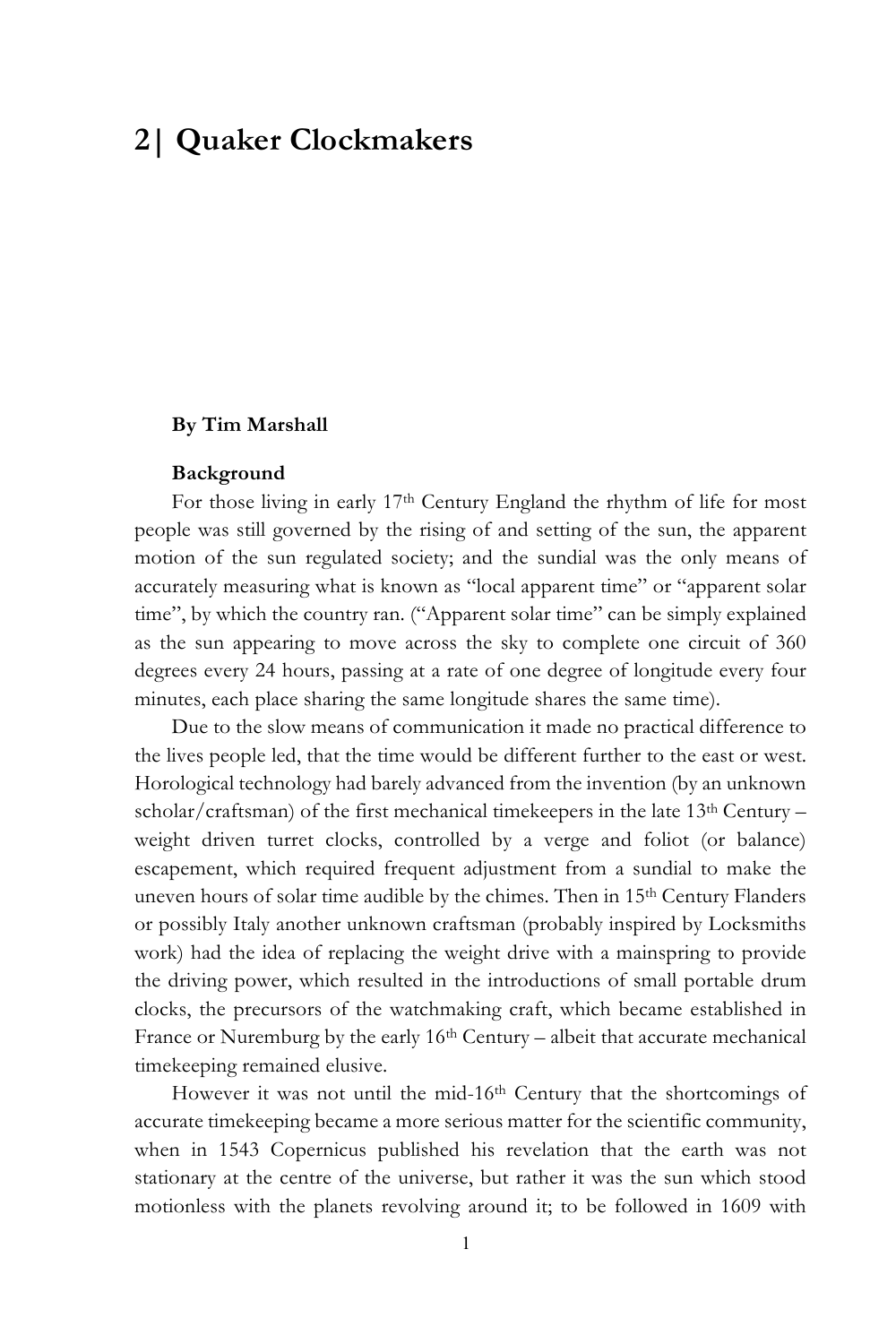# 2| Quaker Clockmakers

**By Tim Marshall**

**Background**

For those living in early 17th Century England the rhythm of life for most people was still governed by the rising of and setting of the sun, the apparent motion of the sun regulated society; and the sundial was the only means of accurately measuring what is known as "local apparent time" or "apparent solar time", by which the country ran. ("Apparent solar time" can be simply explained as the sun appearing to move across the sky to complete one circuit of 360 degrees every 24 hours, passing at a rate of one degree of longitude every four minutes, each place sharing the same longitude shares the same time).

Due to the slow means of communication it made no practical difference to the lives people led, that the time would be different further to the east or west. Horological technology had barely advanced from the invention (by an unknown scholar/craftsman) of the first mechanical timekeepers in the late 13th Century – weight driven turret clocks, controlled by a verge and foliot (or balance) escapement, which required frequent adjustment from a sundial to make the uneven hours of solar time audible by the chimes. Then in 15th Century Flanders or possibly Italy another unknown craftsman (probably inspired by Locksmiths work) had the idea of replacing the weight drive with a mainspring to provide the driving power, which resulted in the introductions of small portable drum clocks, the precursors of the watchmaking craft, which became established in France or Nuremburg by the early 16th Century – albeit that accurate mechanical timekeeping remained elusive.

However it was not until the mid-16th Century that the shortcomings of accurate timekeeping became a more serious matter for the scientific community, when in 1543 Copernicus published his revelation that the earth was not stationary at the centre of the universe, but rather it was the sun which stood motionless with the planets revolving around it; to be followed in 1609 with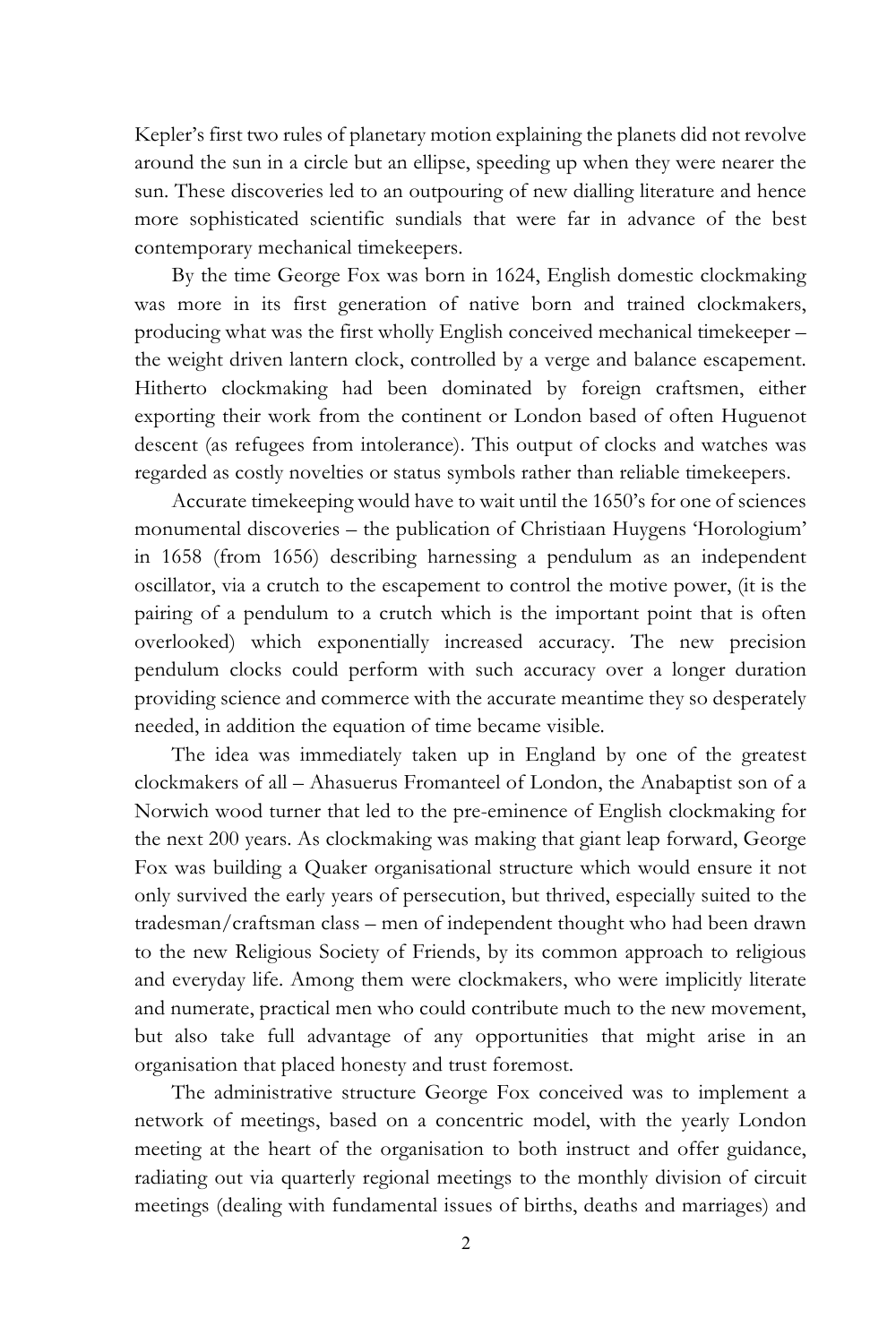Kepler's first two rules of planetary motion explaining the planets did not revolve around the sun in a circle but an ellipse, speeding up when they were nearer the sun. These discoveries led to an outpouring of new dialling literature and hence more sophisticated scientific sundials that were far in advance of the best contemporary mechanical timekeepers.

By the time George Fox was born in 1624, English domestic clockmaking was more in its first generation of native born and trained clockmakers, producing what was the first wholly English conceived mechanical timekeeper – the weight driven lantern clock, controlled by a verge and balance escapement. Hitherto clockmaking had been dominated by foreign craftsmen, either exporting their work from the continent or London based of often Huguenot descent (as refugees from intolerance). This output of clocks and watches was regarded as costly novelties or status symbols rather than reliable timekeepers.

Accurate timekeeping would have to wait until the 1650's for one of sciences monumental discoveries – the publication of Christiaan Huygens 'Horologium' in 1658 (from 1656) describing harnessing a pendulum as an independent oscillator, via a crutch to the escapement to control the motive power, (it is the pairing of a pendulum to a crutch which is the important point that is often overlooked) which exponentially increased accuracy. The new precision pendulum clocks could perform with such accuracy over a longer duration providing science and commerce with the accurate meantime they so desperately needed, in addition the equation of time became visible.

The idea was immediately taken up in England by one of the greatest clockmakers of all – Ahasuerus Fromanteel of London, the Anabaptist son of a Norwich wood turner that led to the pre-eminence of English clockmaking for the next 200 years. As clockmaking was making that giant leap forward, George Fox was building a Quaker organisational structure which would ensure it not only survived the early years of persecution, but thrived, especially suited to the tradesman/craftsman class – men of independent thought who had been drawn to the new Religious Society of Friends, by its common approach to religious and everyday life. Among them were clockmakers, who were implicitly literate and numerate, practical men who could contribute much to the new movement, but also take full advantage of any opportunities that might arise in an organisation that placed honesty and trust foremost.

The administrative structure George Fox conceived was to implement a network of meetings, based on a concentric model, with the yearly London meeting at the heart of the organisation to both instruct and offer guidance, radiating out via quarterly regional meetings to the monthly division of circuit meetings (dealing with fundamental issues of births, deaths and marriages) and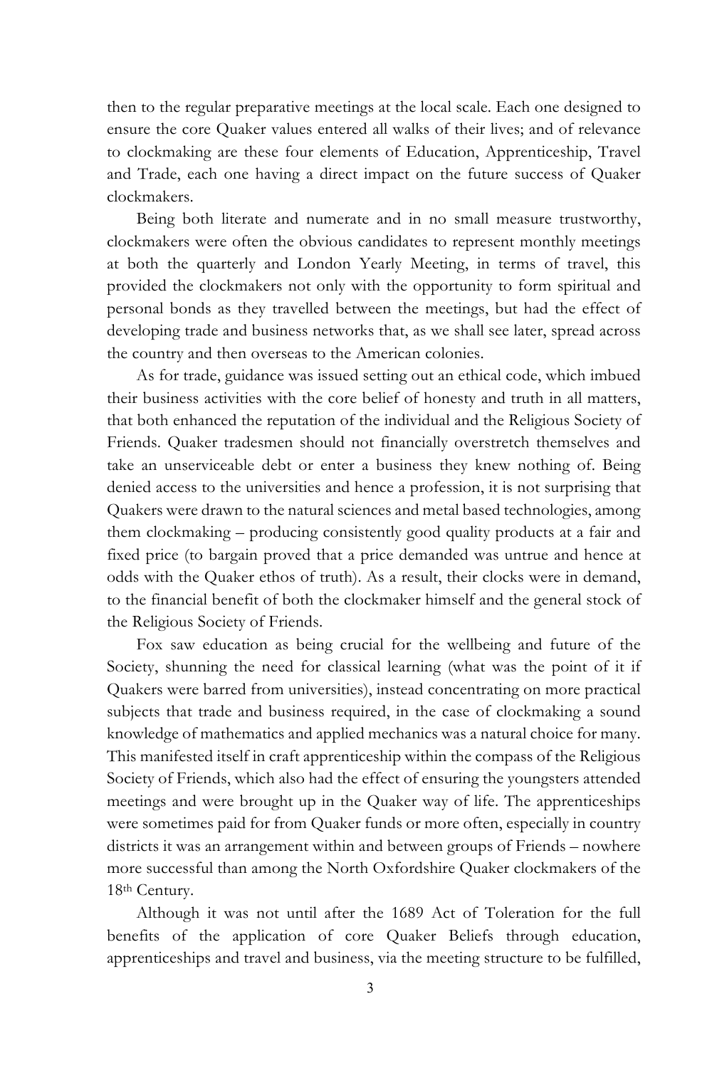then to the regular preparative meetings at the local scale. Each one designed to ensure the core Quaker values entered all walks of their lives; and of relevance to clockmaking are these four elements of Education, Apprenticeship, Travel and Trade, each one having a direct impact on the future success of Quaker clockmakers.

Being both literate and numerate and in no small measure trustworthy, clockmakers were often the obvious candidates to represent monthly meetings at both the quarterly and London Yearly Meeting, in terms of travel, this provided the clockmakers not only with the opportunity to form spiritual and personal bonds as they travelled between the meetings, but had the effect of developing trade and business networks that, as we shall see later, spread across the country and then overseas to the American colonies.

As for trade, guidance was issued setting out an ethical code, which imbued their business activities with the core belief of honesty and truth in all matters, that both enhanced the reputation of the individual and the Religious Society of Friends. Quaker tradesmen should not financially overstretch themselves and take an unserviceable debt or enter a business they knew nothing of. Being denied access to the universities and hence a profession, it is not surprising that Quakers were drawn to the natural sciences and metal based technologies, among them clockmaking – producing consistently good quality products at a fair and fixed price (to bargain proved that a price demanded was untrue and hence at odds with the Quaker ethos of truth). As a result, their clocks were in demand, to the financial benefit of both the clockmaker himself and the general stock of the Religious Society of Friends.

Fox saw education as being crucial for the wellbeing and future of the Society, shunning the need for classical learning (what was the point of it if Quakers were barred from universities), instead concentrating on more practical subjects that trade and business required, in the case of clockmaking a sound knowledge of mathematics and applied mechanics was a natural choice for many. This manifested itself in craft apprenticeship within the compass of the Religious Society of Friends, which also had the effect of ensuring the youngsters attended meetings and were brought up in the Quaker way of life. The apprenticeships were sometimes paid for from Quaker funds or more often, especially in country districts it was an arrangement within and between groups of Friends – nowhere more successful than among the North Oxfordshire Quaker clockmakers of the 18th Century.

Although it was not until after the 1689 Act of Toleration for the full benefits of the application of core Quaker Beliefs through education, apprenticeships and travel and business, via the meeting structure to be fulfilled,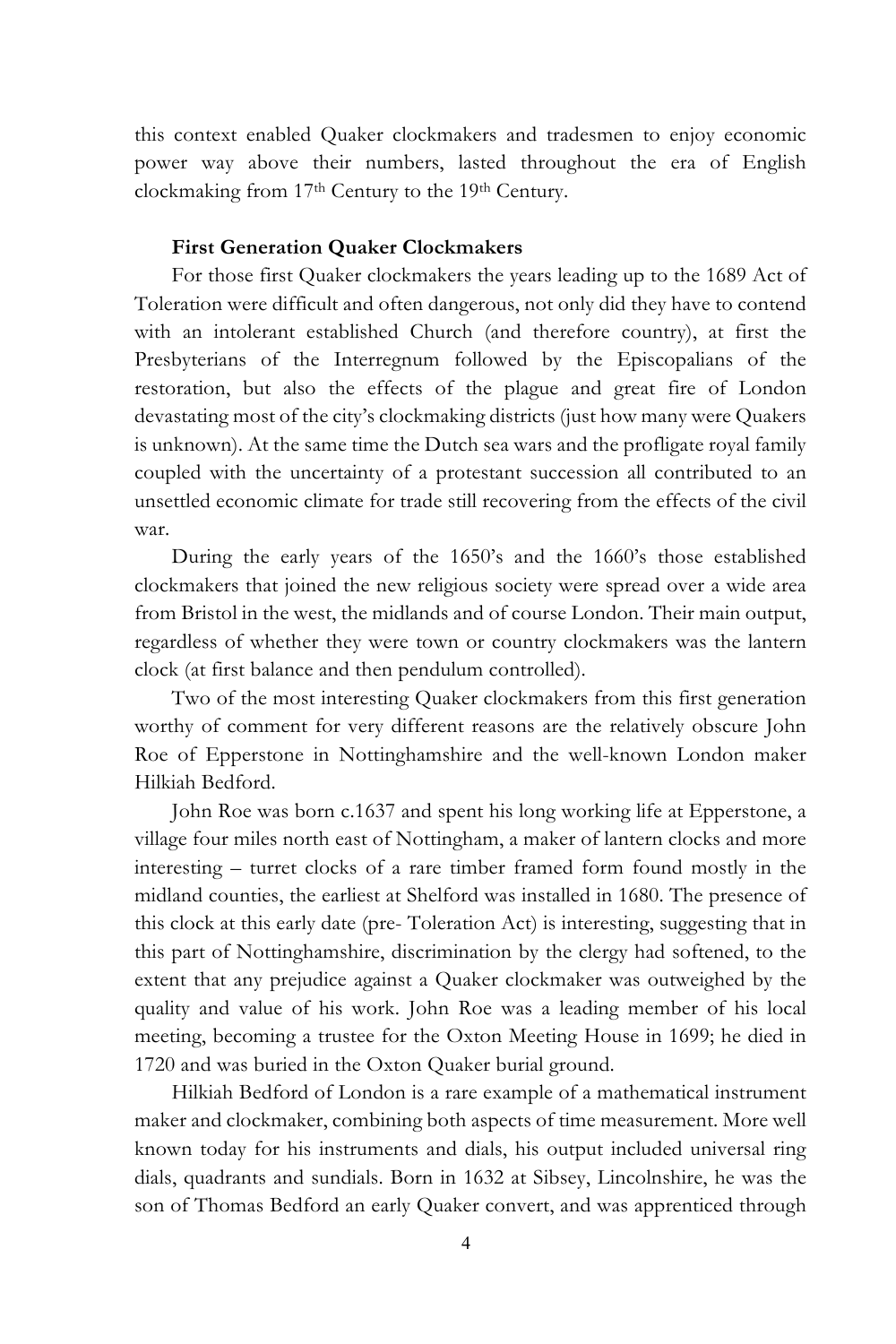this context enabled Quaker clockmakers and tradesmen to enjoy economic power way above their numbers, lasted throughout the era of English clockmaking from 17th Century to the 19th Century.

**First Generation Quaker Clockmakers**

For those first Quaker clockmakers the years leading up to the 1689 Act of Toleration were difficult and often dangerous, not only did they have to contend with an intolerant established Church (and therefore country), at first the Presbyterians of the Interregnum followed by the Episcopalians of the restoration, but also the effects of the plague and great fire of London devastating most of the city's clockmaking districts (just how many were Quakers is unknown). At the same time the Dutch sea wars and the profligate royal family coupled with the uncertainty of a protestant succession all contributed to an unsettled economic climate for trade still recovering from the effects of the civil war.

During the early years of the 1650's and the 1660's those established clockmakers that joined the new religious society were spread over a wide area from Bristol in the west, the midlands and of course London. Their main output, regardless of whether they were town or country clockmakers was the lantern clock (at first balance and then pendulum controlled).

Two of the most interesting Quaker clockmakers from this first generation worthy of comment for very different reasons are the relatively obscure John Roe of Epperstone in Nottinghamshire and the well-known London maker Hilkiah Bedford.

John Roe was born c.1637 and spent his long working life at Epperstone, a village four miles north east of Nottingham, a maker of lantern clocks and more interesting – turret clocks of a rare timber framed form found mostly in the midland counties, the earliest at Shelford was installed in 1680. The presence of this clock at this early date (pre- Toleration Act) is interesting, suggesting that in this part of Nottinghamshire, discrimination by the clergy had softened, to the extent that any prejudice against a Quaker clockmaker was outweighed by the quality and value of his work. John Roe was a leading member of his local meeting, becoming a trustee for the Oxton Meeting House in 1699; he died in 1720 and was buried in the Oxton Quaker burial ground.

Hilkiah Bedford of London is a rare example of a mathematical instrument maker and clockmaker, combining both aspects of time measurement. More well known today for his instruments and dials, his output included universal ring dials, quadrants and sundials. Born in 1632 at Sibsey, Lincolnshire, he was the son of Thomas Bedford an early Quaker convert, and was apprenticed through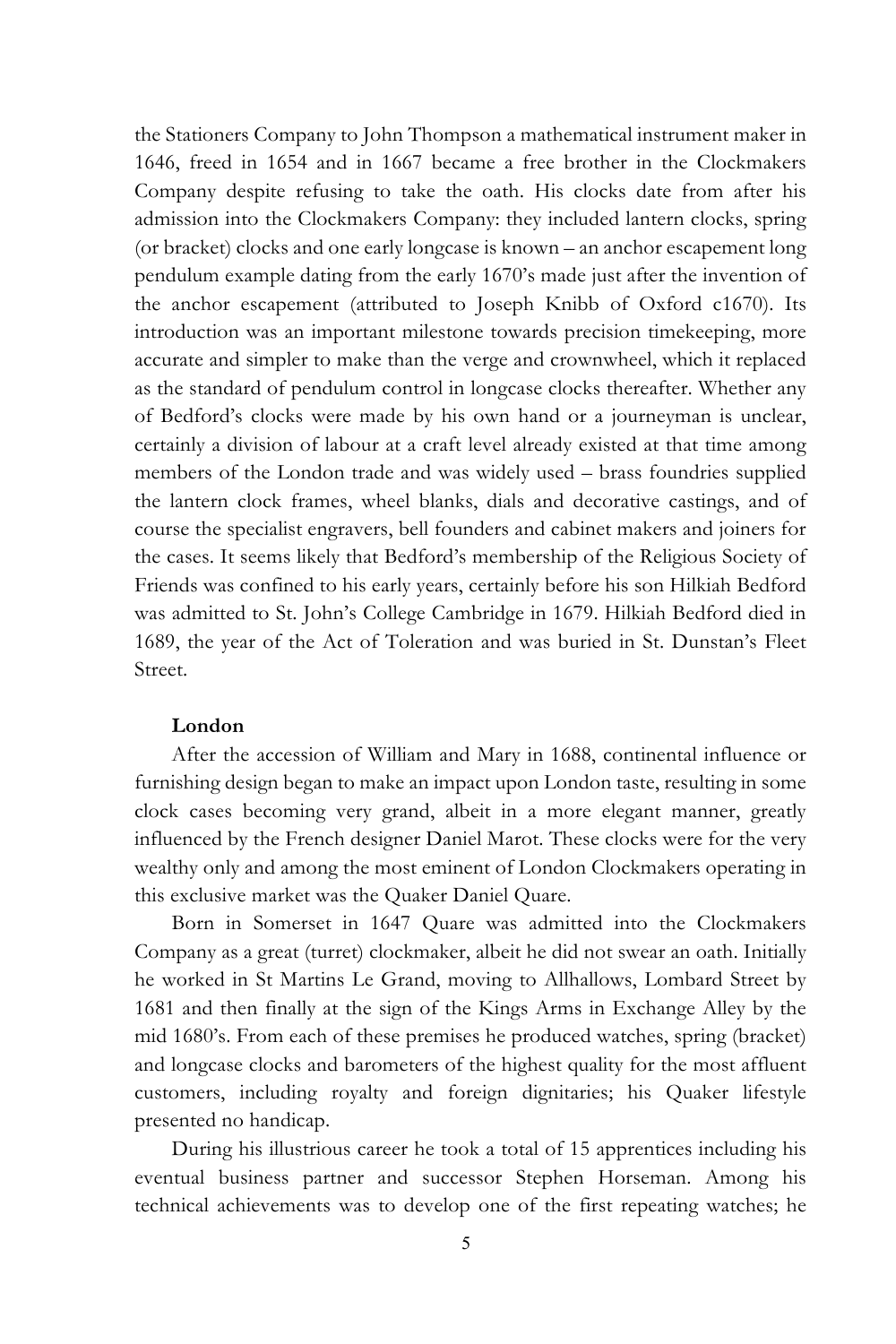the Stationers Company to John Thompson a mathematical instrument maker in 1646, freed in 1654 and in 1667 became a free brother in the Clockmakers Company despite refusing to take the oath. His clocks date from after his admission into the Clockmakers Company: they included lantern clocks, spring (or bracket) clocks and one early longcase is known – an anchor escapement long pendulum example dating from the early 1670's made just after the invention of the anchor escapement (attributed to Joseph Knibb of Oxford c1670). Its introduction was an important milestone towards precision timekeeping, more accurate and simpler to make than the verge and crownwheel, which it replaced as the standard of pendulum control in longcase clocks thereafter. Whether any of Bedford's clocks were made by his own hand or a journeyman is unclear, certainly a division of labour at a craft level already existed at that time among members of the London trade and was widely used – brass foundries supplied the lantern clock frames, wheel blanks, dials and decorative castings, and of course the specialist engravers, bell founders and cabinet makers and joiners for the cases. It seems likely that Bedford's membership of the Religious Society of Friends was confined to his early years, certainly before his son Hilkiah Bedford was admitted to St. John's College Cambridge in 1679. Hilkiah Bedford died in 1689, the year of the Act of Toleration and was buried in St. Dunstan's Fleet Street.

**London**

After the accession of William and Mary in 1688, continental influence or furnishing design began to make an impact upon London taste, resulting in some clock cases becoming very grand, albeit in a more elegant manner, greatly influenced by the French designer Daniel Marot. These clocks were for the very wealthy only and among the most eminent of London Clockmakers operating in this exclusive market was the Quaker Daniel Quare.

Born in Somerset in 1647 Quare was admitted into the Clockmakers Company as a great (turret) clockmaker, albeit he did not swear an oath. Initially he worked in St Martins Le Grand, moving to Allhallows, Lombard Street by 1681 and then finally at the sign of the Kings Arms in Exchange Alley by the mid 1680's. From each of these premises he produced watches, spring (bracket) and longcase clocks and barometers of the highest quality for the most affluent customers, including royalty and foreign dignitaries; his Quaker lifestyle presented no handicap.

During his illustrious career he took a total of 15 apprentices including his eventual business partner and successor Stephen Horseman. Among his technical achievements was to develop one of the first repeating watches; he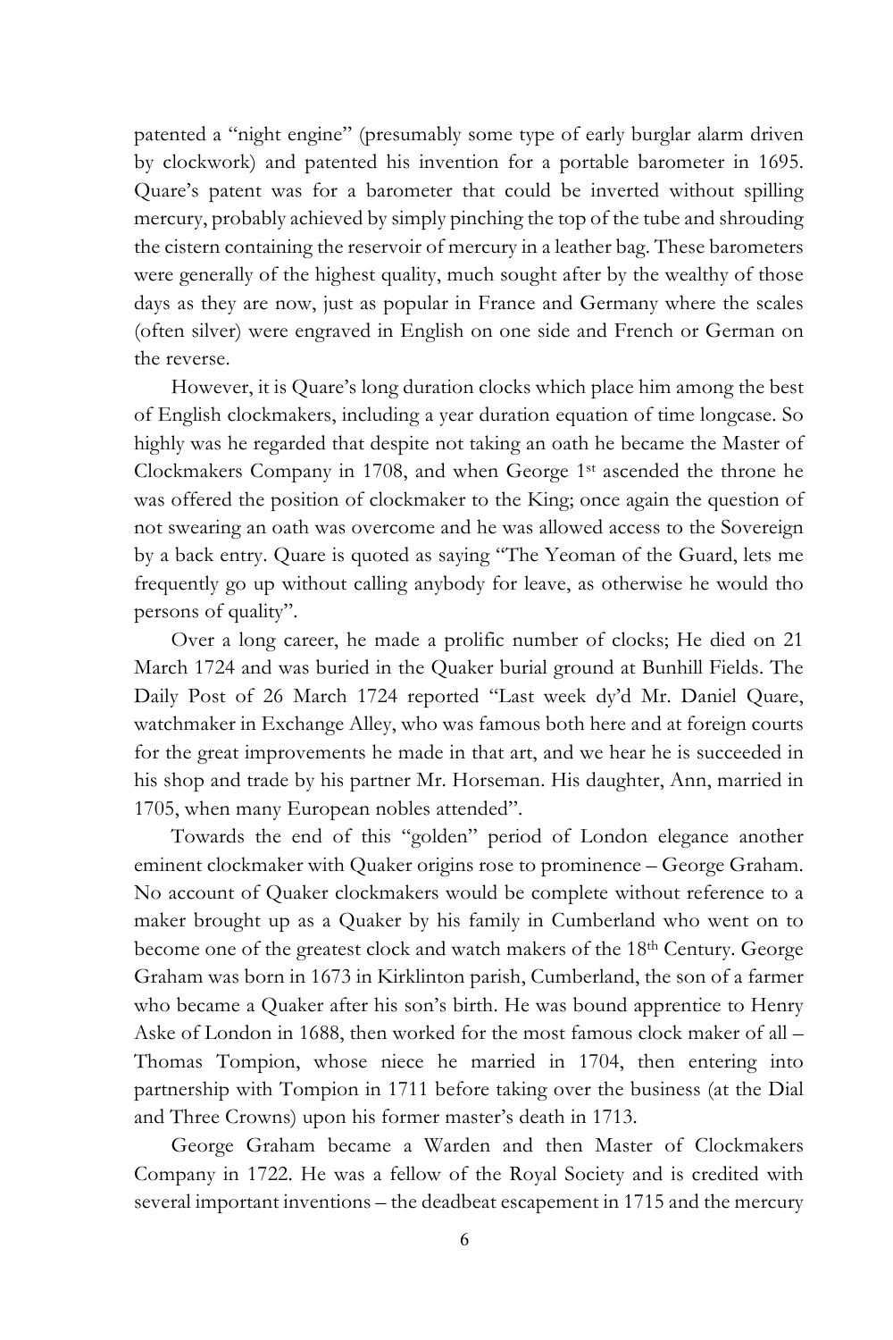patented a "night engine" (presumably some type of early burglar alarm driven by clockwork) and patented his invention for a portable barometer in 1695. Quare's patent was for a barometer that could be inverted without spilling mercury, probably achieved by simply pinching the top of the tube and shrouding the cistern containing the reservoir of mercury in a leather bag. These barometers were generally of the highest quality, much sought after by the wealthy of those days as they are now, just as popular in France and Germany where the scales (often silver) were engraved in English on one side and French or German on the reverse.

However, it is Quare's long duration clocks which place him among the best of English clockmakers, including a year duration equation of time longcase. So highly was he regarded that despite not taking an oath he became the Master of Clockmakers Company in 1708, and when George 1st ascended the throne he was offered the position of clockmaker to the King; once again the question of not swearing an oath was overcome and he was allowed access to the Sovereign by a back entry. Quare is quoted as saying "The Yeoman of the Guard, lets me frequently go up without calling anybody for leave, as otherwise he would tho persons of quality".

Over a long career, he made a prolific number of clocks; He died on 21 March 1724 and was buried in the Quaker burial ground at Bunhill Fields. The Daily Post of 26 March 1724 reported "Last week dy'd Mr. Daniel Quare, watchmaker in Exchange Alley, who was famous both here and at foreign courts for the great improvements he made in that art, and we hear he is succeeded in his shop and trade by his partner Mr. Horseman. His daughter, Ann, married in 1705, when many European nobles attended".

Towards the end of this "golden" period of London elegance another eminent clockmaker with Quaker origins rose to prominence – George Graham. No account of Quaker clockmakers would be complete without reference to a maker brought up as a Quaker by his family in Cumberland who went on to become one of the greatest clock and watch makers of the 18th Century. George Graham was born in 1673 in Kirklinton parish, Cumberland, the son of a farmer who became a Quaker after his son's birth. He was bound apprentice to Henry Aske of London in 1688, then worked for the most famous clock maker of all – Thomas Tompion, whose niece he married in 1704, then entering into partnership with Tompion in 1711 before taking over the business (at the Dial and Three Crowns) upon his former master's death in 1713.

George Graham became a Warden and then Master of Clockmakers Company in 1722. He was a fellow of the Royal Society and is credited with several important inventions – the deadbeat escapement in 1715 and the mercury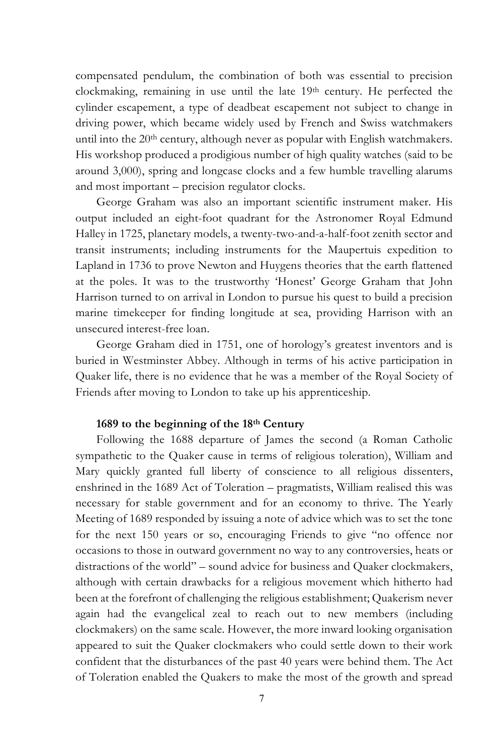compensated pendulum, the combination of both was essential to precision clockmaking, remaining in use until the late 19th century. He perfected the cylinder escapement, a type of deadbeat escapement not subject to change in driving power, which became widely used by French and Swiss watchmakers until into the 20th century, although never as popular with English watchmakers. His workshop produced a prodigious number of high quality watches (said to be around 3,000), spring and longcase clocks and a few humble travelling alarums and most important – precision regulator clocks.

George Graham was also an important scientific instrument maker. His output included an eight-foot quadrant for the Astronomer Royal Edmund Halley in 1725, planetary models, a twenty-two-and-a-half-foot zenith sector and transit instruments; including instruments for the Maupertuis expedition to Lapland in 1736 to prove Newton and Huygens theories that the earth flattened at the poles. It was to the trustworthy 'Honest' George Graham that John Harrison turned to on arrival in London to pursue his quest to build a precision marine timekeeper for finding longitude at sea, providing Harrison with an unsecured interest-free loan.

George Graham died in 1751, one of horology's greatest inventors and is buried in Westminster Abbey. Although in terms of his active participation in Quaker life, there is no evidence that he was a member of the Royal Society of Friends after moving to London to take up his apprenticeship.

### 1689 to the beginning of the 18th Century

Following the 1688 departure of James the second (a Roman Catholic sympathetic to the Quaker cause in terms of religious toleration), William and Mary quickly granted full liberty of conscience to all religious dissenters, enshrined in the 1689 Act of Toleration – pragmatists, William realised this was necessary for stable government and for an economy to thrive. The Yearly Meeting of 1689 responded by issuing a note of advice which was to set the tone for the next 150 years or so, encouraging Friends to give "no offence nor occasions to those in outward government no way to any controversies, heats or distractions of the world" – sound advice for business and Quaker clockmakers, although with certain drawbacks for a religious movement which hitherto had been at the forefront of challenging the religious establishment; Quakerism never again had the evangelical zeal to reach out to new members (including clockmakers) on the same scale. However, the more inward looking organisation appeared to suit the Quaker clockmakers who could settle down to their work confident that the disturbances of the past 40 years were behind them. The Act of Toleration enabled the Quakers to make the most of the growth and spread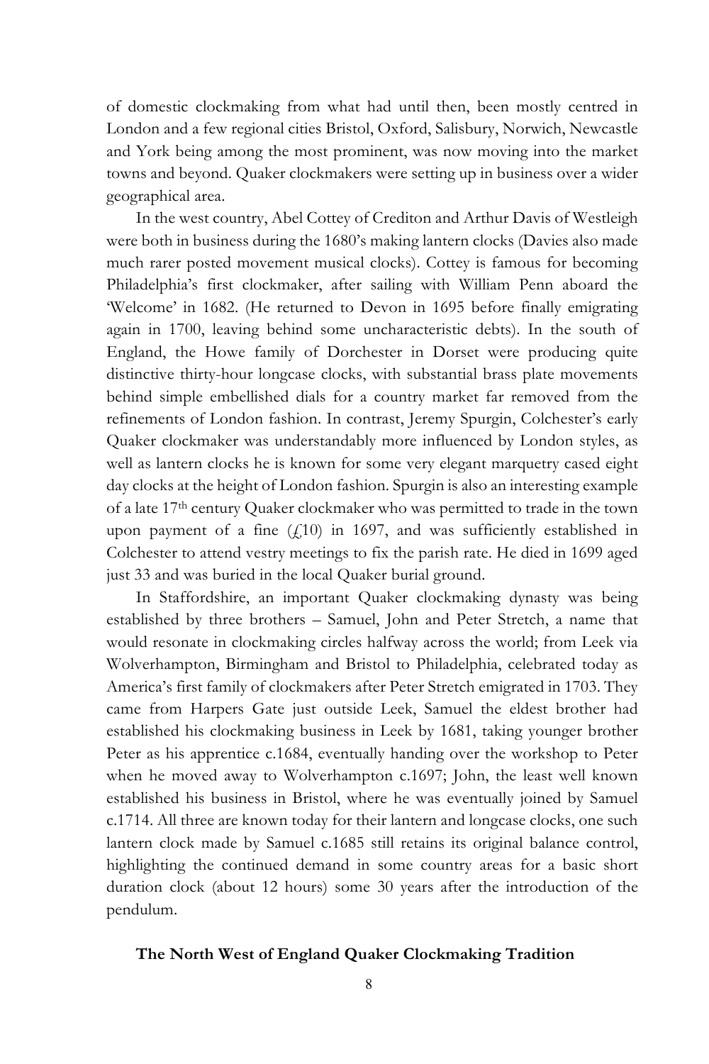of domestic clockmaking from what had until then, been mostly centred in London and a few regional cities Bristol, Oxford, Salisbury, Norwich, Newcastle and York being among the most prominent, was now moving into the market towns and beyond. Quaker clockmakers were setting up in business over a wider geographical area.

In the west country, Abel Cottey of Crediton and Arthur Davis of Westleigh were both in business during the 1680's making lantern clocks (Davies also made much rarer posted movement musical clocks). Cottey is famous for becoming Philadelphia's first clockmaker, after sailing with William Penn aboard the 'Welcome' in 1682. (He returned to Devon in 1695 before finally emigrating again in 1700, leaving behind some uncharacteristic debts). In the south of England, the Howe family of Dorchester in Dorset were producing quite distinctive thirty-hour longcase clocks, with substantial brass plate movements behind simple embellished dials for a country market far removed from the refinements of London fashion. In contrast, Jeremy Spurgin, Colchester's early Quaker clockmaker was understandably more influenced by London styles, as well as lantern clocks he is known for some very elegant marquetry cased eight day clocks at the height of London fashion. Spurgin is also an interesting example of a late 17th century Quaker clockmaker who was permitted to trade in the town upon payment of a fine (£10) in 1697, and was sufficiently established in Colchester to attend vestry meetings to fix the parish rate. He died in 1699 aged just 33 and was buried in the local Quaker burial ground.

In Staffordshire, an important Quaker clockmaking dynasty was being established by three brothers – Samuel, John and Peter Stretch, a name that would resonate in clockmaking circles halfway across the world; from Leek via Wolverhampton, Birmingham and Bristol to Philadelphia, celebrated today as America's first family of clockmakers after Peter Stretch emigrated in 1703. They came from Harpers Gate just outside Leek, Samuel the eldest brother had established his clockmaking business in Leek by 1681, taking younger brother Peter as his apprentice c.1684, eventually handing over the workshop to Peter when he moved away to Wolverhampton c.1697; John, the least well known established his business in Bristol, where he was eventually joined by Samuel c.1714. All three are known today for their lantern and longcase clocks, one such lantern clock made by Samuel c.1685 still retains its original balance control, highlighting the continued demand in some country areas for a basic short duration clock (about 12 hours) some 30 years after the introduction of the pendulum.

## The North West of England Quaker Clockmaking Tradition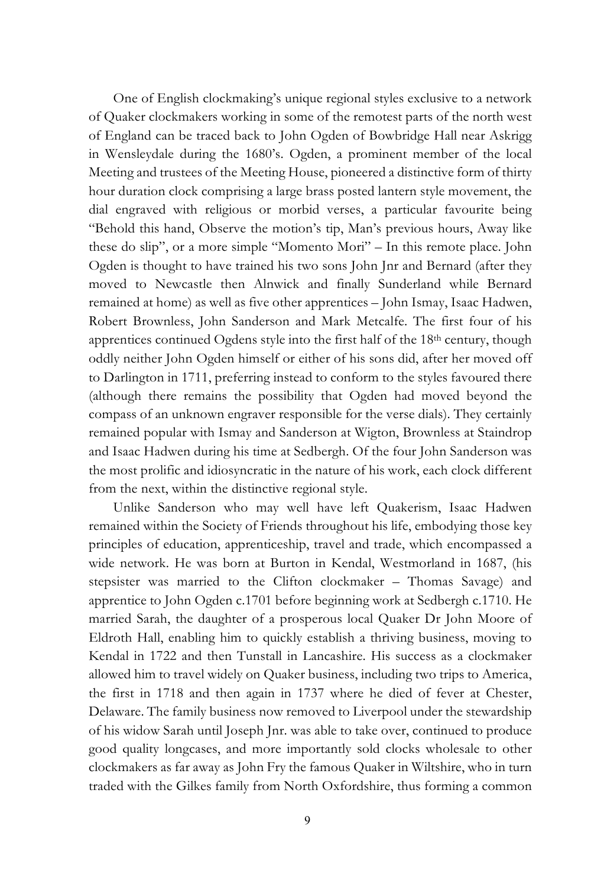One of English clockmaking's unique regional styles exclusive to a network of Quaker clockmakers working in some of the remotest parts of the north west of England can be traced back to John Ogden of Bowbridge Hall near Askrigg in Wensleydale during the 1680's. Ogden, a prominent member of the local Meeting and trustees of the Meeting House, pioneered a distinctive form of thirty hour duration clock comprising a large brass posted lantern style movement, the dial engraved with religious or morbid verses, a particular favourite being "Behold this hand, Observe the motion's tip, Man's previous hours, Away like these do slip", or a more simple "Momento Mori" – In this remote place. John Ogden is thought to have trained his two sons John Jnr and Bernard (after they moved to Newcastle then Alnwick and finally Sunderland while Bernard remained at home) as well as five other apprentices – John Ismay, Isaac Hadwen, Robert Brownless, John Sanderson and Mark Metcalfe. The first four of his apprentices continued Ogdens style into the first half of the 18th century, though oddly neither John Ogden himself or either of his sons did, after her moved off to Darlington in 1711, preferring instead to conform to the styles favoured there (although there remains the possibility that Ogden had moved beyond the compass of an unknown engraver responsible for the verse dials). They certainly remained popular with Ismay and Sanderson at Wigton, Brownless at Staindrop and Isaac Hadwen during his time at Sedbergh. Of the four John Sanderson was the most prolific and idiosyncratic in the nature of his work, each clock different from the next, within the distinctive regional style.

Unlike Sanderson who may well have left Quakerism, Isaac Hadwen remained within the Society of Friends throughout his life, embodying those key principles of education, apprenticeship, travel and trade, which encompassed a wide network. He was born at Burton in Kendal, Westmorland in 1687, (his stepsister was married to the Clifton clockmaker – Thomas Savage) and apprentice to John Ogden c.1701 before beginning work at Sedbergh c.1710. He married Sarah, the daughter of a prosperous local Quaker Dr John Moore of Eldroth Hall, enabling him to quickly establish a thriving business, moving to Kendal in 1722 and then Tunstall in Lancashire. His success as a clockmaker allowed him to travel widely on Quaker business, including two trips to America, the first in 1718 and then again in 1737 where he died of fever at Chester, Delaware. The family business now removed to Liverpool under the stewardship of his widow Sarah until Joseph Jnr. was able to take over, continued to produce good quality longcases, and more importantly sold clocks wholesale to other clockmakers as far away as John Fry the famous Quaker in Wiltshire, who in turn traded with the Gilkes family from North Oxfordshire, thus forming a common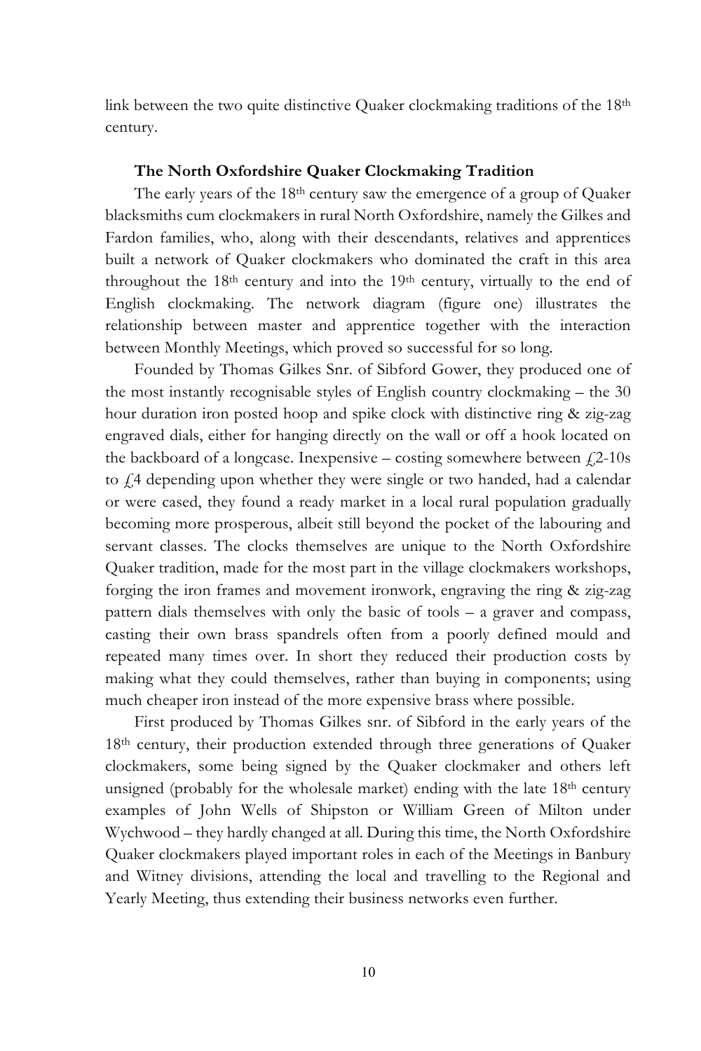link between the two quite distinctive Quaker clockmaking traditions of the 18th century.

### The North Oxfordshire Quaker Clockmaking Tradition

The early years of the 18th century saw the emergence of a group of Quaker blacksmiths cum clockmakers in rural North Oxfordshire, namely the Gilkes and Fardon families, who, along with their descendants, relatives and apprentices built a network of Quaker clockmakers who dominated the craft in this area throughout the 18th century and into the 19th century, virtually to the end of English clockmaking. The network diagram (figure one) illustrates the relationship between master and apprentice together with the interaction between Monthly Meetings, which proved so successful for so long.

Founded by Thomas Gilkes Snr. of Sibford Gower, they produced one of the most instantly recognisable styles of English country clockmaking – the 30 hour duration iron posted hoop and spike clock with distinctive ring & zig-zag engraved dials, either for hanging directly on the wall or off a hook located on the backboard of a longcase. Inexpensive – costing somewhere between £2-10s to £4 depending upon whether they were single or two handed, had a calendar or were cased, they found a ready market in a local rural population gradually becoming more prosperous, albeit still beyond the pocket of the labouring and servant classes. The clocks themselves are unique to the North Oxfordshire Quaker tradition, made for the most part in the village clockmakers workshops, forging the iron frames and movement ironwork, engraving the ring & zig-zag pattern dials themselves with only the basic of tools – a graver and compass, casting their own brass spandrels often from a poorly defined mould and repeated many times over. In short they reduced their production costs by making what they could themselves, rather than buying in components; using much cheaper iron instead of the more expensive brass where possible.

First produced by Thomas Gilkes snr. of Sibford in the early years of the 18th century, their production extended through three generations of Quaker clockmakers, some being signed by the Quaker clockmaker and others left unsigned (probably for the wholesale market) ending with the late 18th century examples of John Wells of Shipston or William Green of Milton under Wychwood – they hardly changed at all. During this time, the North Oxfordshire Quaker clockmakers played important roles in each of the Meetings in Banbury and Witney divisions, attending the local and travelling to the Regional and Yearly Meeting, thus extending their business networks even further.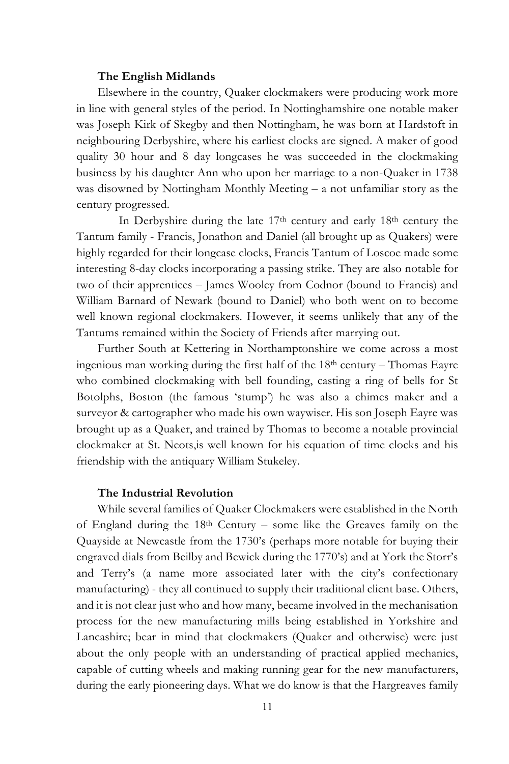### The English Midlands

Elsewhere in the country, Quaker clockmakers were producing work more in line with general styles of the period. In Nottinghamshire one notable maker was Joseph Kirk of Skegby and then Nottingham, he was born at Hardstoft in neighbouring Derbyshire, where his earliest clocks are signed. A maker of good quality 30 hour and 8 day longcases he was succeeded in the clockmaking business by his daughter Ann who upon her marriage to a non-Quaker in 1738 was disowned by Nottingham Monthly Meeting – a not unfamiliar story as the century progressed.

In Derbyshire during the late 17th century and early 18th century the Tantum family - Francis, Jonathon and Daniel (all brought up as Quakers) were highly regarded for their longcase clocks, Francis Tantum of Loscoe made some interesting 8-day clocks incorporating a passing strike. They are also notable for two of their apprentices – James Wooley from Codnor (bound to Francis) and William Barnard of Newark (bound to Daniel) who both went on to become well known regional clockmakers. However, it seems unlikely that any of the Tantums remained within the Society of Friends after marrying out.

Further South at Kettering in Northamptonshire we come across a most ingenious man working during the first half of the 18th century – Thomas Eayre who combined clockmaking with bell founding, casting a ring of bells for St Botolphs, Boston (the famous 'stump') he was also a chimes maker and a surveyor & cartographer who made his own waywiser. His son Joseph Eayre was brought up as a Quaker, and trained by Thomas to become a notable provincial clockmaker at St. Neots,is well known for his equation of time clocks and his friendship with the antiquary William Stukeley.

### The Industrial Revolution

While several families of Quaker Clockmakers were established in the North of England during the 18th Century – some like the Greaves family on the Quayside at Newcastle from the 1730's (perhaps more notable for buying their engraved dials from Beilby and Bewick during the 1770's) and at York the Storr's and Terry's (a name more associated later with the city's confectionary manufacturing) - they all continued to supply their traditional client base. Others, and it is not clear just who and how many, became involved in the mechanisation process for the new manufacturing mills being established in Yorkshire and Lancashire; bear in mind that clockmakers (Quaker and otherwise) were just about the only people with an understanding of practical applied mechanics, capable of cutting wheels and making running gear for the new manufacturers, during the early pioneering days. What we do know is that the Hargreaves family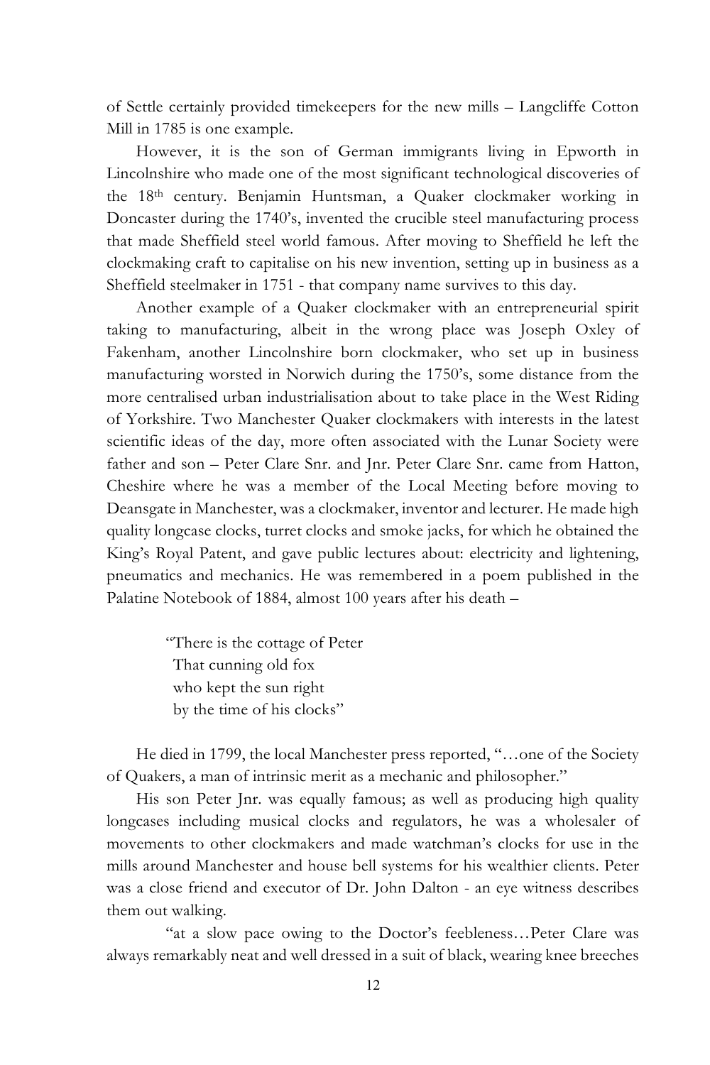of Settle certainly provided timekeepers for the new mills – Langcliffe Cotton Mill in 1785 is one example.

However, it is the son of German immigrants living in Epworth in Lincolnshire who made one of the most significant technological discoveries of the 18th century. Benjamin Huntsman, a Quaker clockmaker working in Doncaster during the 1740's, invented the crucible steel manufacturing process that made Sheffield steel world famous. After moving to Sheffield he left the clockmaking craft to capitalise on his new invention, setting up in business as a Sheffield steelmaker in 1751 - that company name survives to this day.

Another example of a Quaker clockmaker with an entrepreneurial spirit taking to manufacturing, albeit in the wrong place was Joseph Oxley of Fakenham, another Lincolnshire born clockmaker, who set up in business manufacturing worsted in Norwich during the 1750's, some distance from the more centralised urban industrialisation about to take place in the West Riding of Yorkshire. Two Manchester Quaker clockmakers with interests in the latest scientific ideas of the day, more often associated with the Lunar Society were father and son – Peter Clare Snr. and Jnr. Peter Clare Snr. came from Hatton, Cheshire where he was a member of the Local Meeting before moving to Deansgate in Manchester, was a clockmaker, inventor and lecturer. He made high quality longcase clocks, turret clocks and smoke jacks, for which he obtained the King's Royal Patent, and gave public lectures about: electricity and lightening, pneumatics and mechanics. He was remembered in a poem published in the Palatine Notebook of 1884, almost 100 years after his death –

> "There is the cottage of Peter
> That cunning old fox
> who kept the sun right
> by the time of his clocks"

He died in 1799, the local Manchester press reported, "…one of the Society of Quakers, a man of intrinsic merit as a mechanic and philosopher."

His son Peter Jnr. was equally famous; as well as producing high quality longcases including musical clocks and regulators, he was a wholesaler of movements to other clockmakers and made watchman's clocks for use in the mills around Manchester and house bell systems for his wealthier clients. Peter was a close friend and executor of Dr. John Dalton - an eye witness describes them out walking.

"at a slow pace owing to the Doctor's feebleness…Peter Clare was always remarkably neat and well dressed in a suit of black, wearing knee breeches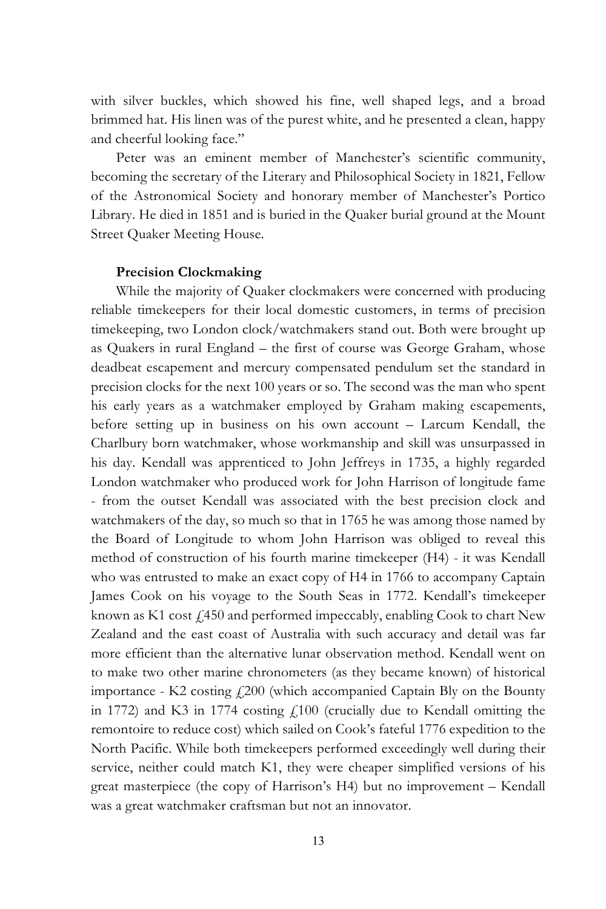with silver buckles, which showed his fine, well shaped legs, and a broad brimmed hat. His linen was of the purest white, and he presented a clean, happy and cheerful looking face."

Peter was an eminent member of Manchester's scientific community, becoming the secretary of the Literary and Philosophical Society in 1821, Fellow of the Astronomical Society and honorary member of Manchester's Portico Library. He died in 1851 and is buried in the Quaker burial ground at the Mount Street Quaker Meeting House.

**Precision Clockmaking**

While the majority of Quaker clockmakers were concerned with producing reliable timekeepers for their local domestic customers, in terms of precision timekeeping, two London clock/watchmakers stand out. Both were brought up as Quakers in rural England – the first of course was George Graham, whose deadbeat escapement and mercury compensated pendulum set the standard in precision clocks for the next 100 years or so. The second was the man who spent his early years as a watchmaker employed by Graham making escapements, before setting up in business on his own account – Larcum Kendall, the Charlbury born watchmaker, whose workmanship and skill was unsurpassed in his day. Kendall was apprenticed to John Jeffreys in 1735, a highly regarded London watchmaker who produced work for John Harrison of longitude fame - from the outset Kendall was associated with the best precision clock and watchmakers of the day, so much so that in 1765 he was among those named by the Board of Longitude to whom John Harrison was obliged to reveal this method of construction of his fourth marine timekeeper (H4) - it was Kendall who was entrusted to make an exact copy of H4 in 1766 to accompany Captain James Cook on his voyage to the South Seas in 1772. Kendall's timekeeper known as K1 cost £450 and performed impeccably, enabling Cook to chart New Zealand and the east coast of Australia with such accuracy and detail was far more efficient than the alternative lunar observation method. Kendall went on to make two other marine chronometers (as they became known) of historical importance - K2 costing £200 (which accompanied Captain Bly on the Bounty in 1772) and K3 in 1774 costing £100 (crucially due to Kendall omitting the remontoire to reduce cost) which sailed on Cook's fateful 1776 expedition to the North Pacific. While both timekeepers performed exceedingly well during their service, neither could match K1, they were cheaper simplified versions of his great masterpiece (the copy of Harrison's H4) but no improvement – Kendall was a great watchmaker craftsman but not an innovator.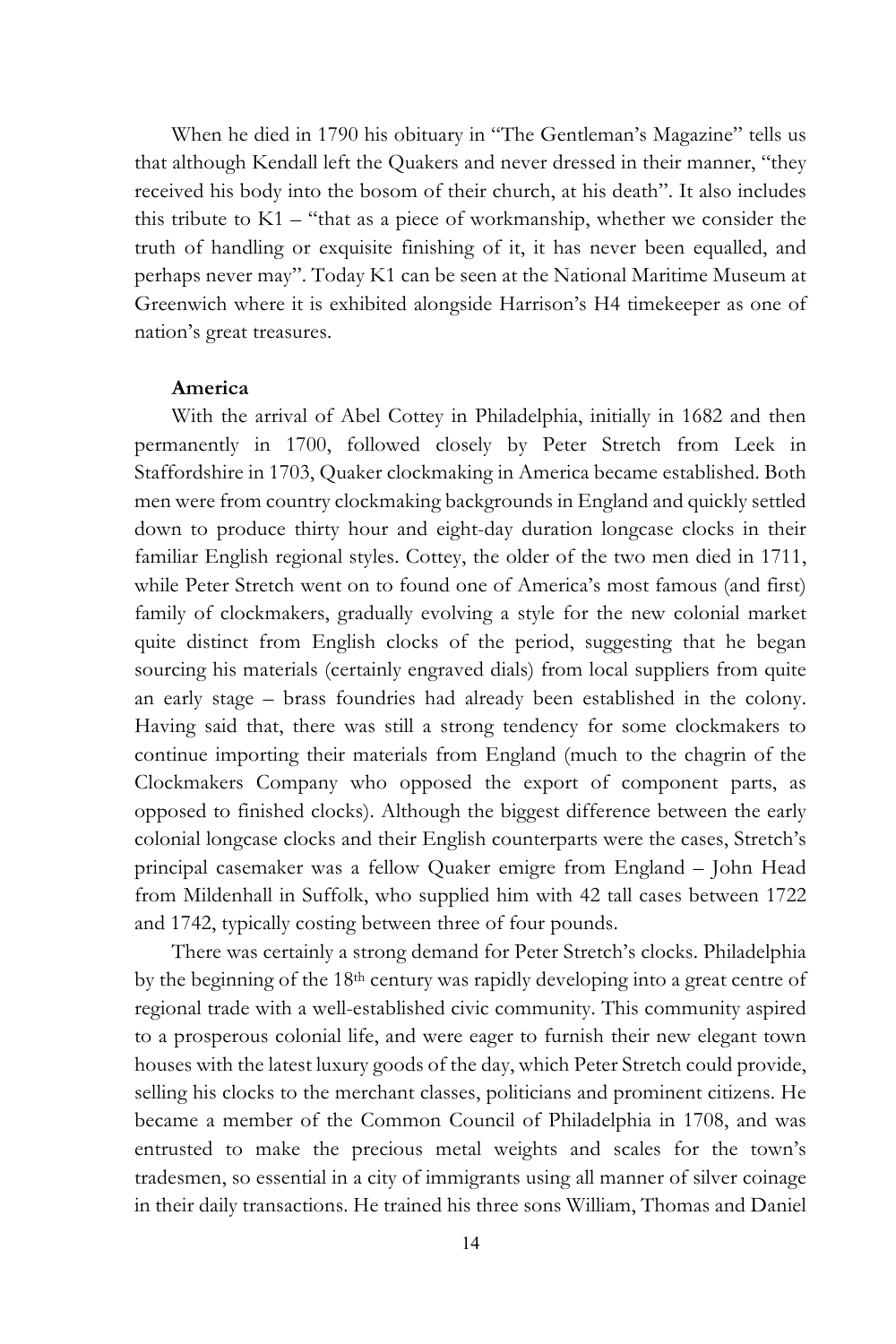When he died in 1790 his obituary in "The Gentleman's Magazine" tells us that although Kendall left the Quakers and never dressed in their manner, "they received his body into the bosom of their church, at his death". It also includes this tribute to K1 – "that as a piece of workmanship, whether we consider the truth of handling or exquisite finishing of it, it has never been equalled, and perhaps never may". Today K1 can be seen at the National Maritime Museum at Greenwich where it is exhibited alongside Harrison's H4 timekeeper as one of nation's great treasures.

**America**

With the arrival of Abel Cottey in Philadelphia, initially in 1682 and then permanently in 1700, followed closely by Peter Stretch from Leek in Staffordshire in 1703, Quaker clockmaking in America became established. Both men were from country clockmaking backgrounds in England and quickly settled down to produce thirty hour and eight-day duration longcase clocks in their familiar English regional styles. Cottey, the older of the two men died in 1711, while Peter Stretch went on to found one of America's most famous (and first) family of clockmakers, gradually evolving a style for the new colonial market quite distinct from English clocks of the period, suggesting that he began sourcing his materials (certainly engraved dials) from local suppliers from quite an early stage – brass foundries had already been established in the colony. Having said that, there was still a strong tendency for some clockmakers to continue importing their materials from England (much to the chagrin of the Clockmakers Company who opposed the export of component parts, as opposed to finished clocks). Although the biggest difference between the early colonial longcase clocks and their English counterparts were the cases, Stretch's principal casemaker was a fellow Quaker emigre from England – John Head from Mildenhall in Suffolk, who supplied him with 42 tall cases between 1722 and 1742, typically costing between three of four pounds.

There was certainly a strong demand for Peter Stretch's clocks. Philadelphia by the beginning of the 18th century was rapidly developing into a great centre of regional trade with a well-established civic community. This community aspired to a prosperous colonial life, and were eager to furnish their new elegant town houses with the latest luxury goods of the day, which Peter Stretch could provide, selling his clocks to the merchant classes, politicians and prominent citizens. He became a member of the Common Council of Philadelphia in 1708, and was entrusted to make the precious metal weights and scales for the town's tradesmen, so essential in a city of immigrants using all manner of silver coinage in their daily transactions. He trained his three sons William, Thomas and Daniel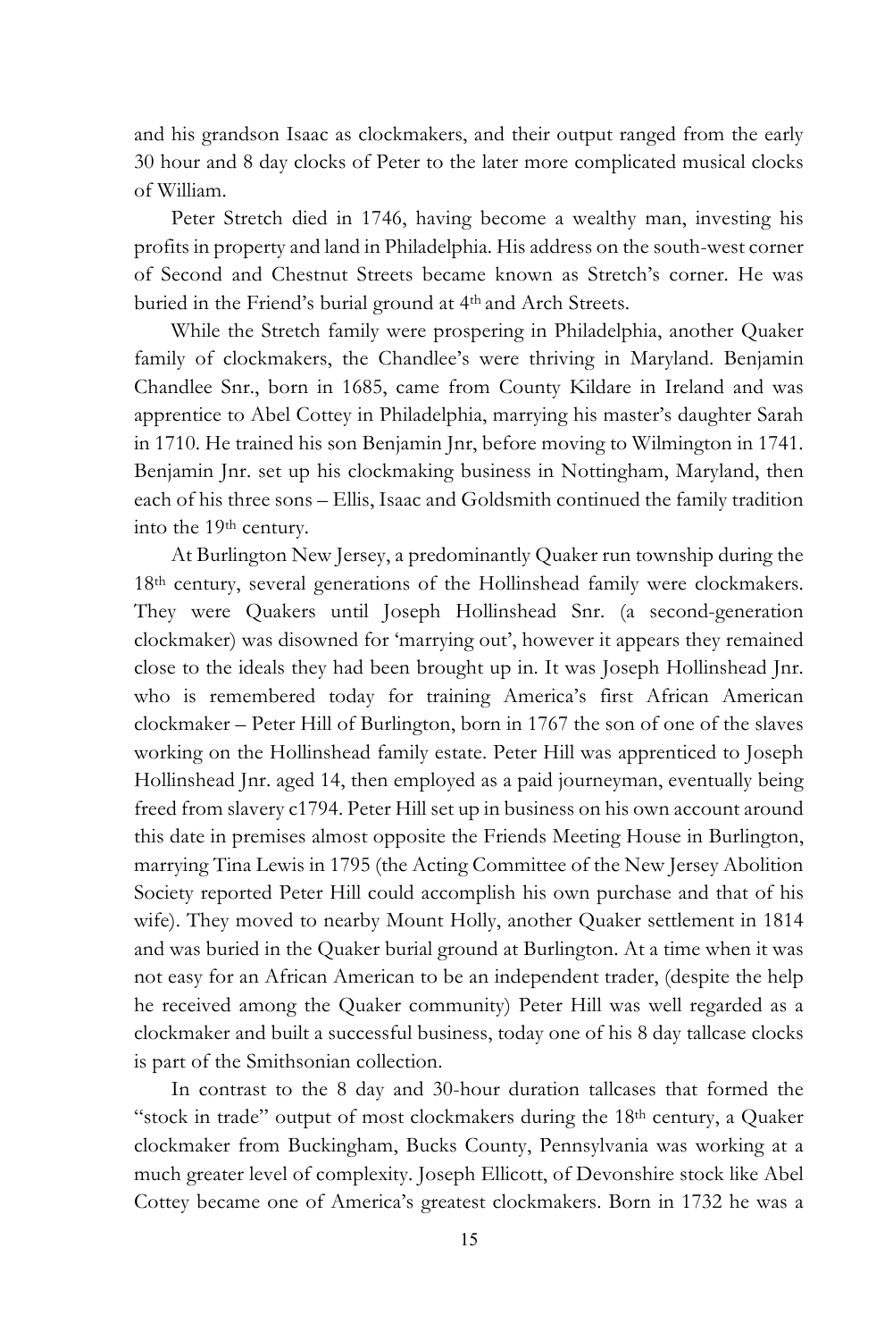and his grandson Isaac as clockmakers, and their output ranged from the early 30 hour and 8 day clocks of Peter to the later more complicated musical clocks of William.

Peter Stretch died in 1746, having become a wealthy man, investing his profits in property and land in Philadelphia. His address on the south-west corner of Second and Chestnut Streets became known as Stretch's corner. He was buried in the Friend's burial ground at 4th and Arch Streets.

While the Stretch family were prospering in Philadelphia, another Quaker family of clockmakers, the Chandlee's were thriving in Maryland. Benjamin Chandlee Snr., born in 1685, came from County Kildare in Ireland and was apprentice to Abel Cottey in Philadelphia, marrying his master's daughter Sarah in 1710. He trained his son Benjamin Jnr, before moving to Wilmington in 1741. Benjamin Jnr. set up his clockmaking business in Nottingham, Maryland, then each of his three sons – Ellis, Isaac and Goldsmith continued the family tradition into the 19th century.

At Burlington New Jersey, a predominantly Quaker run township during the 18th century, several generations of the Hollinshead family were clockmakers. They were Quakers until Joseph Hollinshead Snr. (a second-generation clockmaker) was disowned for 'marrying out', however it appears they remained close to the ideals they had been brought up in. It was Joseph Hollinshead Jnr. who is remembered today for training America's first African American clockmaker – Peter Hill of Burlington, born in 1767 the son of one of the slaves working on the Hollinshead family estate. Peter Hill was apprenticed to Joseph Hollinshead Jnr. aged 14, then employed as a paid journeyman, eventually being freed from slavery c1794. Peter Hill set up in business on his own account around this date in premises almost opposite the Friends Meeting House in Burlington, marrying Tina Lewis in 1795 (the Acting Committee of the New Jersey Abolition Society reported Peter Hill could accomplish his own purchase and that of his wife). They moved to nearby Mount Holly, another Quaker settlement in 1814 and was buried in the Quaker burial ground at Burlington. At a time when it was not easy for an African American to be an independent trader, (despite the help he received among the Quaker community) Peter Hill was well regarded as a clockmaker and built a successful business, today one of his 8 day tallcase clocks is part of the Smithsonian collection.

In contrast to the 8 day and 30-hour duration tallcases that formed the "stock in trade" output of most clockmakers during the 18th century, a Quaker clockmaker from Buckingham, Bucks County, Pennsylvania was working at a much greater level of complexity. Joseph Ellicott, of Devonshire stock like Abel Cottey became one of America's greatest clockmakers. Born in 1732 he was a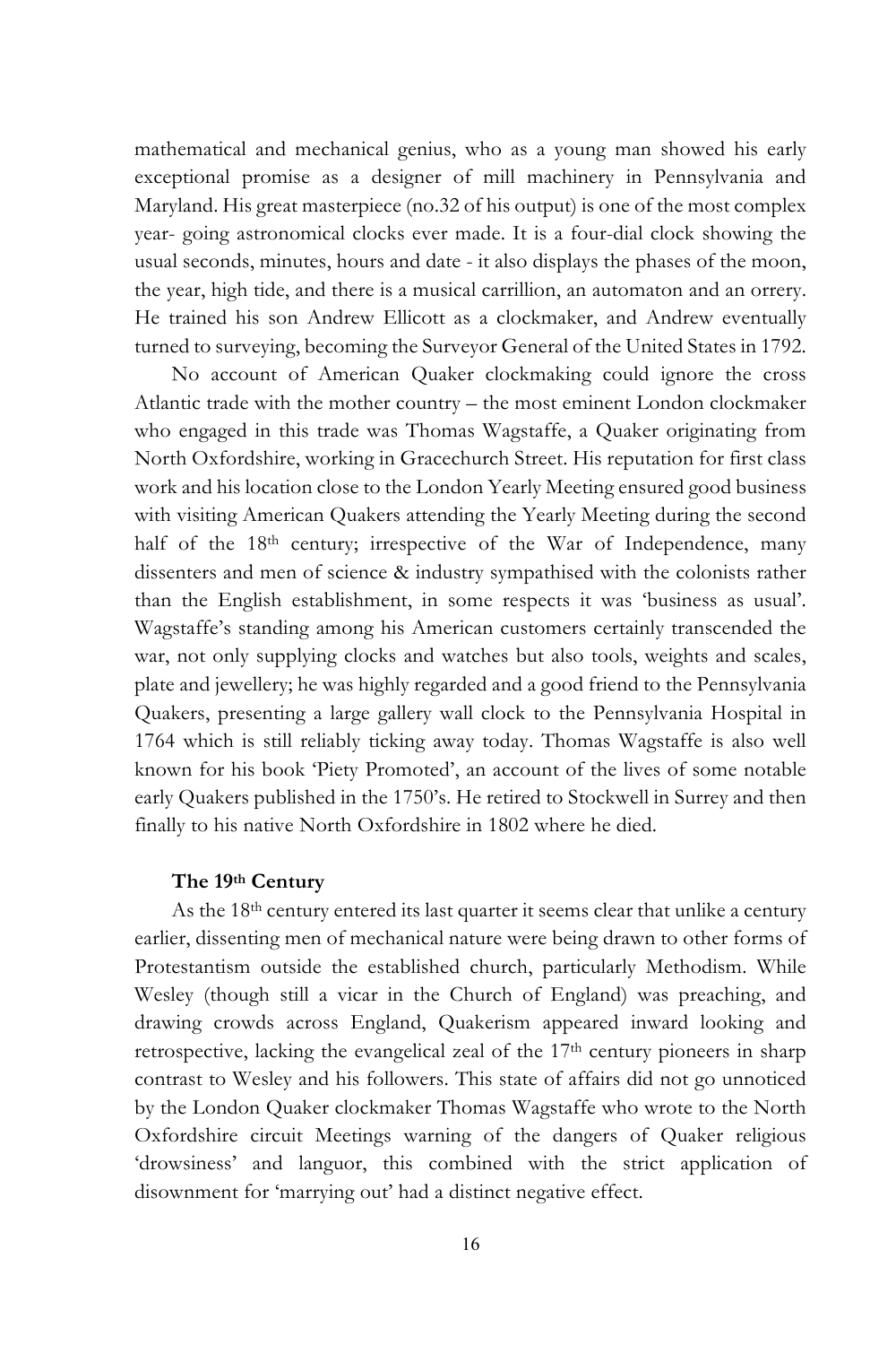mathematical and mechanical genius, who as a young man showed his early exceptional promise as a designer of mill machinery in Pennsylvania and Maryland. His great masterpiece (no.32 of his output) is one of the most complex year- going astronomical clocks ever made. It is a four-dial clock showing the usual seconds, minutes, hours and date - it also displays the phases of the moon, the year, high tide, and there is a musical carrillion, an automaton and an orrery. He trained his son Andrew Ellicott as a clockmaker, and Andrew eventually turned to surveying, becoming the Surveyor General of the United States in 1792.

No account of American Quaker clockmaking could ignore the cross Atlantic trade with the mother country – the most eminent London clockmaker who engaged in this trade was Thomas Wagstaffe, a Quaker originating from North Oxfordshire, working in Gracechurch Street. His reputation for first class work and his location close to the London Yearly Meeting ensured good business with visiting American Quakers attending the Yearly Meeting during the second half of the 18th century; irrespective of the War of Independence, many dissenters and men of science & industry sympathised with the colonists rather than the English establishment, in some respects it was 'business as usual'. Wagstaffe's standing among his American customers certainly transcended the war, not only supplying clocks and watches but also tools, weights and scales, plate and jewellery; he was highly regarded and a good friend to the Pennsylvania Quakers, presenting a large gallery wall clock to the Pennsylvania Hospital in 1764 which is still reliably ticking away today. Thomas Wagstaffe is also well known for his book 'Piety Promoted', an account of the lives of some notable early Quakers published in the 1750's. He retired to Stockwell in Surrey and then finally to his native North Oxfordshire in 1802 where he died.

### The 19th Century

As the 18th century entered its last quarter it seems clear that unlike a century earlier, dissenting men of mechanical nature were being drawn to other forms of Protestantism outside the established church, particularly Methodism. While Wesley (though still a vicar in the Church of England) was preaching, and drawing crowds across England, Quakerism appeared inward looking and retrospective, lacking the evangelical zeal of the 17th century pioneers in sharp contrast to Wesley and his followers. This state of affairs did not go unnoticed by the London Quaker clockmaker Thomas Wagstaffe who wrote to the North Oxfordshire circuit Meetings warning of the dangers of Quaker religious 'drowsiness' and languor, this combined with the strict application of disownment for 'marrying out' had a distinct negative effect.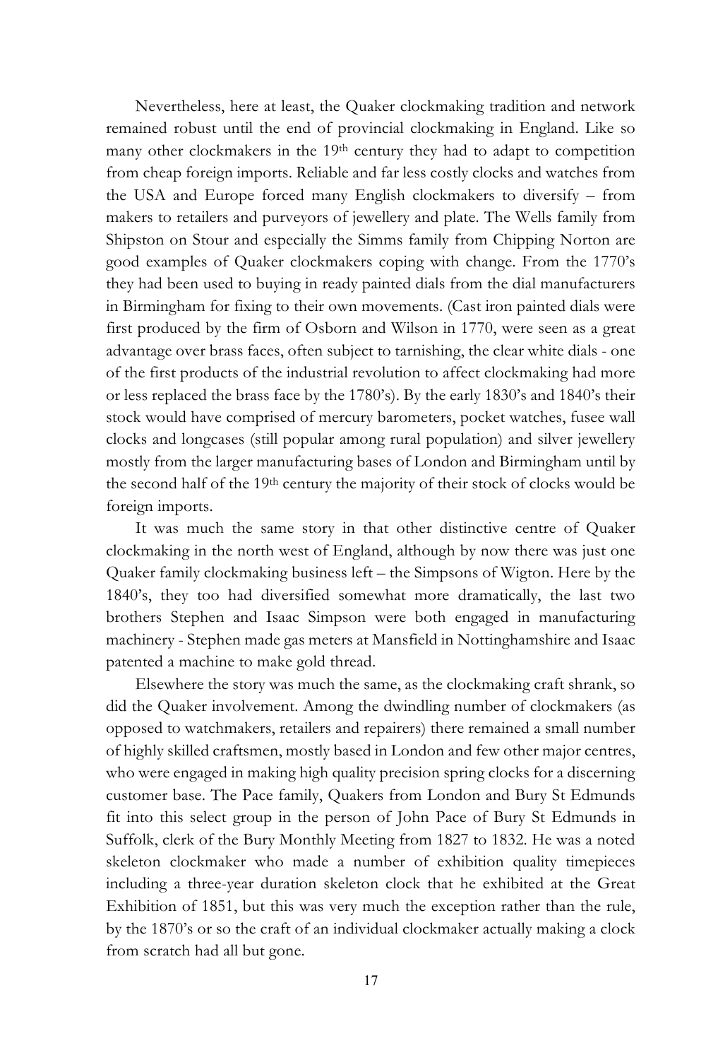Nevertheless, here at least, the Quaker clockmaking tradition and network remained robust until the end of provincial clockmaking in England. Like so many other clockmakers in the 19th century they had to adapt to competition from cheap foreign imports. Reliable and far less costly clocks and watches from the USA and Europe forced many English clockmakers to diversify – from makers to retailers and purveyors of jewellery and plate. The Wells family from Shipston on Stour and especially the Simms family from Chipping Norton are good examples of Quaker clockmakers coping with change. From the 1770's they had been used to buying in ready painted dials from the dial manufacturers in Birmingham for fixing to their own movements. (Cast iron painted dials were first produced by the firm of Osborn and Wilson in 1770, were seen as a great advantage over brass faces, often subject to tarnishing, the clear white dials - one of the first products of the industrial revolution to affect clockmaking had more or less replaced the brass face by the 1780's). By the early 1830's and 1840's their stock would have comprised of mercury barometers, pocket watches, fusee wall clocks and longcases (still popular among rural population) and silver jewellery mostly from the larger manufacturing bases of London and Birmingham until by the second half of the 19th century the majority of their stock of clocks would be foreign imports.

It was much the same story in that other distinctive centre of Quaker clockmaking in the north west of England, although by now there was just one Quaker family clockmaking business left – the Simpsons of Wigton. Here by the 1840's, they too had diversified somewhat more dramatically, the last two brothers Stephen and Isaac Simpson were both engaged in manufacturing machinery - Stephen made gas meters at Mansfield in Nottinghamshire and Isaac patented a machine to make gold thread.

Elsewhere the story was much the same, as the clockmaking craft shrank, so did the Quaker involvement. Among the dwindling number of clockmakers (as opposed to watchmakers, retailers and repairers) there remained a small number of highly skilled craftsmen, mostly based in London and few other major centres, who were engaged in making high quality precision spring clocks for a discerning customer base. The Pace family, Quakers from London and Bury St Edmunds fit into this select group in the person of John Pace of Bury St Edmunds in Suffolk, clerk of the Bury Monthly Meeting from 1827 to 1832. He was a noted skeleton clockmaker who made a number of exhibition quality timepieces including a three-year duration skeleton clock that he exhibited at the Great Exhibition of 1851, but this was very much the exception rather than the rule, by the 1870's or so the craft of an individual clockmaker actually making a clock from scratch had all but gone.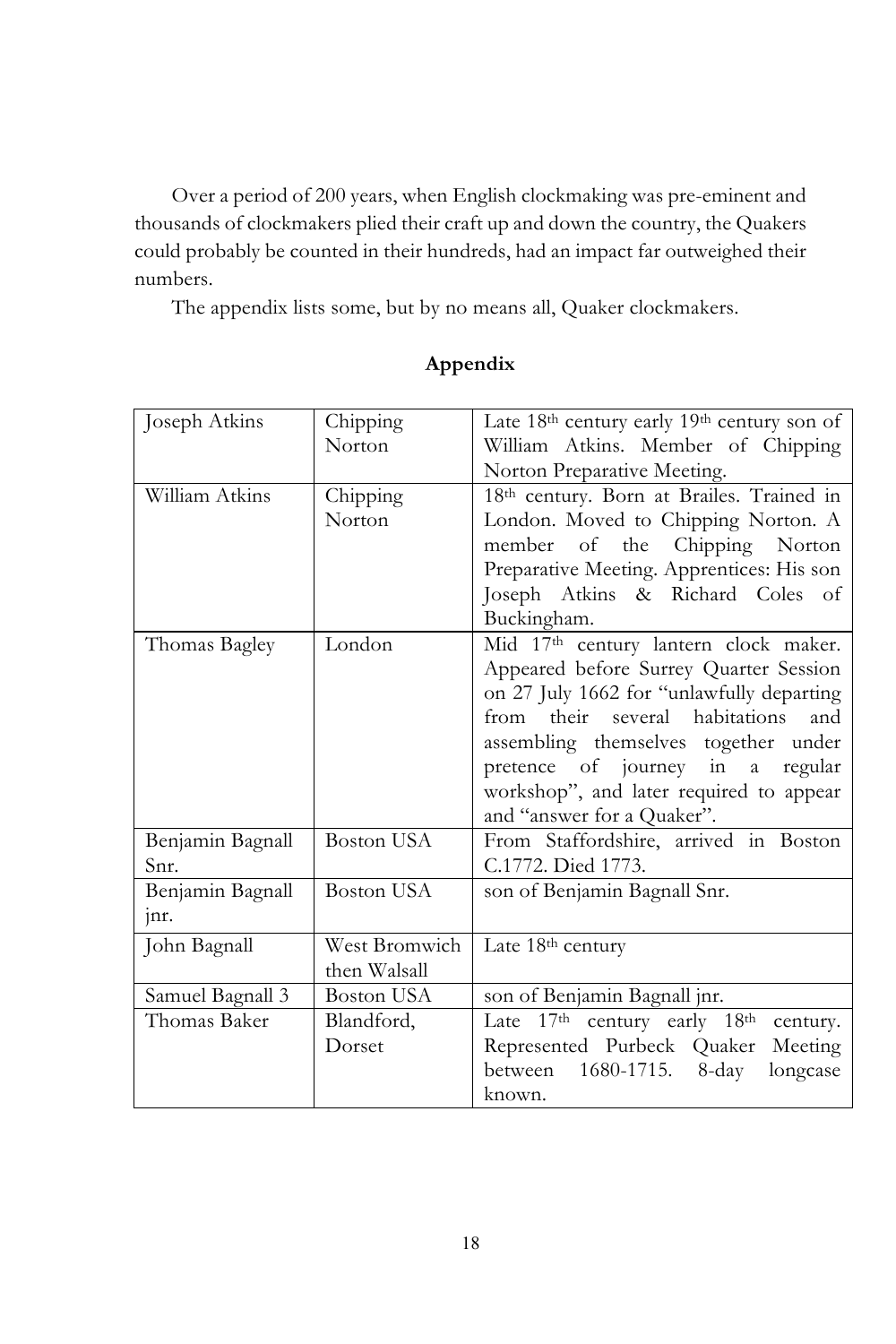Over a period of 200 years, when English clockmaking was pre-eminent and thousands of clockmakers plied their craft up and down the country, the Quakers could probably be counted in their hundreds, had an impact far outweighed their numbers.

The appendix lists some, but by no means all, Quaker clockmakers.

## Appendix

| | | |
|---|---|---|
| Joseph Atkins | Chipping Norton | Late 18th century early 19th century son of William Atkins. Member of Chipping Norton Preparative Meeting. |
| William Atkins | Chipping Norton | 18th century. Born at Brailes. Trained in London. Moved to Chipping Norton. A member of the Chipping Norton Preparative Meeting. Apprentices: His son Joseph Atkins & Richard Coles of Buckingham. |
| Thomas Bagley | London | Mid 17th century lantern clock maker. Appeared before Surrey Quarter Session on 27 July 1662 for "unlawfully departing from their several habitations and assembling themselves together under pretence of journey in a regular workshop", and later required to appear and "answer for a Quaker". |
| Benjamin Bagnall Snr. | Boston USA | From Staffordshire, arrived in Boston C.1772. Died 1773. |
| Benjamin Bagnall jnr. | Boston USA | son of Benjamin Bagnall Snr. |
| John Bagnall | West Bromwich then Walsall | Late 18th century |
| Samuel Bagnall 3 | Boston USA | son of Benjamin Bagnall jnr. |
| Thomas Baker | Blandford, Dorset | Late 17th century early 18th century. Represented Purbeck Quaker Meeting between 1680-1715. 8-day longcase known. |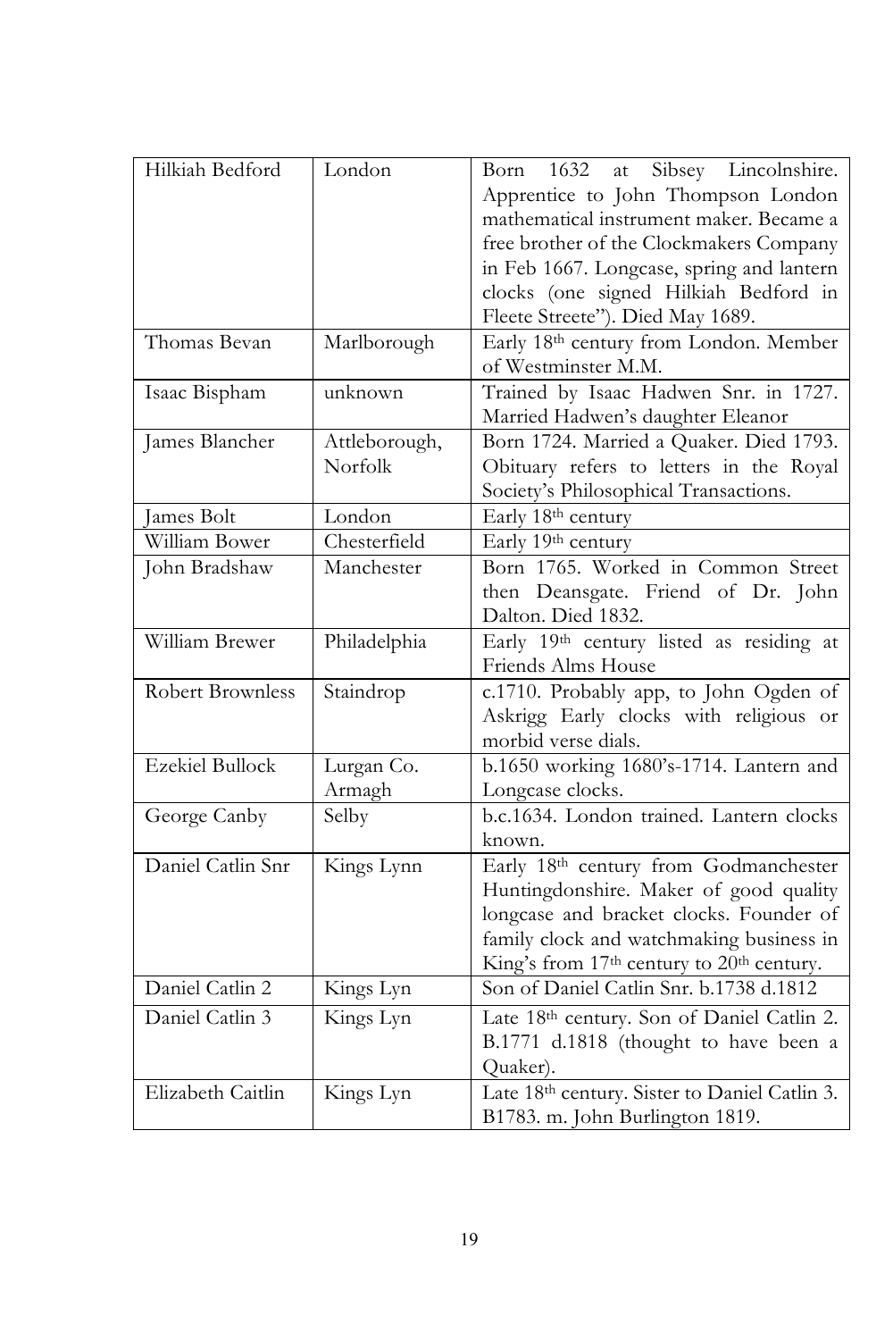| | | |
|---|---|---|
| Hilkiah Bedford | London | Born 1632 at Sibsey Lincolnshire. Apprentice to John Thompson London mathematical instrument maker. Became a free brother of the Clockmakers Company in Feb 1667. Longcase, spring and lantern clocks (one signed Hilkiah Bedford in Fleete Streete"). Died May 1689. |
| Thomas Bevan | Marlborough | Early 18th century from London. Member of Westminster M.M. |
| Isaac Bispham | unknown | Trained by Isaac Hadwen Snr. in 1727. Married Hadwen's daughter Eleanor |
| James Blancher | Attleborough, Norfolk | Born 1724. Married a Quaker. Died 1793. Obituary refers to letters in the Royal Society's Philosophical Transactions. |
| James Bolt | London | Early 18th century |
| William Bower | Chesterfield | Early 19th century |
| John Bradshaw | Manchester | Born 1765. Worked in Common Street then Deansgate. Friend of Dr. John Dalton. Died 1832. |
| William Brewer | Philadelphia | Early 19th century listed as residing at Friends Alms House |
| Robert Brownless | Staindrop | c.1710. Probably app, to John Ogden of Askrigg Early clocks with religious or morbid verse dials. |
| Ezekiel Bullock | Lurgan Co. Armagh | b.1650 working 1680's-1714. Lantern and Longcase clocks. |
| George Canby | Selby | b.c.1634. London trained. Lantern clocks known. |
| Daniel Catlin Snr | Kings Lynn | Early 18th century from Godmanchester Huntingdonshire. Maker of good quality longcase and bracket clocks. Founder of family clock and watchmaking business in King's from 17th century to 20th century. |
| Daniel Catlin 2 | Kings Lyn | Son of Daniel Catlin Snr. b.1738 d.1812 |
| Daniel Catlin 3 | Kings Lyn | Late 18th century. Son of Daniel Catlin 2. B.1771 d.1818 (thought to have been a Quaker). |
| Elizabeth Caitlin | Kings Lyn | Late 18th century. Sister to Daniel Catlin 3. B1783. m. John Burlington 1819. |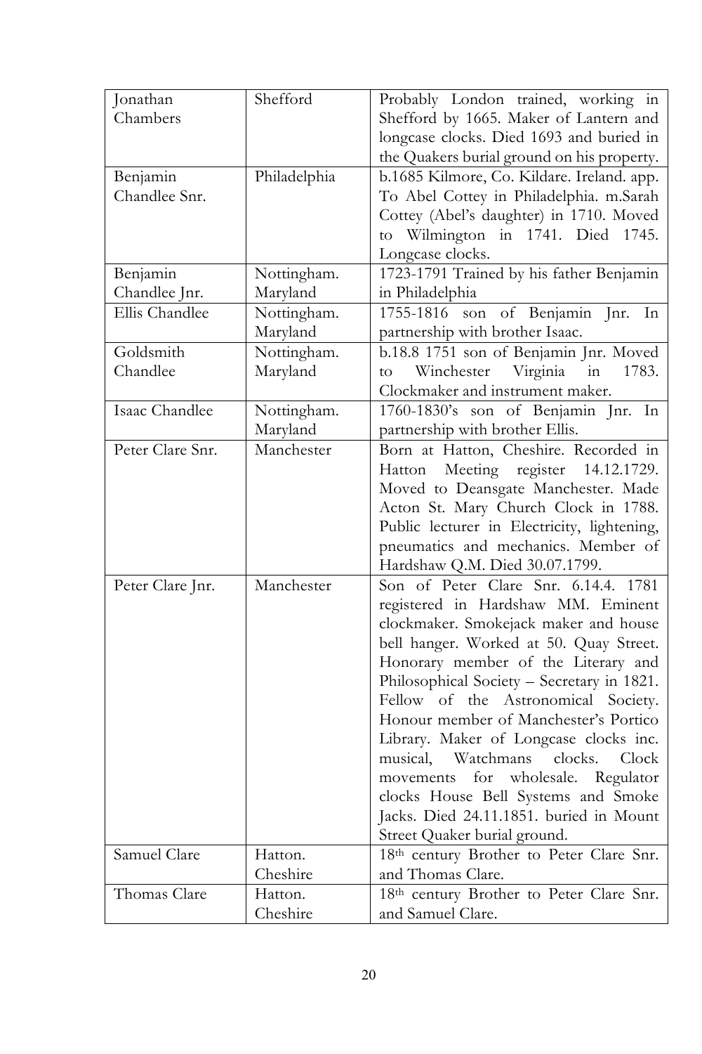| Jonathan Chambers | Shefford | Probably London trained, working in Shefford by 1665. Maker of Lantern and longcase clocks. Died 1693 and buried in the Quakers burial ground on his property. |
|---|---|---|
| Benjamin Chandlee Snr. | Philadelphia | b.1685 Kilmore, Co. Kildare. Ireland. app. To Abel Cottey in Philadelphia. m.Sarah Cottey (Abel's daughter) in 1710. Moved to Wilmington in 1741. Died 1745. Longcase clocks. |
| Benjamin Chandlee Jnr. | Nottingham. Maryland | 1723-1791 Trained by his father Benjamin in Philadelphia |
| Ellis Chandlee | Nottingham. Maryland | 1755-1816 son of Benjamin Jnr. In partnership with brother Isaac. |
| Goldsmith Chandlee | Nottingham. Maryland | b.18.8 1751 son of Benjamin Jnr. Moved to Winchester Virginia in 1783. Clockmaker and instrument maker. |
| Isaac Chandlee | Nottingham. Maryland | 1760-1830's son of Benjamin Jnr. In partnership with brother Ellis. |
| Peter Clare Snr. | Manchester | Born at Hatton, Cheshire. Recorded in Hatton Meeting register 14.12.1729. Moved to Deansgate Manchester. Made Acton St. Mary Church Clock in 1788. Public lecturer in Electricity, lightening, pneumatics and mechanics. Member of Hardshaw Q.M. Died 30.07.1799. |
| Peter Clare Jnr. | Manchester | Son of Peter Clare Snr. 6.14.4. 1781 registered in Hardshaw MM. Eminent clockmaker. Smokejack maker and house bell hanger. Worked at 50. Quay Street. Honorary member of the Literary and Philosophical Society – Secretary in 1821. Fellow of the Astronomical Society. Honour member of Manchester's Portico Library. Maker of Longcase clocks inc. musical, Watchmans clocks. Clock movements for wholesale. Regulator clocks House Bell Systems and Smoke Jacks. Died 24.11.1851. buried in Mount Street Quaker burial ground. |
| Samuel Clare | Hatton. Cheshire | 18th century Brother to Peter Clare Snr. and Thomas Clare. |
| Thomas Clare | Hatton. Cheshire | 18th century Brother to Peter Clare Snr. and Samuel Clare. |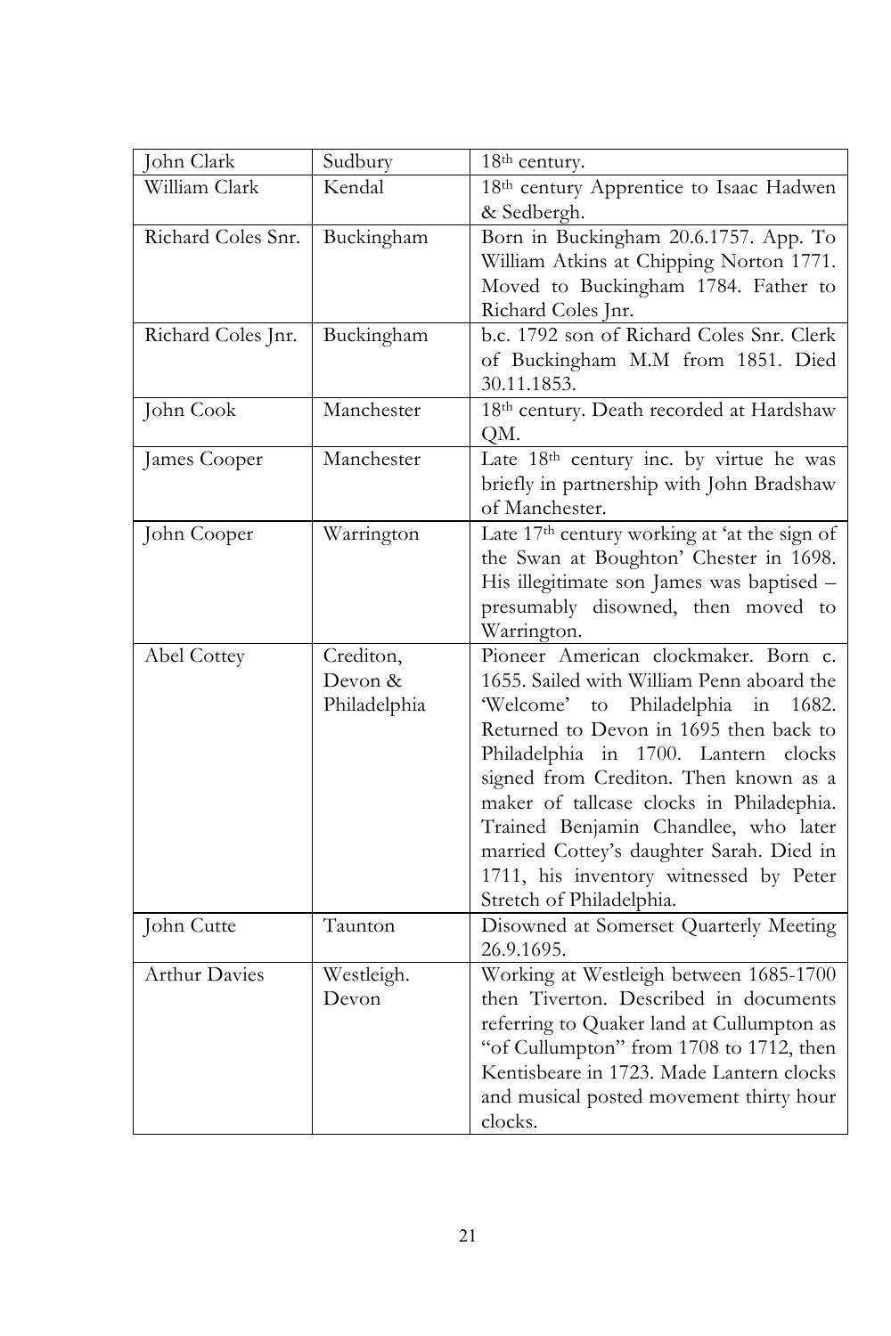| John Clark | Sudbury | 18th century. |
|---|---|---|
| William Clark | Kendal | 18th century Apprentice to Isaac Hadwen & Sedbergh. |
| Richard Coles Snr. | Buckingham | Born in Buckingham 20.6.1757. App. To William Atkins at Chipping Norton 1771. Moved to Buckingham 1784. Father to Richard Coles Jnr. |
| Richard Coles Jnr. | Buckingham | b.c. 1792 son of Richard Coles Snr. Clerk of Buckingham M.M from 1851. Died 30.11.1853. |
| John Cook | Manchester | 18th century. Death recorded at Hardshaw QM. |
| James Cooper | Manchester | Late 18th century inc. by virtue he was briefly in partnership with John Bradshaw of Manchester. |
| John Cooper | Warrington | Late 17th century working at 'at the sign of the Swan at Boughton' Chester in 1698. His illegitimate son James was baptised – presumably disowned, then moved to Warrington. |
| Abel Cottey | Crediton, Devon & Philadelphia | Pioneer American clockmaker. Born c. 1655. Sailed with William Penn aboard the 'Welcome' to Philadelphia in 1682. Returned to Devon in 1695 then back to Philadelphia in 1700. Lantern clocks signed from Crediton. Then known as a maker of tallcase clocks in Philadephia. Trained Benjamin Chandlee, who later married Cottey's daughter Sarah. Died in 1711, his inventory witnessed by Peter Stretch of Philadelphia. |
| John Cutte | Taunton | Disowned at Somerset Quarterly Meeting 26.9.1695. |
| Arthur Davies | Westleigh. Devon | Working at Westleigh between 1685-1700 then Tiverton. Described in documents referring to Quaker land at Cullumpton as "of Cullumpton" from 1708 to 1712, then Kentisbeare in 1723. Made Lantern clocks and musical posted movement thirty hour clocks. |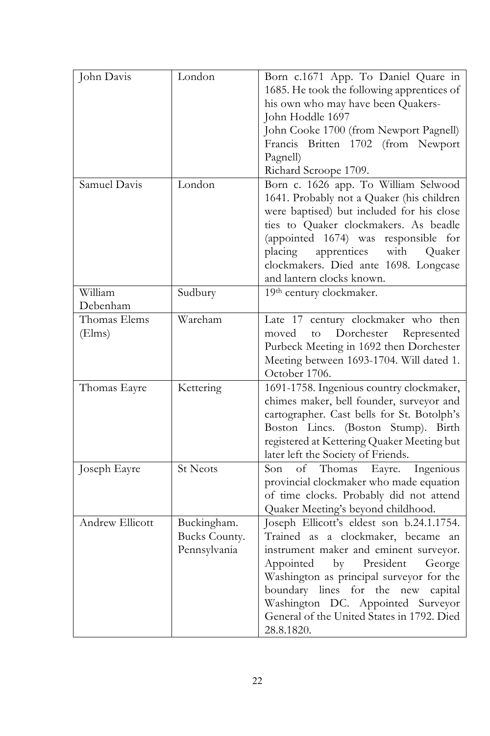| | | |
|---|---|---|
| John Davis | London | Born c.1671 App. To Daniel Quare in 1685. He took the following apprentices of his own who may have been Quakers-<br>John Hoddle 1697<br>John Cooke 1700 (from Newport Pagnell)<br>Francis Britten 1702 (from Newport Pagnell)<br>Richard Scroope 1709. |
| Samuel Davis | London | Born c. 1626 app. To William Selwood 1641. Probably not a Quaker (his children were baptised) but included for his close ties to Quaker clockmakers. As beadle (appointed 1674) was responsible for placing apprentices with Quaker clockmakers. Died ante 1698. Longcase and lantern clocks known. |
| William Debenham | Sudbury | 19th century clockmaker. |
| Thomas Elems (Elms) | Wareham | Late 17 century clockmaker who then moved to Dorchester Represented Purbeck Meeting in 1692 then Dorchester Meeting between 1693-1704. Will dated 1. October 1706. |
| Thomas Eayre | Kettering | 1691-1758. Ingenious country clockmaker, chimes maker, bell founder, surveyor and cartographer. Cast bells for St. Botolph's Boston Lincs. (Boston Stump). Birth registered at Kettering Quaker Meeting but later left the Society of Friends. |
| Joseph Eayre | St Neots | Son of Thomas Eayre. Ingenious provincial clockmaker who made equation of time clocks. Probably did not attend Quaker Meeting's beyond childhood. |
| Andrew Ellicott | Buckingham. Bucks County. Pennsylvania | Joseph Ellicott's eldest son b.24.1.1754. Trained as a clockmaker, became an instrument maker and eminent surveyor. Appointed by President George Washington as principal surveyor for the boundary lines for the new capital Washington DC. Appointed Surveyor General of the United States in 1792. Died 28.8.1820. |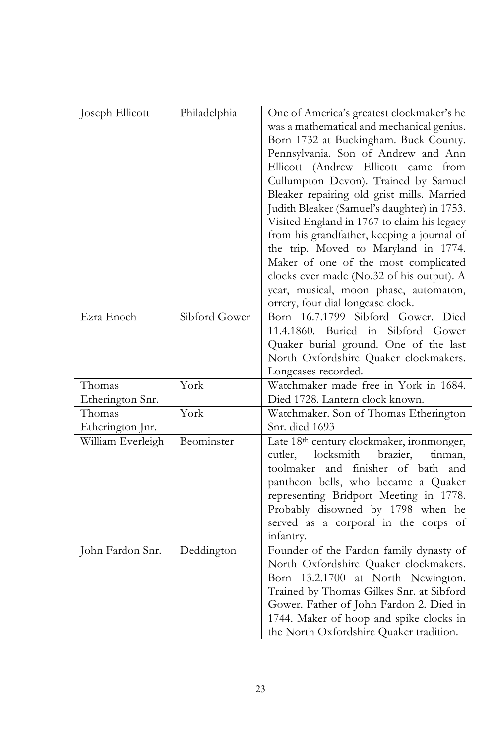| | | |
|---|---|---|
| Joseph Ellicott | Philadelphia | One of America's greatest clockmaker's he was a mathematical and mechanical genius. Born 1732 at Buckingham. Buck County. Pennsylvania. Son of Andrew and Ann Ellicott (Andrew Ellicott came from Cullumpton Devon). Trained by Samuel Bleaker repairing old grist mills. Married Judith Bleaker (Samuel's daughter) in 1753. Visited England in 1767 to claim his legacy from his grandfather, keeping a journal of the trip. Moved to Maryland in 1774. Maker of one of the most complicated clocks ever made (No.32 of his output). A year, musical, moon phase, automaton, orrery, four dial longcase clock. |
| Ezra Enoch | Sibford Gower | Born 16.7.1799 Sibford Gower. Died 11.4.1860. Buried in Sibford Gower Quaker burial ground. One of the last North Oxfordshire Quaker clockmakers. Longcases recorded. |
| Thomas Etherington Snr. | York | Watchmaker made free in York in 1684. Died 1728. Lantern clock known. |
| Thomas Etherington Jnr. | York | Watchmaker. Son of Thomas Etherington Snr. died 1693 |
| William Everleigh | Beominster | Late 18th century clockmaker, ironmonger, cutler, locksmith brazier, tinman, toolmaker and finisher of bath and pantheon bells, who became a Quaker representing Bridport Meeting in 1778. Probably disowned by 1798 when he served as a corporal in the corps of infantry. |
| John Fardon Snr. | Deddington | Founder of the Fardon family dynasty of North Oxfordshire Quaker clockmakers. Born 13.2.1700 at North Newington. Trained by Thomas Gilkes Snr. at Sibford Gower. Father of John Fardon 2. Died in 1744. Maker of hoop and spike clocks in the North Oxfordshire Quaker tradition. |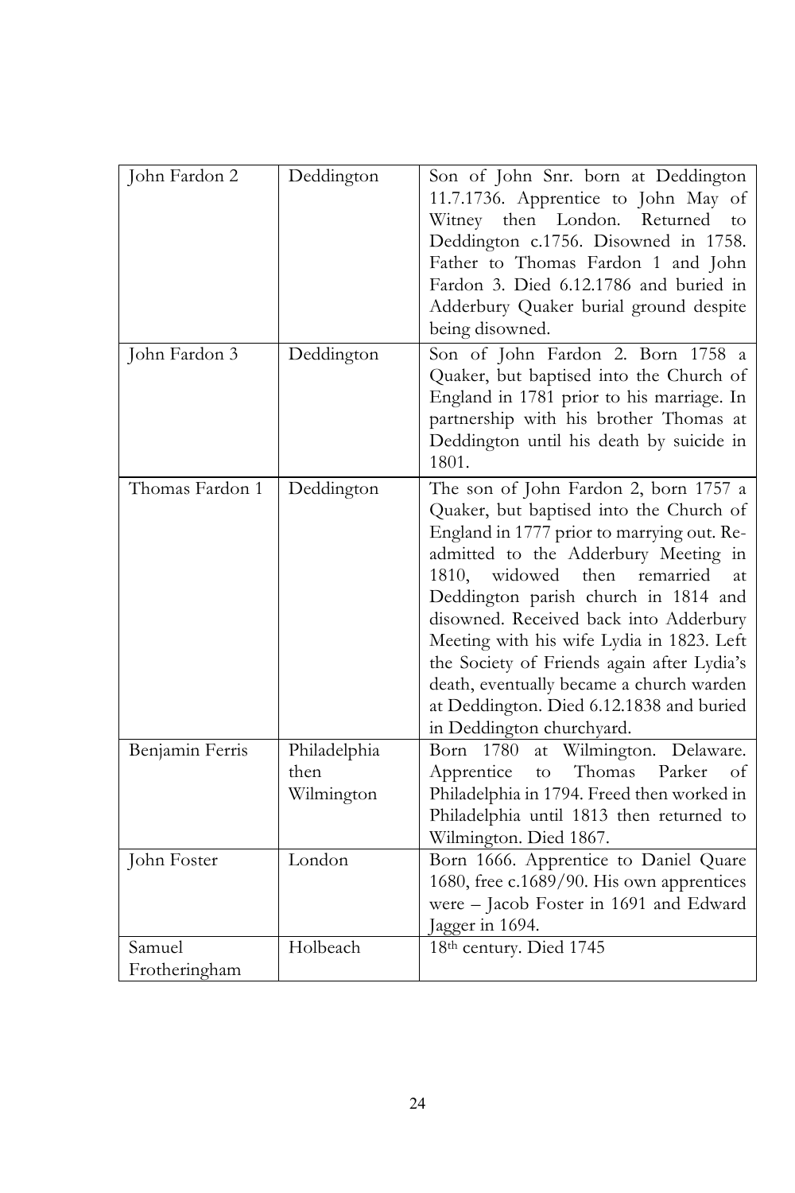| | | |
|---|---|---|
| John Fardon 2 | Deddington | Son of John Snr. born at Deddington 11.7.1736. Apprentice to John May of Witney then London. Returned to Deddington c.1756. Disowned in 1758. Father to Thomas Fardon 1 and John Fardon 3. Died 6.12.1786 and buried in Adderbury Quaker burial ground despite being disowned. |
| John Fardon 3 | Deddington | Son of John Fardon 2. Born 1758 a Quaker, but baptised into the Church of England in 1781 prior to his marriage. In partnership with his brother Thomas at Deddington until his death by suicide in 1801. |
| Thomas Fardon 1 | Deddington | The son of John Fardon 2, born 1757 a Quaker, but baptised into the Church of England in 1777 prior to marrying out. Re-admitted to the Adderbury Meeting in 1810, widowed then remarried at Deddington parish church in 1814 and disowned. Received back into Adderbury Meeting with his wife Lydia in 1823. Left the Society of Friends again after Lydia's death, eventually became a church warden at Deddington. Died 6.12.1838 and buried in Deddington churchyard. |
| Benjamin Ferris | Philadelphia then Wilmington | Born 1780 at Wilmington. Delaware. Apprentice to Thomas Parker of Philadelphia in 1794. Freed then worked in Philadelphia until 1813 then returned to Wilmington. Died 1867. |
| John Foster | London | Born 1666. Apprentice to Daniel Quare 1680, free c.1689/90. His own apprentices were – Jacob Foster in 1691 and Edward Jagger in 1694. |
| Samuel Frotheringham | Holbeach | 18th century. Died 1745 |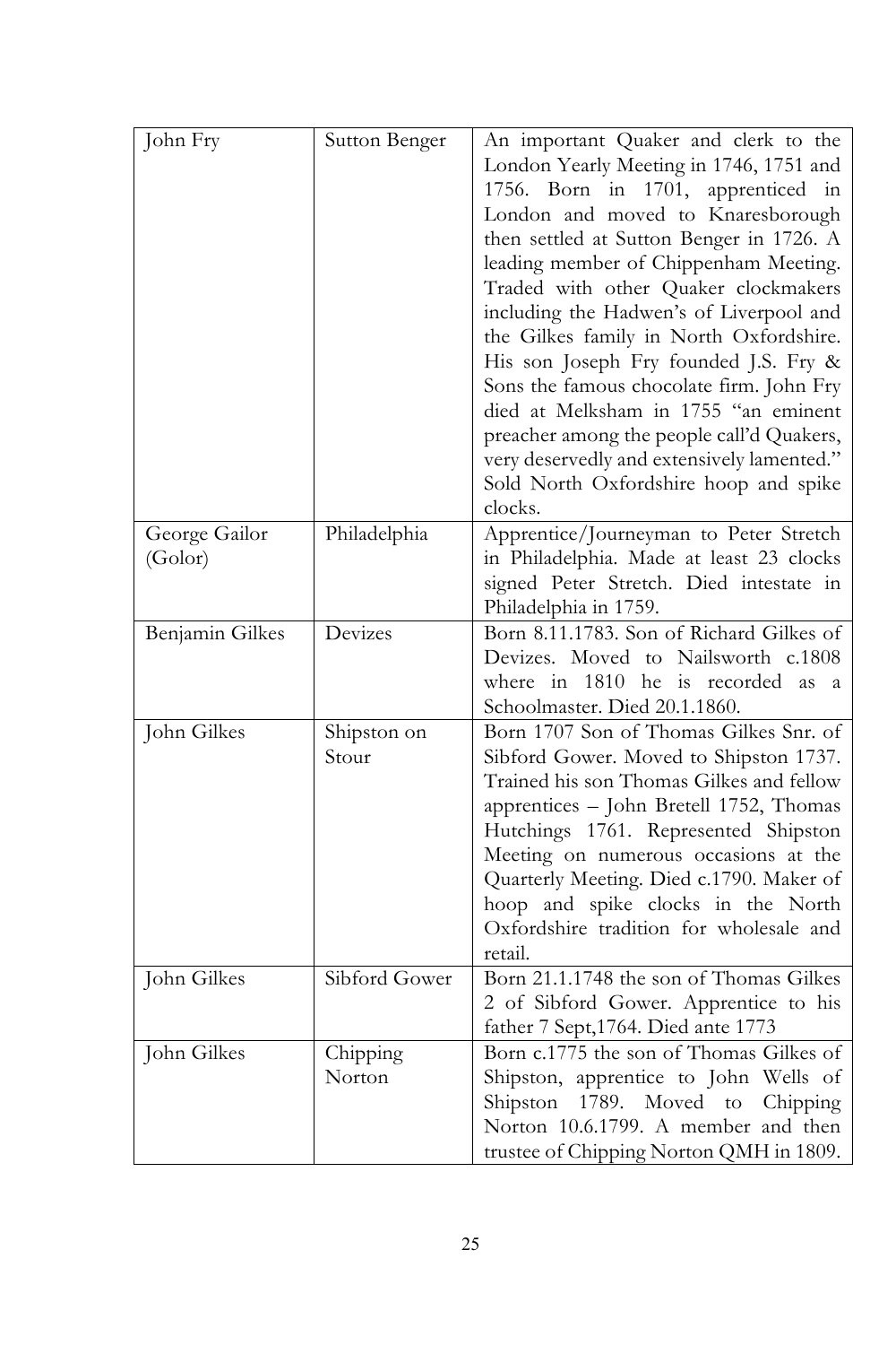| | | |
|---|---|---|
| John Fry | Sutton Benger | An important Quaker and clerk to the London Yearly Meeting in 1746, 1751 and 1756. Born in 1701, apprenticed in London and moved to Knaresborough then settled at Sutton Benger in 1726. A leading member of Chippenham Meeting. Traded with other Quaker clockmakers including the Hadwen's of Liverpool and the Gilkes family in North Oxfordshire. His son Joseph Fry founded J.S. Fry & Sons the famous chocolate firm. John Fry died at Melksham in 1755 "an eminent preacher among the people call'd Quakers, very deservedly and extensively lamented." Sold North Oxfordshire hoop and spike clocks. |
| George Gailor (Golor) | Philadelphia | Apprentice/Journeyman to Peter Stretch in Philadelphia. Made at least 23 clocks signed Peter Stretch. Died intestate in Philadelphia in 1759. |
| Benjamin Gilkes | Devizes | Born 8.11.1783. Son of Richard Gilkes of Devizes. Moved to Nailsworth c.1808 where in 1810 he is recorded as a Schoolmaster. Died 20.1.1860. |
| John Gilkes | Shipston on Stour | Born 1707 Son of Thomas Gilkes Snr. of Sibford Gower. Moved to Shipston 1737. Trained his son Thomas Gilkes and fellow apprentices – John Bretell 1752, Thomas Hutchings 1761. Represented Shipston Meeting on numerous occasions at the Quarterly Meeting. Died c.1790. Maker of hoop and spike clocks in the North Oxfordshire tradition for wholesale and retail. |
| John Gilkes | Sibford Gower | Born 21.1.1748 the son of Thomas Gilkes 2 of Sibford Gower. Apprentice to his father 7 Sept,1764. Died ante 1773 |
| John Gilkes | Chipping Norton | Born c.1775 the son of Thomas Gilkes of Shipston, apprentice to John Wells of Shipston 1789. Moved to Chipping Norton 10.6.1799. A member and then trustee of Chipping Norton QMH in 1809. |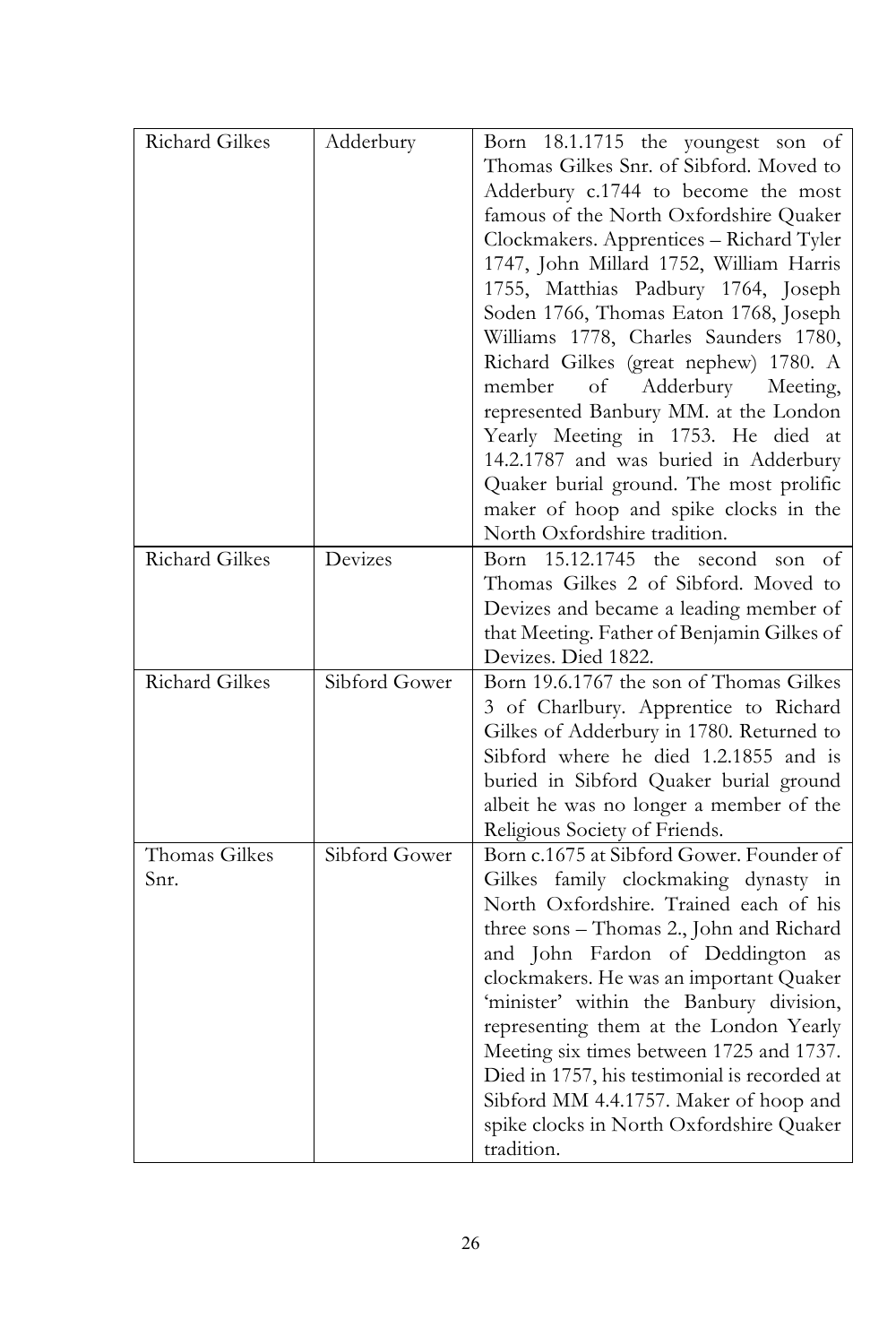| Richard Gilkes | Adderbury | Born 18.1.1715 the youngest son of Thomas Gilkes Snr. of Sibford. Moved to Adderbury c.1744 to become the most famous of the North Oxfordshire Quaker Clockmakers. Apprentices – Richard Tyler 1747, John Millard 1752, William Harris 1755, Matthias Padbury 1764, Joseph Soden 1766, Thomas Eaton 1768, Joseph Williams 1778, Charles Saunders 1780, Richard Gilkes (great nephew) 1780. A member of Adderbury Meeting, represented Banbury MM. at the London Yearly Meeting in 1753. He died at 14.2.1787 and was buried in Adderbury Quaker burial ground. The most prolific maker of hoop and spike clocks in the North Oxfordshire tradition. |
|---|---|---|
| Richard Gilkes | Devizes | Born 15.12.1745 the second son of Thomas Gilkes 2 of Sibford. Moved to Devizes and became a leading member of that Meeting. Father of Benjamin Gilkes of Devizes. Died 1822. |
| Richard Gilkes | Sibford Gower | Born 19.6.1767 the son of Thomas Gilkes 3 of Charlbury. Apprentice to Richard Gilkes of Adderbury in 1780. Returned to Sibford where he died 1.2.1855 and is buried in Sibford Quaker burial ground albeit he was no longer a member of the Religious Society of Friends. |
| Thomas Gilkes Snr. | Sibford Gower | Born c.1675 at Sibford Gower. Founder of Gilkes family clockmaking dynasty in North Oxfordshire. Trained each of his three sons – Thomas 2., John and Richard and John Fardon of Deddington as clockmakers. He was an important Quaker 'minister' within the Banbury division, representing them at the London Yearly Meeting six times between 1725 and 1737. Died in 1757, his testimonial is recorded at Sibford MM 4.4.1757. Maker of hoop and spike clocks in North Oxfordshire Quaker tradition. |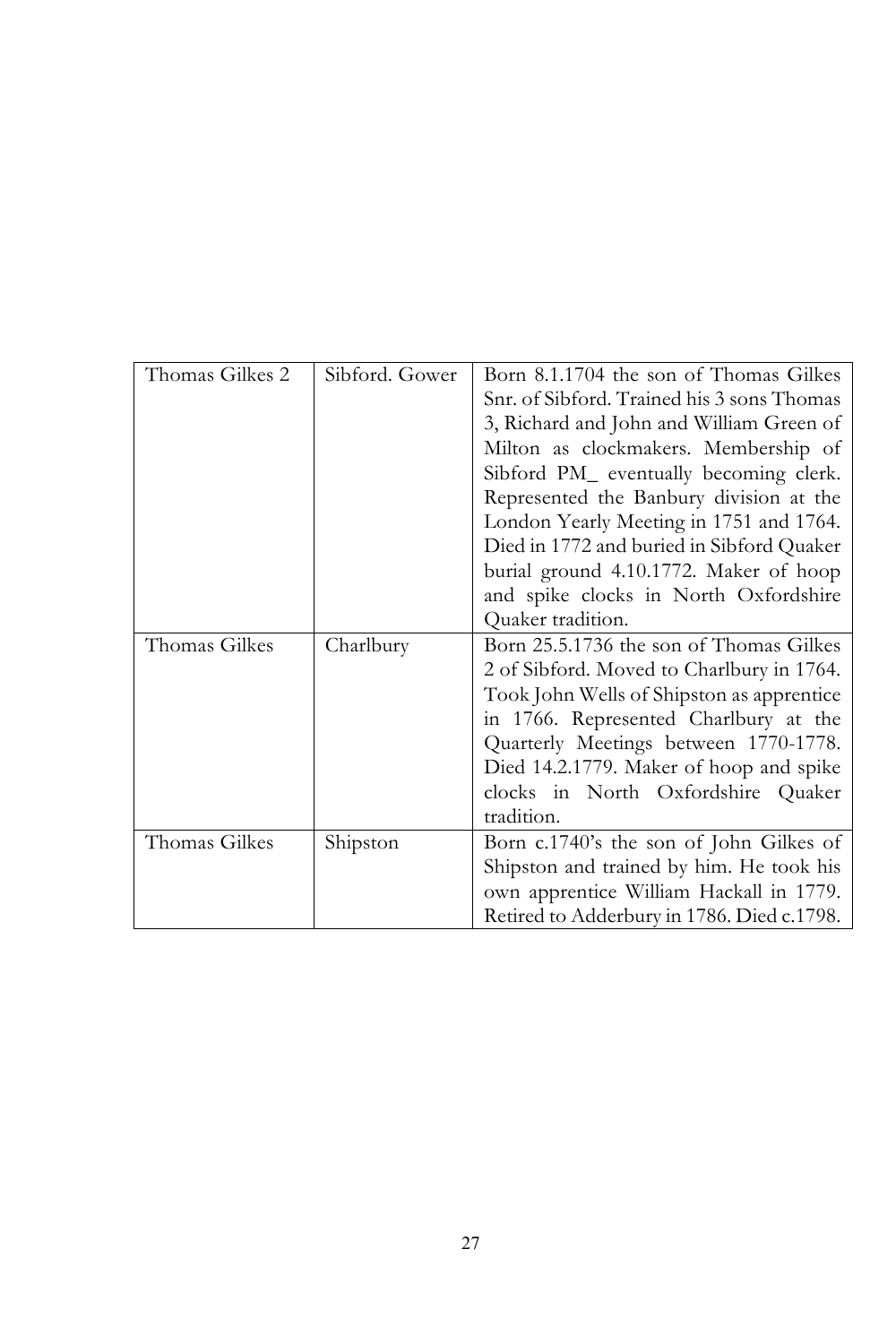| Thomas Gilkes 2 | Sibford. Gower | Born 8.1.1704 the son of Thomas Gilkes Snr. of Sibford. Trained his 3 sons Thomas 3, Richard and John and William Green of Milton as clockmakers. Membership of Sibford PM_ eventually becoming clerk. Represented the Banbury division at the London Yearly Meeting in 1751 and 1764. Died in 1772 and buried in Sibford Quaker burial ground 4.10.1772. Maker of hoop and spike clocks in North Oxfordshire Quaker tradition. |
|---|---|---|
| Thomas Gilkes | Charlbury | Born 25.5.1736 the son of Thomas Gilkes 2 of Sibford. Moved to Charlbury in 1764. Took John Wells of Shipston as apprentice in 1766. Represented Charlbury at the Quarterly Meetings between 1770-1778. Died 14.2.1779. Maker of hoop and spike clocks in North Oxfordshire Quaker tradition. |
| Thomas Gilkes | Shipston | Born c.1740's the son of John Gilkes of Shipston and trained by him. He took his own apprentice William Hackall in 1779. Retired to Adderbury in 1786. Died c.1798. |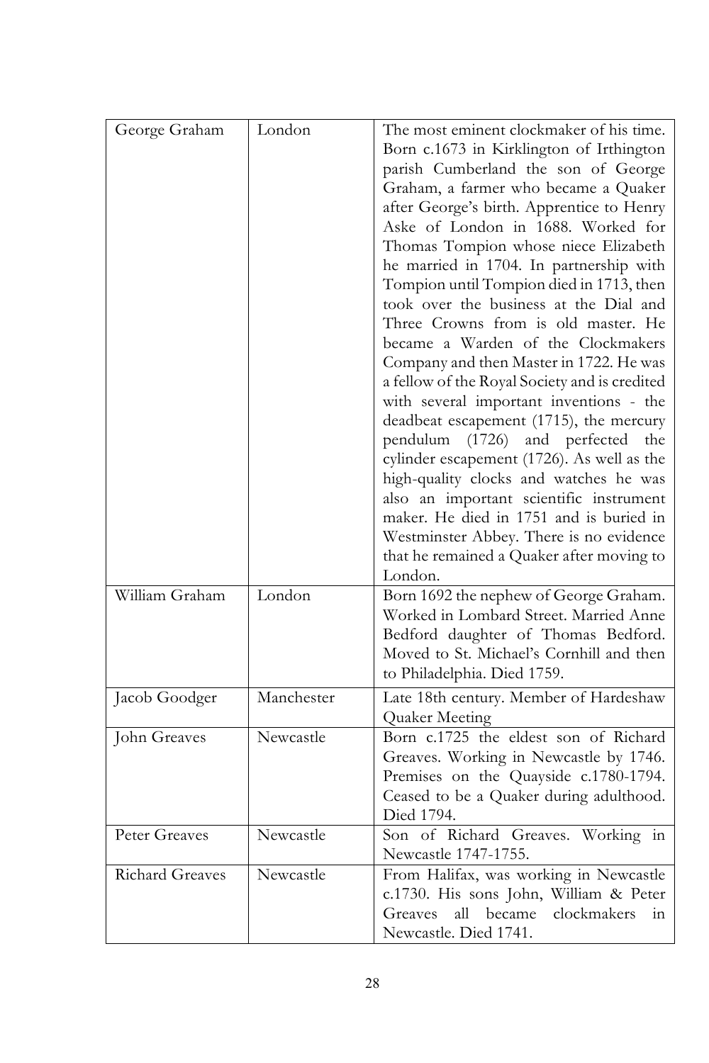| | | |
|---|---|---|
| George Graham | London | The most eminent clockmaker of his time. Born c.1673 in Kirklington of Irthington parish Cumberland the son of George Graham, a farmer who became a Quaker after George's birth. Apprentice to Henry Aske of London in 1688. Worked for Thomas Tompion whose niece Elizabeth he married in 1704. In partnership with Tompion until Tompion died in 1713, then took over the business at the Dial and Three Crowns from is old master. He became a Warden of the Clockmakers Company and then Master in 1722. He was a fellow of the Royal Society and is credited with several important inventions - the deadbeat escapement (1715), the mercury pendulum (1726) and perfected the cylinder escapement (1726). As well as the high-quality clocks and watches he was also an important scientific instrument maker. He died in 1751 and is buried in Westminster Abbey. There is no evidence that he remained a Quaker after moving to London. |
| William Graham | London | Born 1692 the nephew of George Graham. Worked in Lombard Street. Married Anne Bedford daughter of Thomas Bedford. Moved to St. Michael's Cornhill and then to Philadelphia. Died 1759. |
| Jacob Goodger | Manchester | Late 18th century. Member of Hardeshaw Quaker Meeting |
| John Greaves | Newcastle | Born c.1725 the eldest son of Richard Greaves. Working in Newcastle by 1746. Premises on the Quayside c.1780-1794. Ceased to be a Quaker during adulthood. Died 1794. |
| Peter Greaves | Newcastle | Son of Richard Greaves. Working in Newcastle 1747-1755. |
| Richard Greaves | Newcastle | From Halifax, was working in Newcastle c.1730. His sons John, William & Peter Greaves all became clockmakers in Newcastle. Died 1741. |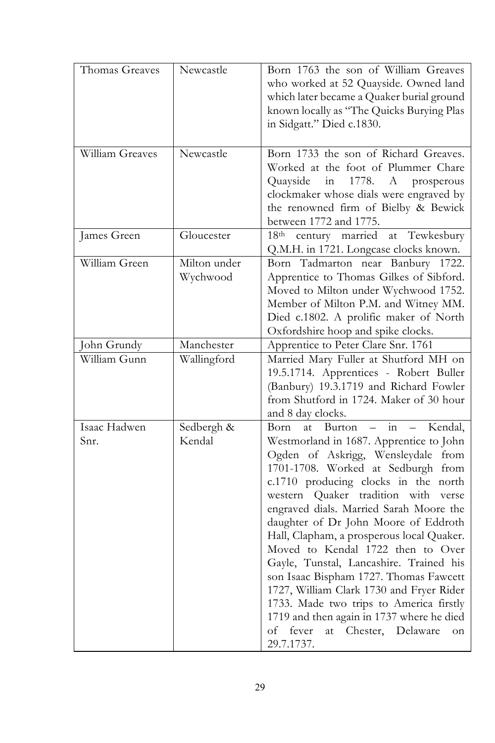| | | |
|---|---|---|
| Thomas Greaves | Newcastle | Born 1763 the son of William Greaves who worked at 52 Quayside. Owned land which later became a Quaker burial ground known locally as "The Quicks Burying Plas in Sidgatt." Died c.1830. |
| William Greaves | Newcastle | Born 1733 the son of Richard Greaves. Worked at the foot of Plummer Chare Quayside in 1778. A prosperous clockmaker whose dials were engraved by the renowned firm of Bielby & Bewick between 1772 and 1775. |
| James Green | Gloucester | 18th century married at Tewkesbury Q.M.H. in 1721. Longcase clocks known. |
| William Green | Milton under Wychwood | Born Tadmarton near Banbury 1722. Apprentice to Thomas Gilkes of Sibford. Moved to Milton under Wychwood 1752. Member of Milton P.M. and Witney MM. Died c.1802. A prolific maker of North Oxfordshire hoop and spike clocks. |
| John Grundy | Manchester | Apprentice to Peter Clare Snr. 1761 |
| William Gunn | Wallingford | Married Mary Fuller at Shutford MH on 19.5.1714. Apprentices - Robert Buller (Banbury) 19.3.1719 and Richard Fowler from Shutford in 1724. Maker of 30 hour and 8 day clocks. |
| Isaac Hadwen Snr. | Sedbergh & Kendal | Born at Burton – in – Kendal, Westmorland in 1687. Apprentice to John Ogden of Askrigg, Wensleydale from 1701-1708. Worked at Sedburgh from c.1710 producing clocks in the north western Quaker tradition with verse engraved dials. Married Sarah Moore the daughter of Dr John Moore of Eddroth Hall, Clapham, a prosperous local Quaker. Moved to Kendal 1722 then to Over Gayle, Tunstal, Lancashire. Trained his son Isaac Bispham 1727. Thomas Fawcett 1727, William Clark 1730 and Fryer Rider 1733. Made two trips to America firstly 1719 and then again in 1737 where he died of fever at Chester, Delaware on 29.7.1737. |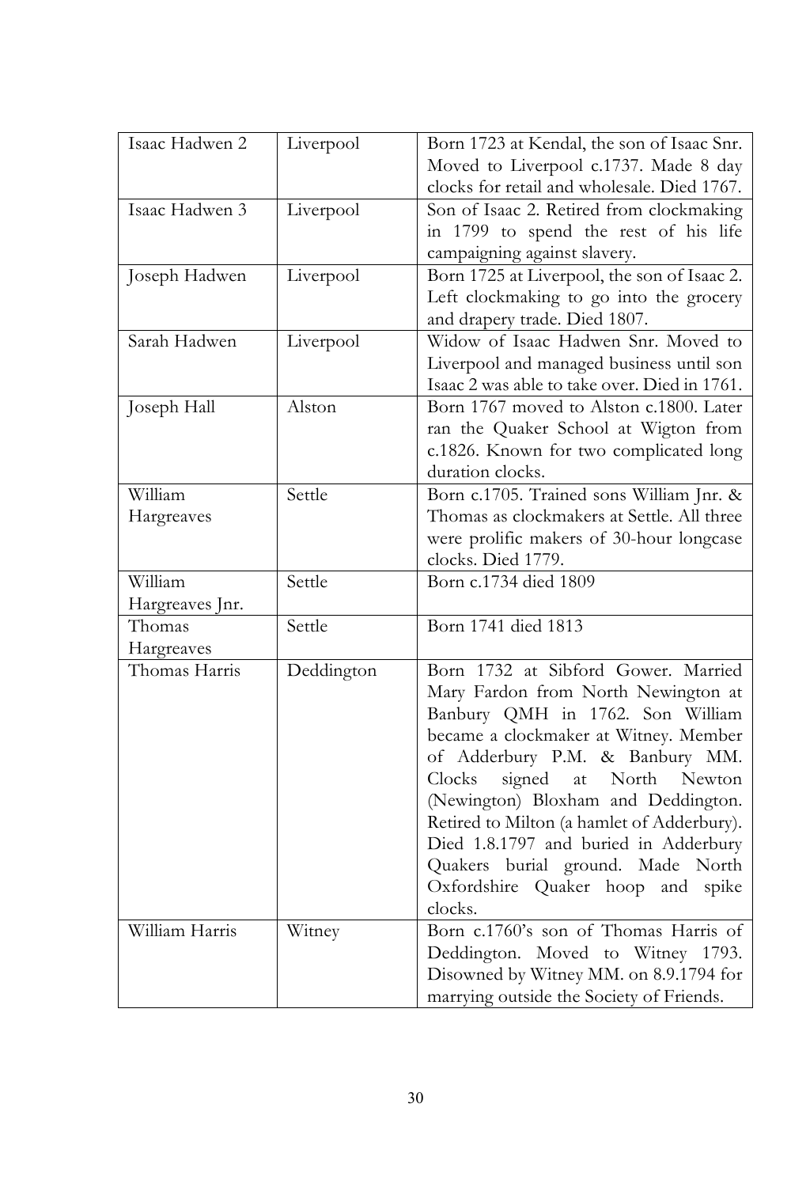| Isaac Hadwen 2 | Liverpool | Born 1723 at Kendal, the son of Isaac Snr. Moved to Liverpool c.1737. Made 8 day clocks for retail and wholesale. Died 1767. |
|---|---|---|
| Isaac Hadwen 3 | Liverpool | Son of Isaac 2. Retired from clockmaking in 1799 to spend the rest of his life campaigning against slavery. |
| Joseph Hadwen | Liverpool | Born 1725 at Liverpool, the son of Isaac 2. Left clockmaking to go into the grocery and drapery trade. Died 1807. |
| Sarah Hadwen | Liverpool | Widow of Isaac Hadwen Snr. Moved to Liverpool and managed business until son Isaac 2 was able to take over. Died in 1761. |
| Joseph Hall | Alston | Born 1767 moved to Alston c.1800. Later ran the Quaker School at Wigton from c.1826. Known for two complicated long duration clocks. |
| William Hargreaves | Settle | Born c.1705. Trained sons William Jnr. & Thomas as clockmakers at Settle. All three were prolific makers of 30-hour longcase clocks. Died 1779. |
| William Hargreaves Jnr. | Settle | Born c.1734 died 1809 |
| Thomas Hargreaves | Settle | Born 1741 died 1813 |
| Thomas Harris | Deddington | Born 1732 at Sibford Gower. Married Mary Fardon from North Newington at Banbury QMH in 1762. Son William became a clockmaker at Witney. Member of Adderbury P.M. & Banbury MM. Clocks signed at North Newton (Newington) Bloxham and Deddington. Retired to Milton (a hamlet of Adderbury). Died 1.8.1797 and buried in Adderbury Quakers burial ground. Made North Oxfordshire Quaker hoop and spike clocks. |
| William Harris | Witney | Born c.1760's son of Thomas Harris of Deddington. Moved to Witney 1793. Disowned by Witney MM. on 8.9.1794 for marrying outside the Society of Friends. |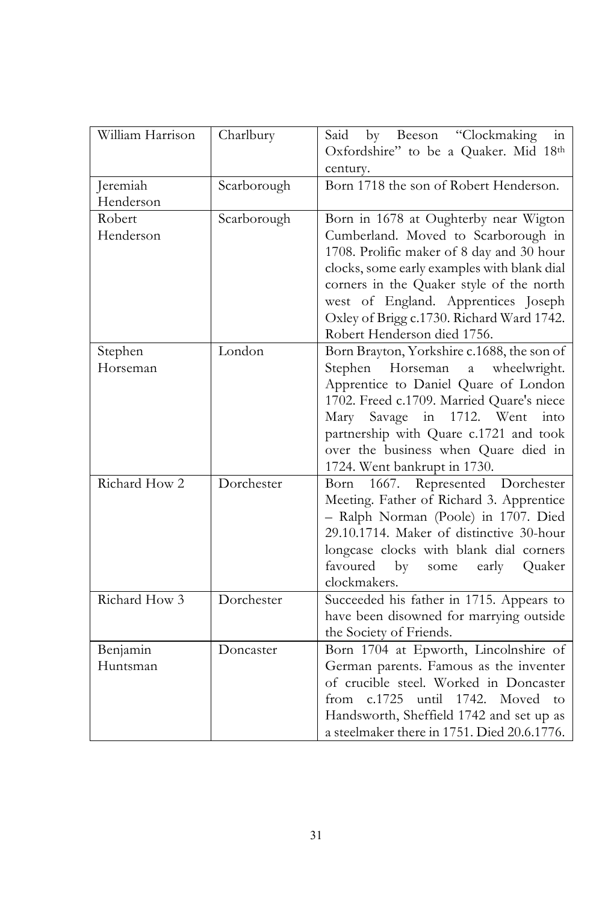| | | |
|---|---|---|
| William Harrison | Charlbury | Said by Beeson "Clockmaking in Oxfordshire" to be a Quaker. Mid 18th century. |
| Jeremiah Henderson | Scarborough | Born 1718 the son of Robert Henderson. |
| Robert Henderson | Scarborough | Born in 1678 at Oughterby near Wigton Cumberland. Moved to Scarborough in 1708. Prolific maker of 8 day and 30 hour clocks, some early examples with blank dial corners in the Quaker style of the north west of England. Apprentices Joseph Oxley of Brigg c.1730. Richard Ward 1742. Robert Henderson died 1756. |
| Stephen Horseman | London | Born Brayton, Yorkshire c.1688, the son of Stephen Horseman a wheelwright. Apprentice to Daniel Quare of London 1702. Freed c.1709. Married Quare's niece Mary Savage in 1712. Went into partnership with Quare c.1721 and took over the business when Quare died in 1724. Went bankrupt in 1730. |
| Richard How 2 | Dorchester | Born 1667. Represented Dorchester Meeting. Father of Richard 3. Apprentice – Ralph Norman (Poole) in 1707. Died 29.10.1714. Maker of distinctive 30-hour longcase clocks with blank dial corners favoured by some early Quaker clockmakers. |
| Richard How 3 | Dorchester | Succeeded his father in 1715. Appears to have been disowned for marrying outside the Society of Friends. |
| Benjamin Huntsman | Doncaster | Born 1704 at Epworth, Lincolnshire of German parents. Famous as the inventer of crucible steel. Worked in Doncaster from c.1725 until 1742. Moved to Handsworth, Sheffield 1742 and set up as a steelmaker there in 1751. Died 20.6.1776. |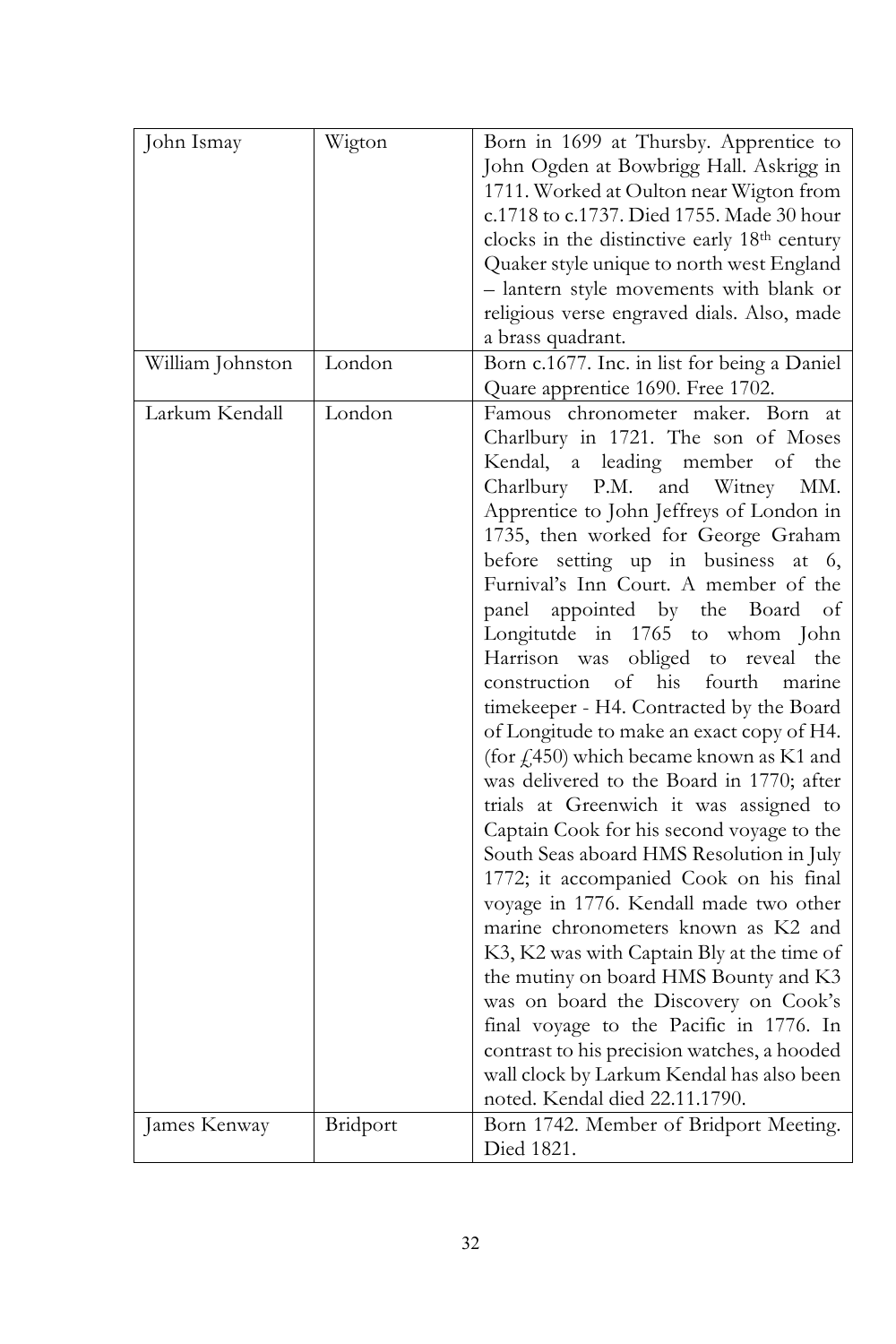| John Ismay | Wigton | Born in 1699 at Thursby. Apprentice to John Ogden at Bowbrigg Hall. Askrigg in 1711. Worked at Oulton near Wigton from c.1718 to c.1737. Died 1755. Made 30 hour clocks in the distinctive early 18th century Quaker style unique to north west England – lantern style movements with blank or religious verse engraved dials. Also, made a brass quadrant. |
|---|---|---|
| William Johnston | London | Born c.1677. Inc. in list for being a Daniel Quare apprentice 1690. Free 1702. |
| Larkum Kendall | London | Famous chronometer maker. Born at Charlbury in 1721. The son of Moses Kendal, a leading member of the Charlbury P.M. and Witney MM. Apprentice to John Jeffreys of London in 1735, then worked for George Graham before setting up in business at 6, Furnival's Inn Court. A member of the panel appointed by the Board of Longitutde in 1765 to whom John Harrison was obliged to reveal the construction of his fourth marine timekeeper - H4. Contracted by the Board of Longitude to make an exact copy of H4. (for £450) which became known as K1 and was delivered to the Board in 1770; after trials at Greenwich it was assigned to Captain Cook for his second voyage to the South Seas aboard HMS Resolution in July 1772; it accompanied Cook on his final voyage in 1776. Kendall made two other marine chronometers known as K2 and K3, K2 was with Captain Bly at the time of the mutiny on board HMS Bounty and K3 was on board the Discovery on Cook's final voyage to the Pacific in 1776. In contrast to his precision watches, a hooded wall clock by Larkum Kendal has also been noted. Kendal died 22.11.1790. |
| James Kenway | Bridport | Born 1742. Member of Bridport Meeting. Died 1821. |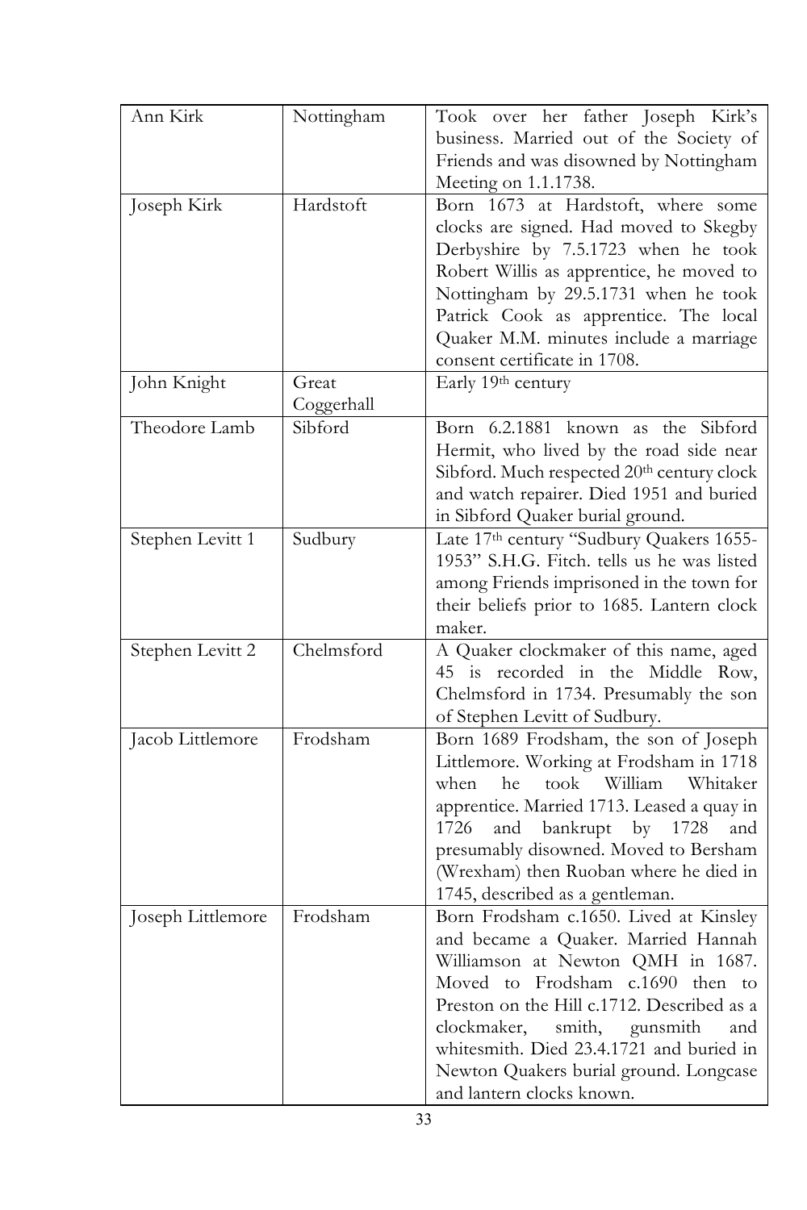| | | |
|---|---|---|
| Ann Kirk | Nottingham | Took over her father Joseph Kirk's business. Married out of the Society of Friends and was disowned by Nottingham Meeting on 1.1.1738. |
| Joseph Kirk | Hardstoft | Born 1673 at Hardstoft, where some clocks are signed. Had moved to Skegby Derbyshire by 7.5.1723 when he took Robert Willis as apprentice, he moved to Nottingham by 29.5.1731 when he took Patrick Cook as apprentice. The local Quaker M.M. minutes include a marriage consent certificate in 1708. |
| John Knight | Great Coggerhall | Early 19th century |
| Theodore Lamb | Sibford | Born 6.2.1881 known as the Sibford Hermit, who lived by the road side near Sibford. Much respected 20th century clock and watch repairer. Died 1951 and buried in Sibford Quaker burial ground. |
| Stephen Levitt 1 | Sudbury | Late 17th century "Sudbury Quakers 1655-1953" S.H.G. Fitch. tells us he was listed among Friends imprisoned in the town for their beliefs prior to 1685. Lantern clock maker. |
| Stephen Levitt 2 | Chelmsford | A Quaker clockmaker of this name, aged 45 is recorded in the Middle Row, Chelmsford in 1734. Presumably the son of Stephen Levitt of Sudbury. |
| Jacob Littlemore | Frodsham | Born 1689 Frodsham, the son of Joseph Littlemore. Working at Frodsham in 1718 when he took William Whitaker apprentice. Married 1713. Leased a quay in 1726 and bankrupt by 1728 and presumably disowned. Moved to Bersham (Wrexham) then Ruoban where he died in 1745, described as a gentleman. |
| Joseph Littlemore | Frodsham | Born Frodsham c.1650. Lived at Kinsley and became a Quaker. Married Hannah Williamson at Newton QMH in 1687. Moved to Frodsham c.1690 then to Preston on the Hill c.1712. Described as a clockmaker, smith, gunsmith and whitesmith. Died 23.4.1721 and buried in Newton Quakers burial ground. Longcase and lantern clocks known. |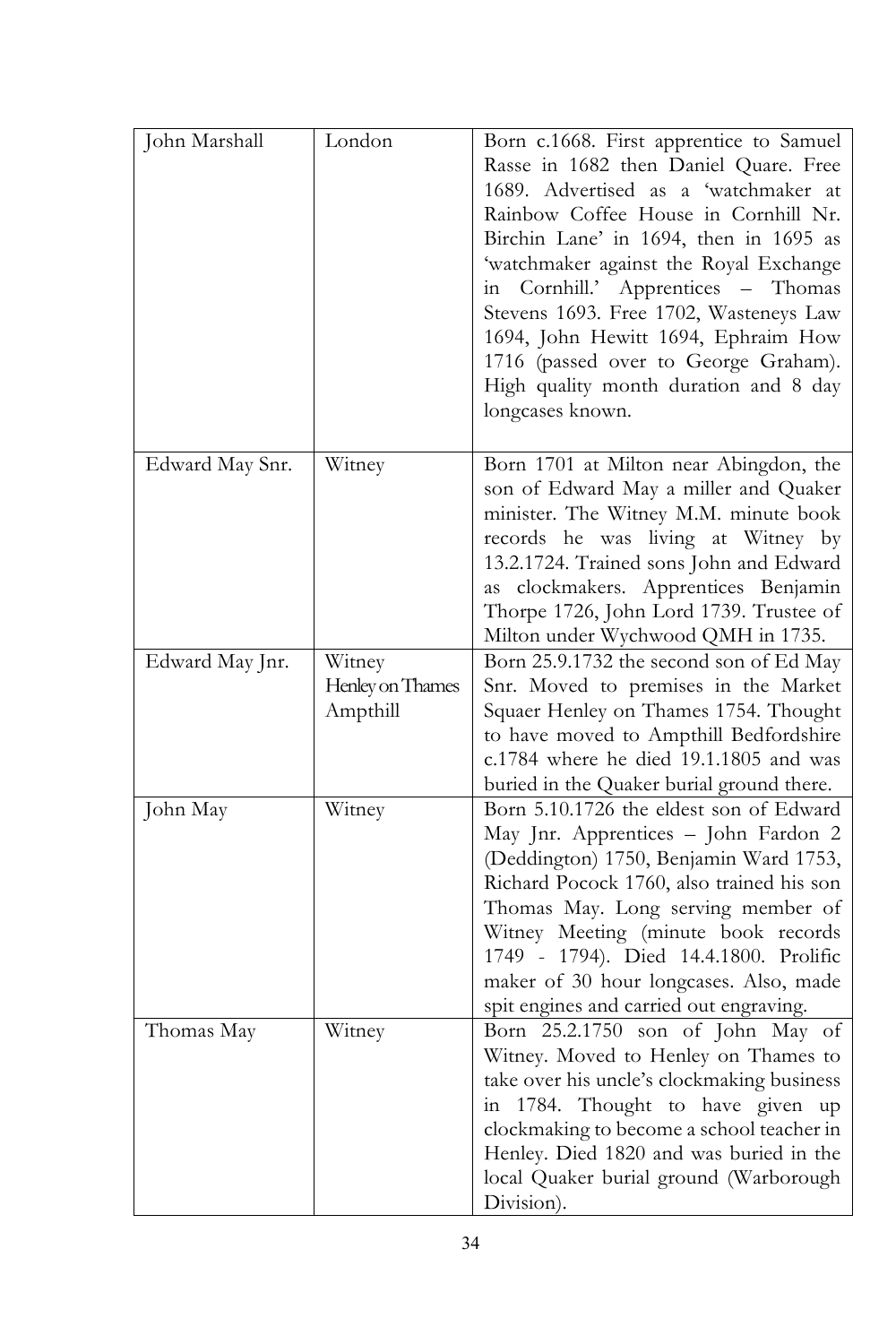| | | |
|---|---|---|
| John Marshall | London | Born c.1668. First apprentice to Samuel Rasse in 1682 then Daniel Quare. Free 1689. Advertised as a 'watchmaker at Rainbow Coffee House in Cornhill Nr. Birchin Lane' in 1694, then in 1695 as 'watchmaker against the Royal Exchange in Cornhill.' Apprentices – Thomas Stevens 1693. Free 1702, Wasteneys Law 1694, John Hewitt 1694, Ephraim How 1716 (passed over to George Graham). High quality month duration and 8 day longcases known. |
| Edward May Snr. | Witney | Born 1701 at Milton near Abingdon, the son of Edward May a miller and Quaker minister. The Witney M.M. minute book records he was living at Witney by 13.2.1724. Trained sons John and Edward as clockmakers. Apprentices Benjamin Thorpe 1726, John Lord 1739. Trustee of Milton under Wychwood QMH in 1735. |
| Edward May Jnr. | Witney<br>Henley on Thames<br>Ampthill | Born 25.9.1732 the second son of Ed May Snr. Moved to premises in the Market Squaer Henley on Thames 1754. Thought to have moved to Ampthill Bedfordshire c.1784 where he died 19.1.1805 and was buried in the Quaker burial ground there. |
| John May | Witney | Born 5.10.1726 the eldest son of Edward May Jnr. Apprentices – John Fardon 2 (Deddington) 1750, Benjamin Ward 1753, Richard Pocock 1760, also trained his son Thomas May. Long serving member of Witney Meeting (minute book records 1749 - 1794). Died 14.4.1800. Prolific maker of 30 hour longcases. Also, made spit engines and carried out engraving. |
| Thomas May | Witney | Born 25.2.1750 son of John May of Witney. Moved to Henley on Thames to take over his uncle's clockmaking business in 1784. Thought to have given up clockmaking to become a school teacher in Henley. Died 1820 and was buried in the local Quaker burial ground (Warborough Division). |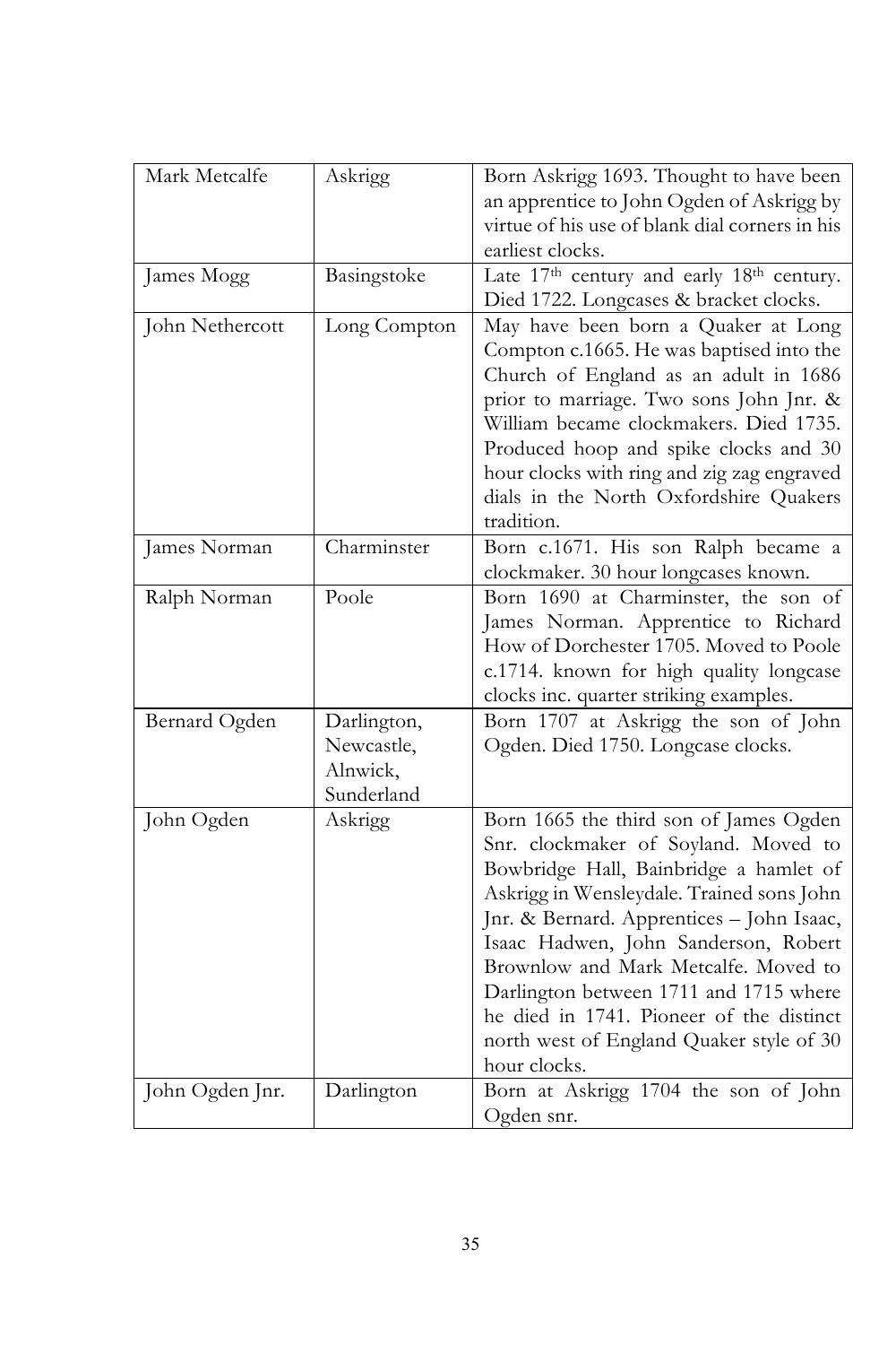| Mark Metcalfe | Askrigg | Born Askrigg 1693. Thought to have been an apprentice to John Ogden of Askrigg by virtue of his use of blank dial corners in his earliest clocks. |
|---|---|---|
| James Mogg | Basingstoke | Late 17th century and early 18th century. Died 1722. Longcases & bracket clocks. |
| John Nethercott | Long Compton | May have been born a Quaker at Long Compton c.1665. He was baptised into the Church of England as an adult in 1686 prior to marriage. Two sons John Jnr. & William became clockmakers. Died 1735. Produced hoop and spike clocks and 30 hour clocks with ring and zig zag engraved dials in the North Oxfordshire Quakers tradition. |
| James Norman | Charminster | Born c.1671. His son Ralph became a clockmaker. 30 hour longcases known. |
| Ralph Norman | Poole | Born 1690 at Charminster, the son of James Norman. Apprentice to Richard How of Dorchester 1705. Moved to Poole c.1714. known for high quality longcase clocks inc. quarter striking examples. |
| Bernard Ogden | Darlington, Newcastle, Alnwick, Sunderland | Born 1707 at Askrigg the son of John Ogden. Died 1750. Longcase clocks. |
| John Ogden | Askrigg | Born 1665 the third son of James Ogden Snr. clockmaker of Soyland. Moved to Bowbridge Hall, Bainbridge a hamlet of Askrigg in Wensleydale. Trained sons John Jnr. & Bernard. Apprentices – John Isaac, Isaac Hadwen, John Sanderson, Robert Brownlow and Mark Metcalfe. Moved to Darlington between 1711 and 1715 where he died in 1741. Pioneer of the distinct north west of England Quaker style of 30 hour clocks. |
| John Ogden Jnr. | Darlington | Born at Askrigg 1704 the son of John Ogden snr. |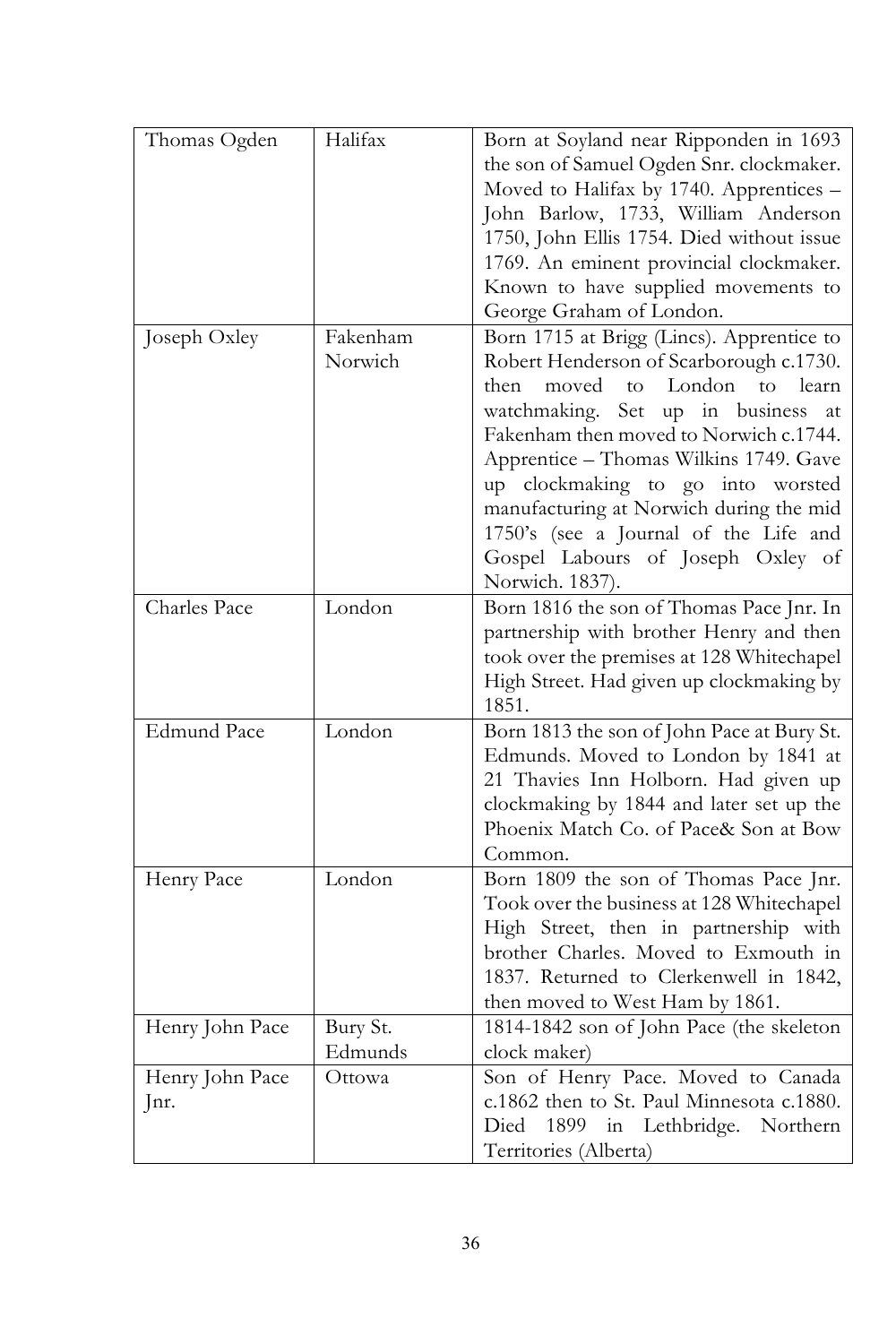| | | |
|---|---|---|
| Thomas Ogden | Halifax | Born at Soyland near Ripponden in 1693 the son of Samuel Ogden Snr. clockmaker. Moved to Halifax by 1740. Apprentices – John Barlow, 1733, William Anderson 1750, John Ellis 1754. Died without issue 1769. An eminent provincial clockmaker. Known to have supplied movements to George Graham of London. |
| Joseph Oxley | Fakenham Norwich | Born 1715 at Brigg (Lincs). Apprentice to Robert Henderson of Scarborough c.1730. then moved to London to learn watchmaking. Set up in business at Fakenham then moved to Norwich c.1744. Apprentice – Thomas Wilkins 1749. Gave up clockmaking to go into worsted manufacturing at Norwich during the mid 1750's (see a Journal of the Life and Gospel Labours of Joseph Oxley of Norwich. 1837). |
| Charles Pace | London | Born 1816 the son of Thomas Pace Jnr. In partnership with brother Henry and then took over the premises at 128 Whitechapel High Street. Had given up clockmaking by 1851. |
| Edmund Pace | London | Born 1813 the son of John Pace at Bury St. Edmunds. Moved to London by 1841 at 21 Thavies Inn Holborn. Had given up clockmaking by 1844 and later set up the Phoenix Match Co. of Pace& Son at Bow Common. |
| Henry Pace | London | Born 1809 the son of Thomas Pace Jnr. Took over the business at 128 Whitechapel High Street, then in partnership with brother Charles. Moved to Exmouth in 1837. Returned to Clerkenwell in 1842, then moved to West Ham by 1861. |
| Henry John Pace | Bury St. Edmunds | 1814-1842 son of John Pace (the skeleton clock maker) |
| Henry John Pace Jnr. | Ottowa | Son of Henry Pace. Moved to Canada c.1862 then to St. Paul Minnesota c.1880. Died 1899 in Lethbridge. Northern Territories (Alberta) |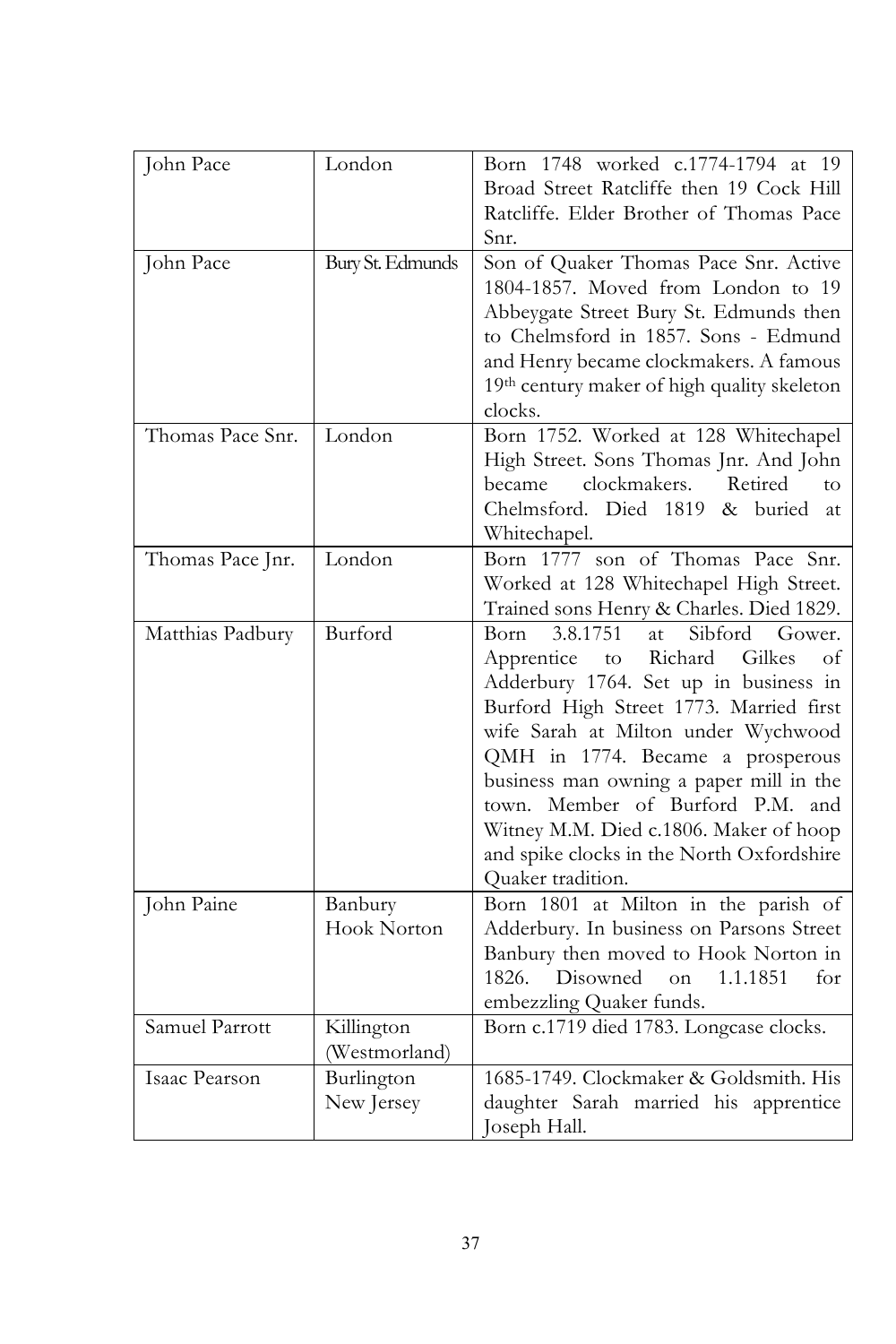| John Pace | London | Born 1748 worked c.1774-1794 at 19 Broad Street Ratcliffe then 19 Cock Hill Ratcliffe. Elder Brother of Thomas Pace Snr. |
|---|---|---|
| John Pace | Bury St. Edmunds | Son of Quaker Thomas Pace Snr. Active 1804-1857. Moved from London to 19 Abbeygate Street Bury St. Edmunds then to Chelmsford in 1857. Sons - Edmund and Henry became clockmakers. A famous 19th century maker of high quality skeleton clocks. |
| Thomas Pace Snr. | London | Born 1752. Worked at 128 Whitechapel High Street. Sons Thomas Jnr. And John became clockmakers. Retired to Chelmsford. Died 1819 & buried at Whitechapel. |
| Thomas Pace Jnr. | London | Born 1777 son of Thomas Pace Snr. Worked at 128 Whitechapel High Street. Trained sons Henry & Charles. Died 1829. |
| Matthias Padbury | Burford | Born 3.8.1751 at Sibford Gower. Apprentice to Richard Gilkes of Adderbury 1764. Set up in business in Burford High Street 1773. Married first wife Sarah at Milton under Wychwood QMH in 1774. Became a prosperous business man owning a paper mill in the town. Member of Burford P.M. and Witney M.M. Died c.1806. Maker of hoop and spike clocks in the North Oxfordshire Quaker tradition. |
| John Paine | Banbury Hook Norton | Born 1801 at Milton in the parish of Adderbury. In business on Parsons Street Banbury then moved to Hook Norton in 1826. Disowned on 1.1.1851 for embezzling Quaker funds. |
| Samuel Parrott | Killington (Westmorland) | Born c.1719 died 1783. Longcase clocks. |
| Isaac Pearson | Burlington New Jersey | 1685-1749. Clockmaker & Goldsmith. His daughter Sarah married his apprentice Joseph Hall. |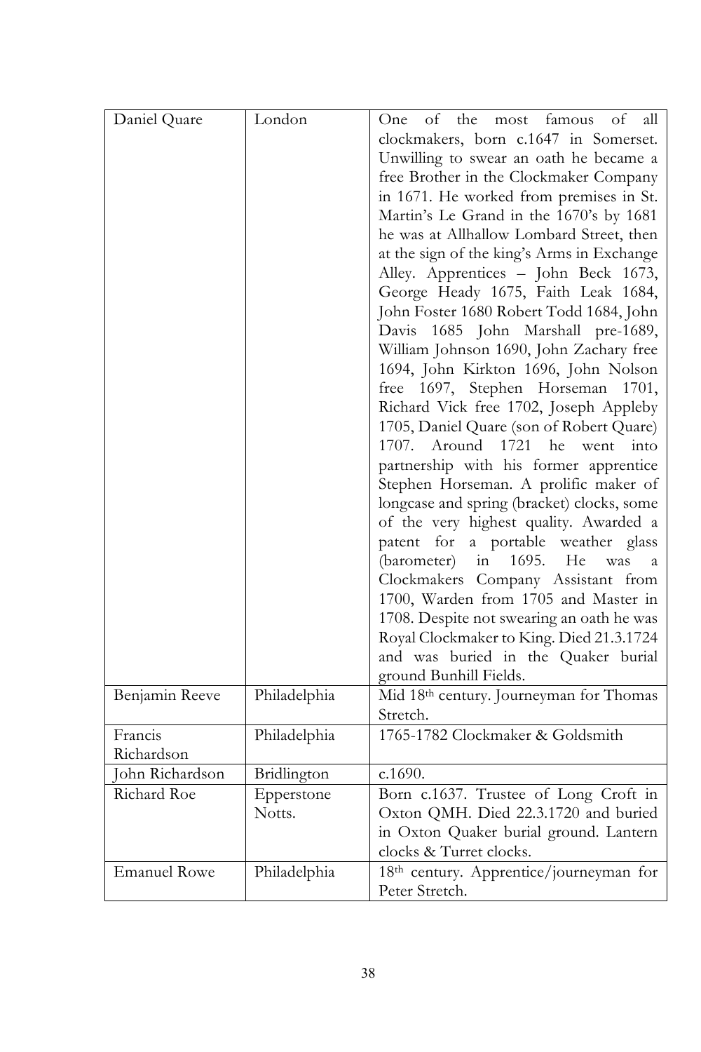| | | |
|---|---|---|
| Daniel Quare | London | One of the most famous of all clockmakers, born c.1647 in Somerset. Unwilling to swear an oath he became a free Brother in the Clockmaker Company in 1671. He worked from premises in St. Martin's Le Grand in the 1670's by 1681 he was at Allhallow Lombard Street, then at the sign of the king's Arms in Exchange Alley. Apprentices – John Beck 1673, George Heady 1675, Faith Leak 1684, John Foster 1680 Robert Todd 1684, John Davis 1685 John Marshall pre-1689, William Johnson 1690, John Zachary free 1694, John Kirkton 1696, John Nolson free 1697, Stephen Horseman 1701, Richard Vick free 1702, Joseph Appleby 1705, Daniel Quare (son of Robert Quare) 1707. Around 1721 he went into partnership with his former apprentice Stephen Horseman. A prolific maker of longcase and spring (bracket) clocks, some of the very highest quality. Awarded a patent for a portable weather glass (barometer) in 1695. He was a Clockmakers Company Assistant from 1700, Warden from 1705 and Master in 1708. Despite not swearing an oath he was Royal Clockmaker to King. Died 21.3.1724 and was buried in the Quaker burial ground Bunhill Fields. |
| Benjamin Reeve | Philadelphia | Mid 18th century. Journeyman for Thomas Stretch. |
| Francis Richardson | Philadelphia | 1765-1782 Clockmaker & Goldsmith |
| John Richardson | Bridlington | c.1690. |
| Richard Roe | Epperstone Notts. | Born c.1637. Trustee of Long Croft in Oxton QMH. Died 22.3.1720 and buried in Oxton Quaker burial ground. Lantern clocks & Turret clocks. |
| Emanuel Rowe | Philadelphia | 18th century. Apprentice/journeyman for Peter Stretch. |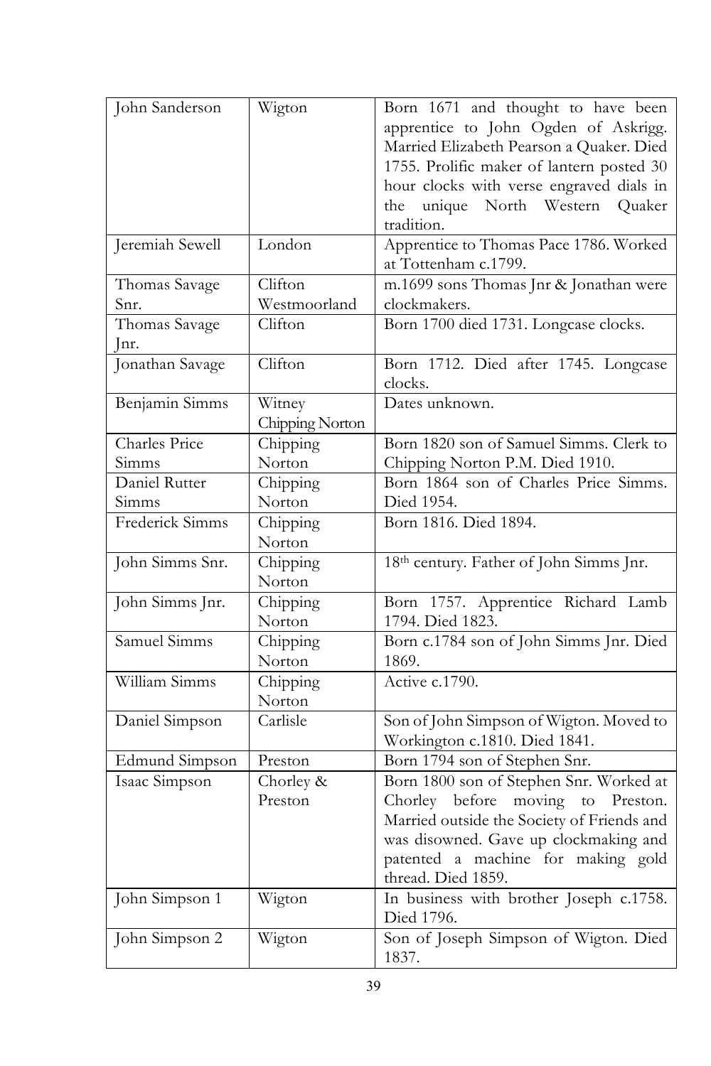| John Sanderson | Wigton | Born 1671 and thought to have been apprentice to John Ogden of Askrigg. Married Elizabeth Pearson a Quaker. Died 1755. Prolific maker of lantern posted 30 hour clocks with verse engraved dials in the unique North Western Quaker tradition. |
|---|---|---|
| Jeremiah Sewell | London | Apprentice to Thomas Pace 1786. Worked at Tottenham c.1799. |
| Thomas Savage Snr. | Clifton Westmoorland | m.1699 sons Thomas Jnr & Jonathan were clockmakers. |
| Thomas Savage Jnr. | Clifton | Born 1700 died 1731. Longcase clocks. |
| Jonathan Savage | Clifton | Born 1712. Died after 1745. Longcase clocks. |
| Benjamin Simms | Witney Chipping Norton | Dates unknown. |
| Charles Price Simms | Chipping Norton | Born 1820 son of Samuel Simms. Clerk to Chipping Norton P.M. Died 1910. |
| Daniel Rutter Simms | Chipping Norton | Born 1864 son of Charles Price Simms. Died 1954. |
| Frederick Simms | Chipping Norton | Born 1816. Died 1894. |
| John Simms Snr. | Chipping Norton | 18th century. Father of John Simms Jnr. |
| John Simms Jnr. | Chipping Norton | Born 1757. Apprentice Richard Lamb 1794. Died 1823. |
| Samuel Simms | Chipping Norton | Born c.1784 son of John Simms Jnr. Died 1869. |
| William Simms | Chipping Norton | Active c.1790. |
| Daniel Simpson | Carlisle | Son of John Simpson of Wigton. Moved to Workington c.1810. Died 1841. |
| Edmund Simpson | Preston | Born 1794 son of Stephen Snr. |
| Isaac Simpson | Chorley & Preston | Born 1800 son of Stephen Snr. Worked at Chorley before moving to Preston. Married outside the Society of Friends and was disowned. Gave up clockmaking and patented a machine for making gold thread. Died 1859. |
| John Simpson 1 | Wigton | In business with brother Joseph c.1758. Died 1796. |
| John Simpson 2 | Wigton | Son of Joseph Simpson of Wigton. Died 1837. |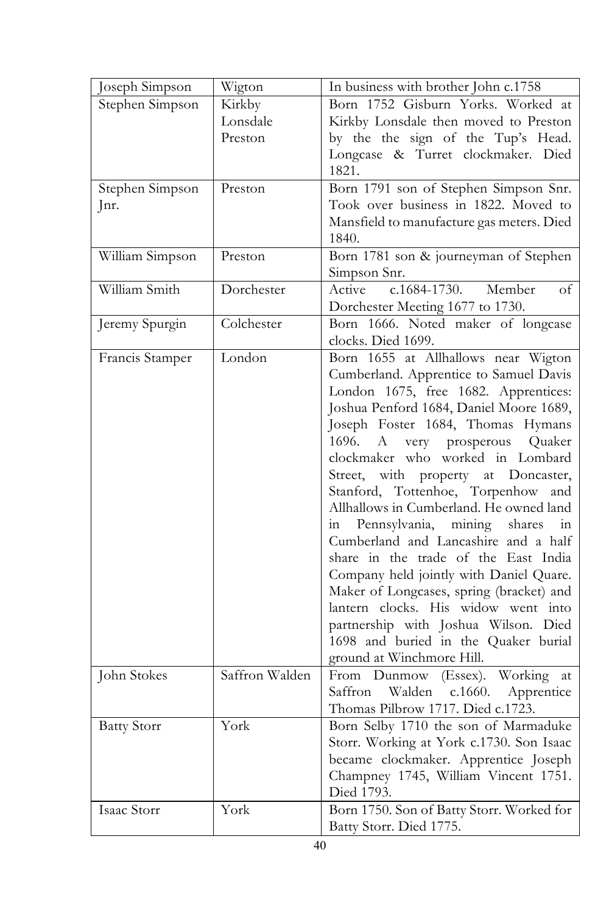| | | |
|---|---|---|
| Joseph Simpson | Wigton | In business with brother John c.1758 |
| Stephen Simpson | Kirkby Lonsdale Preston | Born 1752 Gisburn Yorks. Worked at Kirkby Lonsdale then moved to Preston by the the sign of the Tup's Head. Longcase & Turret clockmaker. Died 1821. |
| Stephen Simpson Jnr. | Preston | Born 1791 son of Stephen Simpson Snr. Took over business in 1822. Moved to Mansfield to manufacture gas meters. Died 1840. |
| William Simpson | Preston | Born 1781 son & journeyman of Stephen Simpson Snr. |
| William Smith | Dorchester | Active c.1684-1730. Member of Dorchester Meeting 1677 to 1730. |
| Jeremy Spurgin | Colchester | Born 1666. Noted maker of longcase clocks. Died 1699. |
| Francis Stamper | London | Born 1655 at Allhallows near Wigton Cumberland. Apprentice to Samuel Davis London 1675, free 1682. Apprentices: Joshua Penford 1684, Daniel Moore 1689, Joseph Foster 1684, Thomas Hymans 1696. A very prosperous Quaker clockmaker who worked in Lombard Street, with property at Doncaster, Stanford, Tottenhoe, Torpenhow and Allhallows in Cumberland. He owned land in Pennsylvania, mining shares in Cumberland and Lancashire and a half share in the trade of the East India Company held jointly with Daniel Quare. Maker of Longcases, spring (bracket) and lantern clocks. His widow went into partnership with Joshua Wilson. Died 1698 and buried in the Quaker burial ground at Winchmore Hill. |
| John Stokes | Saffron Walden | From Dunmow (Essex). Working at Saffron Walden c.1660. Apprentice Thomas Pilbrow 1717. Died c.1723. |
| Batty Storr | York | Born Selby 1710 the son of Marmaduke Storr. Working at York c.1730. Son Isaac became clockmaker. Apprentice Joseph Champney 1745, William Vincent 1751. Died 1793. |
| Isaac Storr | York | Born 1750. Son of Batty Storr. Worked for Batty Storr. Died 1775. |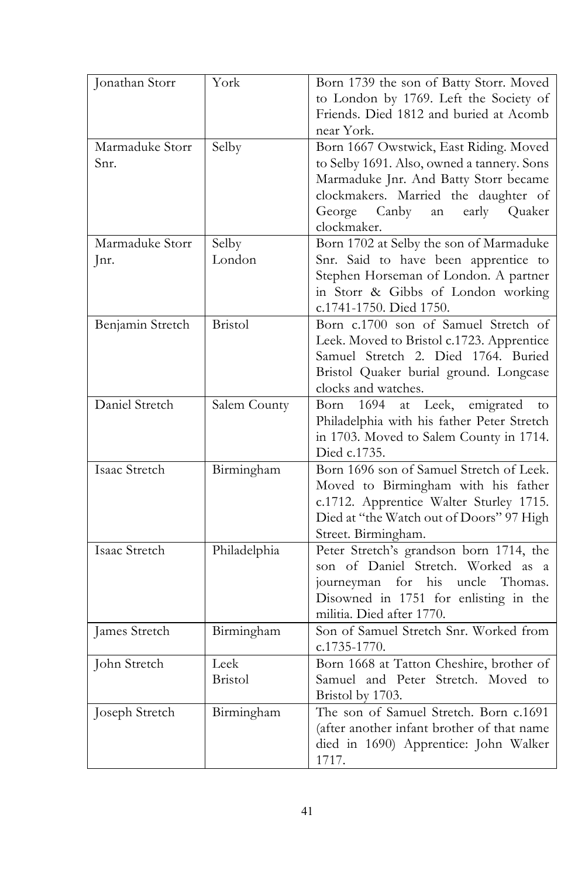| | | |
|---|---|---|
| Jonathan Storr | York | Born 1739 the son of Batty Storr. Moved to London by 1769. Left the Society of Friends. Died 1812 and buried at Acomb near York. |
| Marmaduke Storr Snr. | Selby | Born 1667 Owstwick, East Riding. Moved to Selby 1691. Also, owned a tannery. Sons Marmaduke Jnr. And Batty Storr became clockmakers. Married the daughter of George Canby an early Quaker clockmaker. |
| Marmaduke Storr Jnr. | Selby London | Born 1702 at Selby the son of Marmaduke Snr. Said to have been apprentice to Stephen Horseman of London. A partner in Storr & Gibbs of London working c.1741-1750. Died 1750. |
| Benjamin Stretch | Bristol | Born c.1700 son of Samuel Stretch of Leek. Moved to Bristol c.1723. Apprentice Samuel Stretch 2. Died 1764. Buried Bristol Quaker burial ground. Longcase clocks and watches. |
| Daniel Stretch | Salem County | Born 1694 at Leek, emigrated to Philadelphia with his father Peter Stretch in 1703. Moved to Salem County in 1714. Died c.1735. |
| Isaac Stretch | Birmingham | Born 1696 son of Samuel Stretch of Leek. Moved to Birmingham with his father c.1712. Apprentice Walter Sturley 1715. Died at "the Watch out of Doors" 97 High Street. Birmingham. |
| Isaac Stretch | Philadelphia | Peter Stretch's grandson born 1714, the son of Daniel Stretch. Worked as a journeyman for his uncle Thomas. Disowned in 1751 for enlisting in the militia. Died after 1770. |
| James Stretch | Birmingham | Son of Samuel Stretch Snr. Worked from c.1735-1770. |
| John Stretch | Leek Bristol | Born 1668 at Tatton Cheshire, brother of Samuel and Peter Stretch. Moved to Bristol by 1703. |
| Joseph Stretch | Birmingham | The son of Samuel Stretch. Born c.1691 (after another infant brother of that name died in 1690) Apprentice: John Walker 1717. |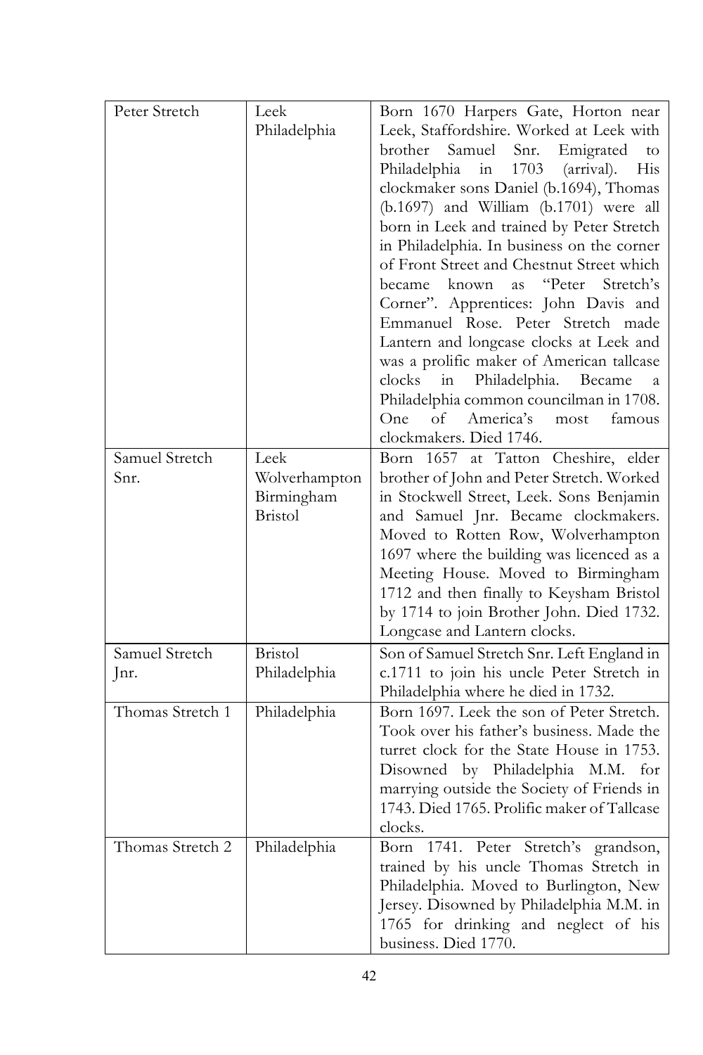| | | |
|---|---|---|
| Peter Stretch | Leek<br>Philadelphia | Born 1670 Harpers Gate, Horton near Leek, Staffordshire. Worked at Leek with brother Samuel Snr. Emigrated to Philadelphia in 1703 (arrival). His clockmaker sons Daniel (b.1694), Thomas (b.1697) and William (b.1701) were all born in Leek and trained by Peter Stretch in Philadelphia. In business on the corner of Front Street and Chestnut Street which became known as "Peter Stretch's Corner". Apprentices: John Davis and Emmanuel Rose. Peter Stretch made Lantern and longcase clocks at Leek and was a prolific maker of American tallcase clocks in Philadelphia. Became a Philadelphia common councilman in 1708. One of America's most famous clockmakers. Died 1746. |
| Samuel Stretch Snr. | Leek<br>Wolverhampton<br>Birmingham<br>Bristol | Born 1657 at Tatton Cheshire, elder brother of John and Peter Stretch. Worked in Stockwell Street, Leek. Sons Benjamin and Samuel Jnr. Became clockmakers. Moved to Rotten Row, Wolverhampton 1697 where the building was licenced as a Meeting House. Moved to Birmingham 1712 and then finally to Keysham Bristol by 1714 to join Brother John. Died 1732. Longcase and Lantern clocks. |
| Samuel Stretch Jnr. | Bristol<br>Philadelphia | Son of Samuel Stretch Snr. Left England in c.1711 to join his uncle Peter Stretch in Philadelphia where he died in 1732. |
| Thomas Stretch 1 | Philadelphia | Born 1697. Leek the son of Peter Stretch. Took over his father's business. Made the turret clock for the State House in 1753. Disowned by Philadelphia M.M. for marrying outside the Society of Friends in 1743. Died 1765. Prolific maker of Tallcase clocks. |
| Thomas Stretch 2 | Philadelphia | Born 1741. Peter Stretch's grandson, trained by his uncle Thomas Stretch in Philadelphia. Moved to Burlington, New Jersey. Disowned by Philadelphia M.M. in 1765 for drinking and neglect of his business. Died 1770. |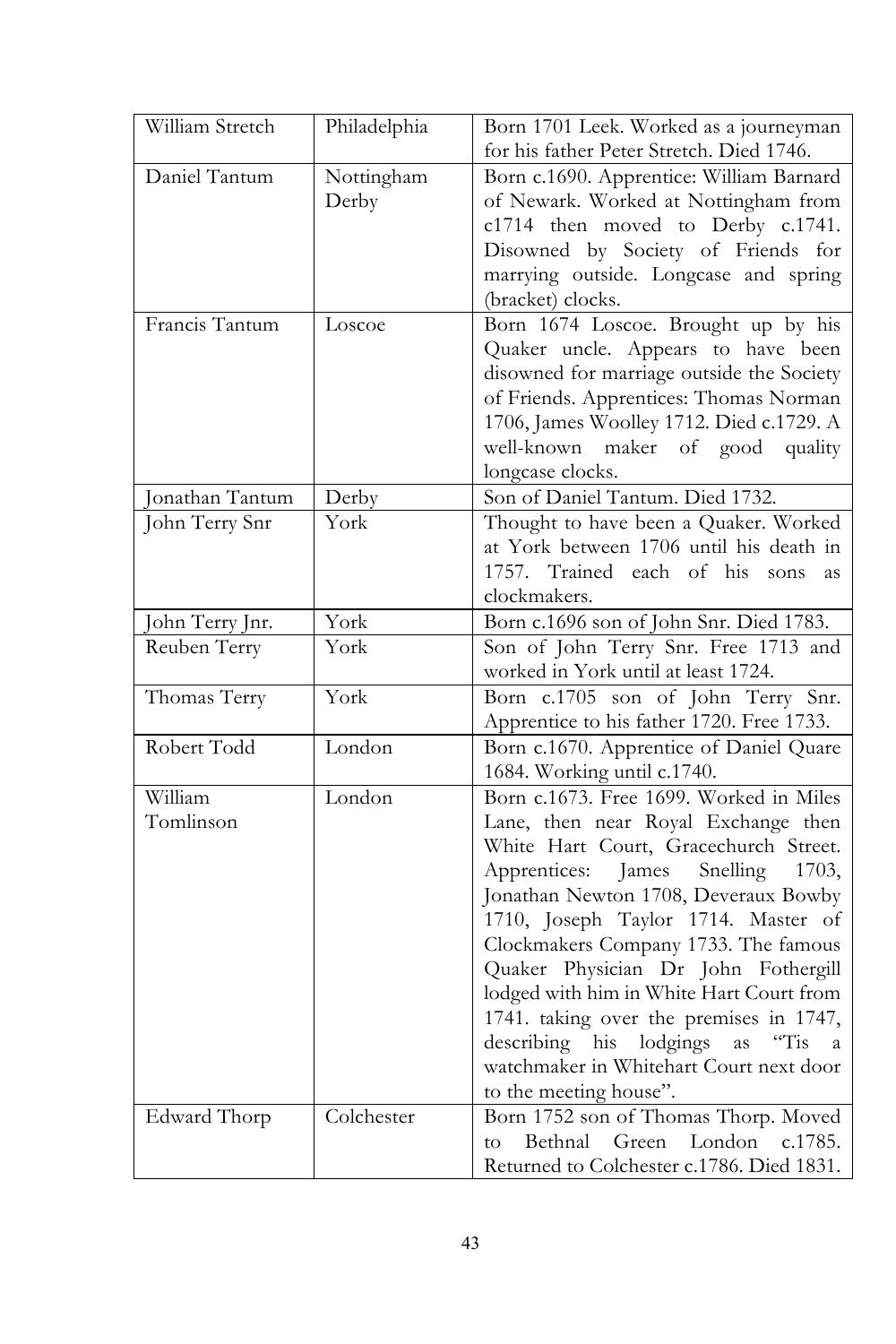| | | |
|---|---|---|
| William Stretch | Philadelphia | Born 1701 Leek. Worked as a journeyman for his father Peter Stretch. Died 1746. |
| Daniel Tantum | Nottingham Derby | Born c.1690. Apprentice: William Barnard of Newark. Worked at Nottingham from c1714 then moved to Derby c.1741. Disowned by Society of Friends for marrying outside. Longcase and spring (bracket) clocks. |
| Francis Tantum | Loscoe | Born 1674 Loscoe. Brought up by his Quaker uncle. Appears to have been disowned for marriage outside the Society of Friends. Apprentices: Thomas Norman 1706, James Woolley 1712. Died c.1729. A well-known maker of good quality longcase clocks. |
| Jonathan Tantum | Derby | Son of Daniel Tantum. Died 1732. |
| John Terry Snr | York | Thought to have been a Quaker. Worked at York between 1706 until his death in 1757. Trained each of his sons as clockmakers. |
| John Terry Jnr. | York | Born c.1696 son of John Snr. Died 1783. |
| Reuben Terry | York | Son of John Terry Snr. Free 1713 and worked in York until at least 1724. |
| Thomas Terry | York | Born c.1705 son of John Terry Snr. Apprentice to his father 1720. Free 1733. |
| Robert Todd | London | Born c.1670. Apprentice of Daniel Quare 1684. Working until c.1740. |
| William Tomlinson | London | Born c.1673. Free 1699. Worked in Miles Lane, then near Royal Exchange then White Hart Court, Gracechurch Street. Apprentices: James Snelling 1703, Jonathan Newton 1708, Deveraux Bowby 1710, Joseph Taylor 1714. Master of Clockmakers Company 1733. The famous Quaker Physician Dr John Fothergill lodged with him in White Hart Court from 1741. taking over the premises in 1747, describing his lodgings as "Tis a watchmaker in Whitehart Court next door to the meeting house". |
| Edward Thorp | Colchester | Born 1752 son of Thomas Thorp. Moved to Bethnal Green London c.1785. Returned to Colchester c.1786. Died 1831. |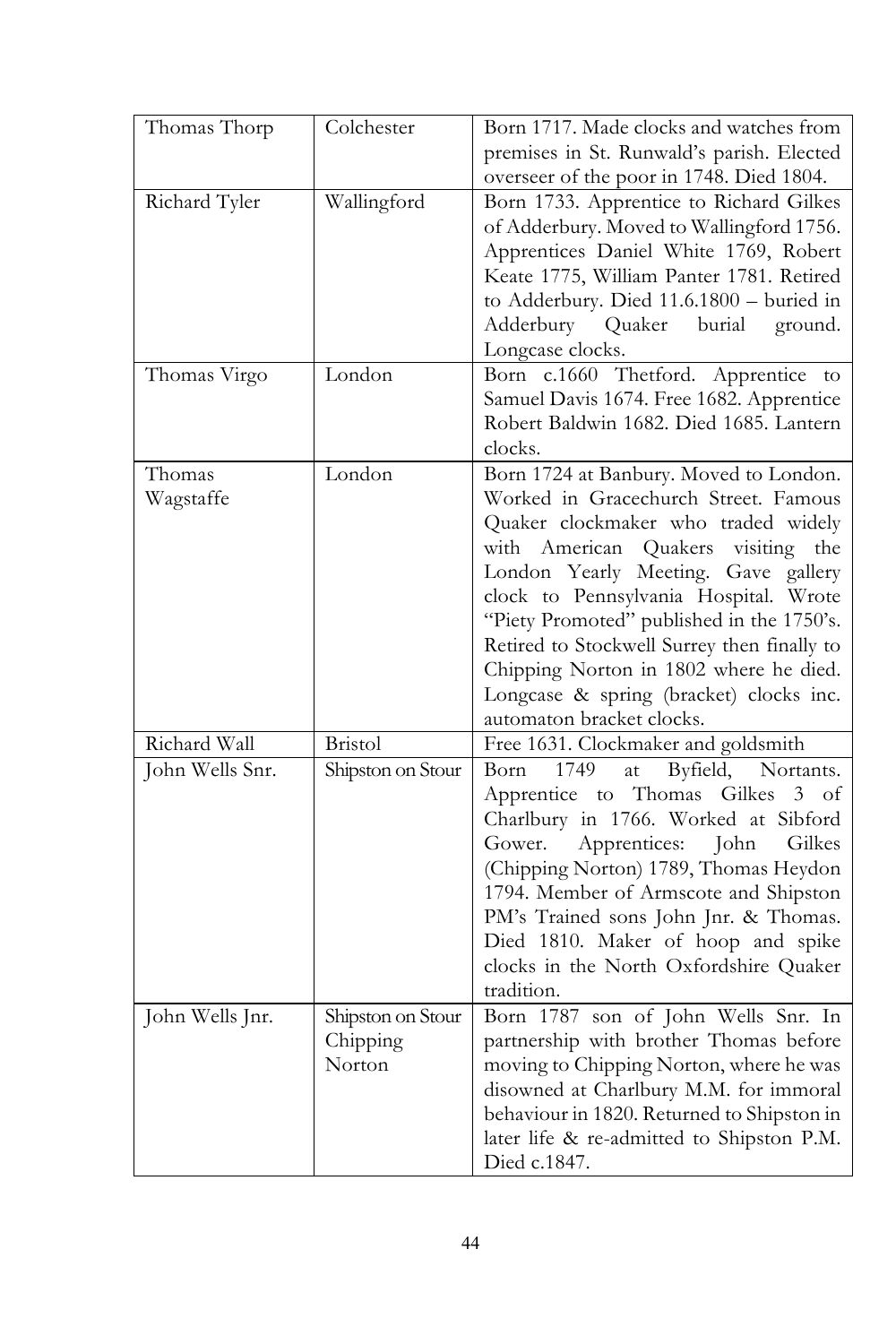| Thomas Thorp | Colchester | Born 1717. Made clocks and watches from premises in St. Runwald's parish. Elected overseer of the poor in 1748. Died 1804. |
|---|---|---|
| Richard Tyler | Wallingford | Born 1733. Apprentice to Richard Gilkes of Adderbury. Moved to Wallingford 1756. Apprentices Daniel White 1769, Robert Keate 1775, William Panter 1781. Retired to Adderbury. Died 11.6.1800 – buried in Adderbury Quaker burial ground. Longcase clocks. |
| Thomas Virgo | London | Born c.1660 Thetford. Apprentice to Samuel Davis 1674. Free 1682. Apprentice Robert Baldwin 1682. Died 1685. Lantern clocks. |
| Thomas Wagstaffe | London | Born 1724 at Banbury. Moved to London. Worked in Gracechurch Street. Famous Quaker clockmaker who traded widely with American Quakers visiting the London Yearly Meeting. Gave gallery clock to Pennsylvania Hospital. Wrote "Piety Promoted" published in the 1750's. Retired to Stockwell Surrey then finally to Chipping Norton in 1802 where he died. Longcase & spring (bracket) clocks inc. automaton bracket clocks. |
| Richard Wall | Bristol | Free 1631. Clockmaker and goldsmith |
| John Wells Snr. | Shipston on Stour | Born 1749 at Byfield, Nortants. Apprentice to Thomas Gilkes 3 of Charlbury in 1766. Worked at Sibford Gower. Apprentices: John Gilkes (Chipping Norton) 1789, Thomas Heydon 1794. Member of Armscote and Shipston PM's Trained sons John Jnr. & Thomas. Died 1810. Maker of hoop and spike clocks in the North Oxfordshire Quaker tradition. |
| John Wells Jnr. | Shipston on Stour Chipping Norton | Born 1787 son of John Wells Snr. In partnership with brother Thomas before moving to Chipping Norton, where he was disowned at Charlbury M.M. for immoral behaviour in 1820. Returned to Shipston in later life & re-admitted to Shipston P.M. Died c.1847. |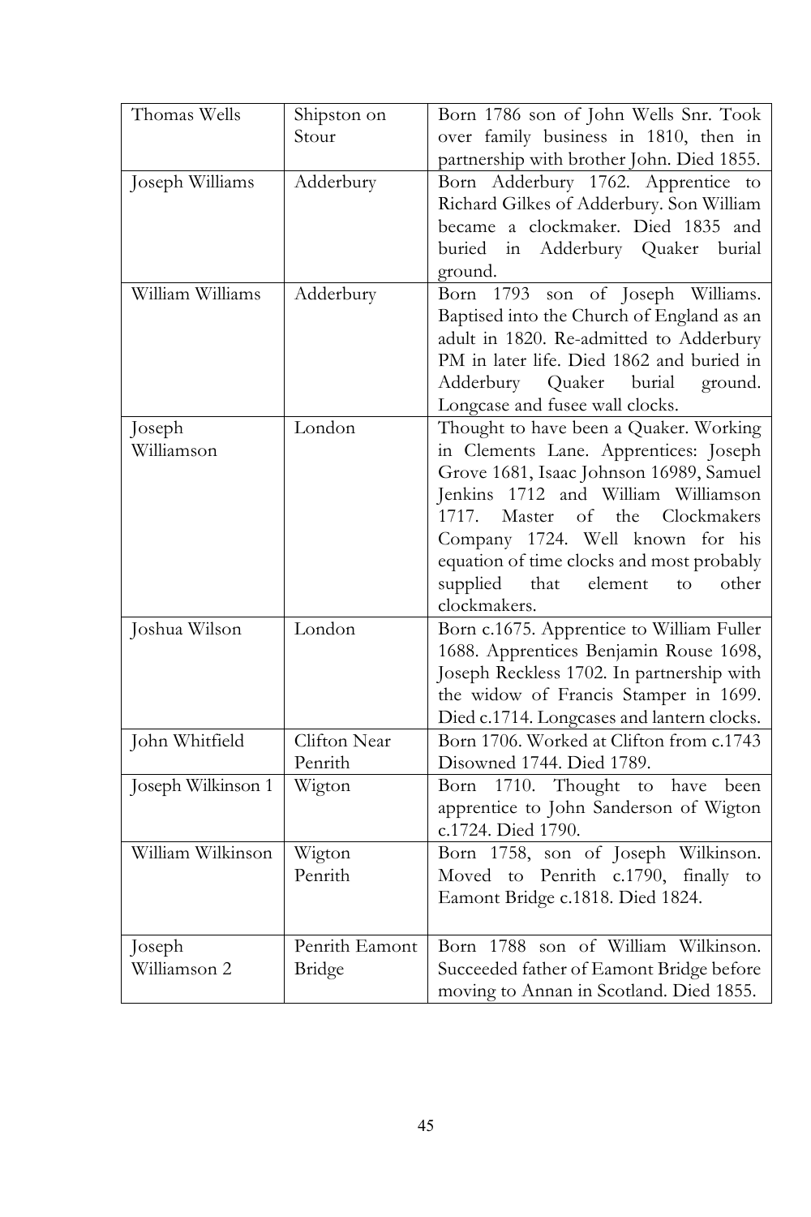| | | |
|---|---|---|
| Thomas Wells | Shipston on Stour | Born 1786 son of John Wells Snr. Took over family business in 1810, then in partnership with brother John. Died 1855. |
| Joseph Williams | Adderbury | Born Adderbury 1762. Apprentice to Richard Gilkes of Adderbury. Son William became a clockmaker. Died 1835 and buried in Adderbury Quaker burial ground. |
| William Williams | Adderbury | Born 1793 son of Joseph Williams. Baptised into the Church of England as an adult in 1820. Re-admitted to Adderbury PM in later life. Died 1862 and buried in Adderbury Quaker burial ground. Longcase and fusee wall clocks. |
| Joseph Williamson | London | Thought to have been a Quaker. Working in Clements Lane. Apprentices: Joseph Grove 1681, Isaac Johnson 16989, Samuel Jenkins 1712 and William Williamson 1717. Master of the Clockmakers Company 1724. Well known for his equation of time clocks and most probably supplied that element to other clockmakers. |
| Joshua Wilson | London | Born c.1675. Apprentice to William Fuller 1688. Apprentices Benjamin Rouse 1698, Joseph Reckless 1702. In partnership with the widow of Francis Stamper in 1699. Died c.1714. Longcases and lantern clocks. |
| John Whitfield | Clifton Near Penrith | Born 1706. Worked at Clifton from c.1743 Disowned 1744. Died 1789. |
| Joseph Wilkinson 1 | Wigton | Born 1710. Thought to have been apprentice to John Sanderson of Wigton c.1724. Died 1790. |
| William Wilkinson | Wigton Penrith | Born 1758, son of Joseph Wilkinson. Moved to Penrith c.1790, finally to Eamont Bridge c.1818. Died 1824. |
| Joseph Williamson 2 | Penrith Eamont Bridge | Born 1788 son of William Wilkinson. Succeeded father of Eamont Bridge before moving to Annan in Scotland. Died 1855. |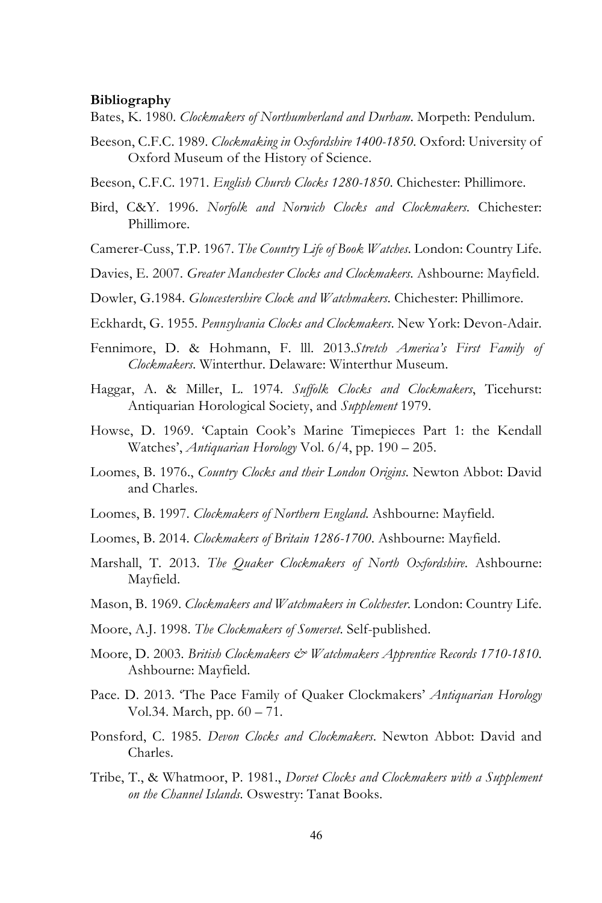**Bibliography**

Bates, K. 1980. *Clockmakers of Northumberland and Durham*. Morpeth: Pendulum.

Beeson, C.F.C. 1989. *Clockmaking in Oxfordshire 1400-1850*. Oxford: University of Oxford Museum of the History of Science.

Beeson, C.F.C. 1971. *English Church Clocks 1280-1850*. Chichester: Phillimore.

Bird, C&Y. 1996. *Norfolk and Norwich Clocks and Clockmakers*. Chichester: Phillimore.

Camerer-Cuss, T.P. 1967. *The Country Life of Book Watches*. London: Country Life.

Davies, E. 2007. *Greater Manchester Clocks and Clockmakers*. Ashbourne: Mayfield.

Dowler, G.1984. *Gloucestershire Clock and Watchmakers*. Chichester: Phillimore.

Eckhardt, G. 1955. *Pennsylvania Clocks and Clockmakers*. New York: Devon-Adair.

Fennimore, D. & Hohmann, F. lll. 2013.*Stretch America's First Family of Clockmakers*. Winterthur. Delaware: Winterthur Museum.

Haggar, A. & Miller, L. 1974. *Suffolk Clocks and Clockmakers*, Ticehurst: Antiquarian Horological Society, and *Supplement* 1979.

Howse, D. 1969. 'Captain Cook's Marine Timepieces Part 1: the Kendall Watches', *Antiquarian Horology* Vol. 6/4, pp. 190 – 205.

Loomes, B. 1976., *Country Clocks and their London Origins*. Newton Abbot: David and Charles.

Loomes, B. 1997. *Clockmakers of Northern England*. Ashbourne: Mayfield.

Loomes, B. 2014. *Clockmakers of Britain 1286-1700*. Ashbourne: Mayfield.

Marshall, T. 2013. *The Quaker Clockmakers of North Oxfordshire*. Ashbourne: Mayfield.

Mason, B. 1969. *Clockmakers and Watchmakers in Colchester*. London: Country Life.

Moore, A.J. 1998. *The Clockmakers of Somerset*. Self-published.

Moore, D. 2003. *British Clockmakers & Watchmakers Apprentice Records 1710-1810*. Ashbourne: Mayfield.

Pace. D. 2013. 'The Pace Family of Quaker Clockmakers' *Antiquarian Horology* Vol.34. March, pp. 60 – 71.

Ponsford, C. 1985. *Devon Clocks and Clockmakers*. Newton Abbot: David and Charles.

Tribe, T., & Whatmoor, P. 1981., *Dorset Clocks and Clockmakers with a Supplement on the Channel Islands*. Oswestry: Tanat Books.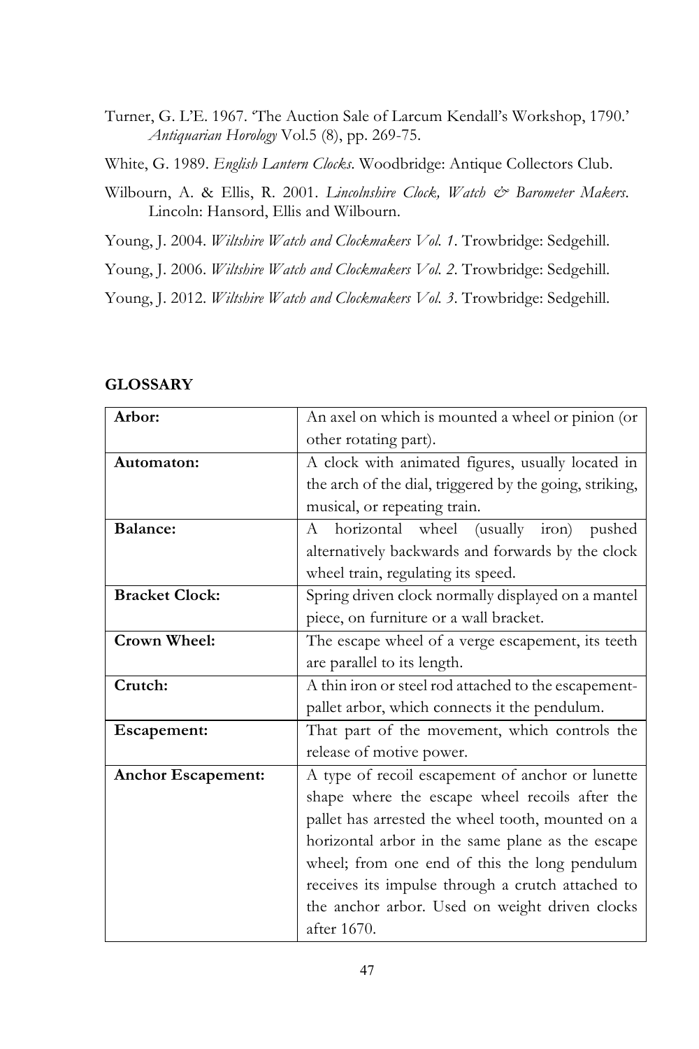Turner, G. L'E. 1967. 'The Auction Sale of Larcum Kendall's Workshop, 1790.' *Antiquarian Horology* Vol.5 (8), pp. 269-75.

White, G. 1989. *English Lantern Clocks*. Woodbridge: Antique Collectors Club.

Wilbourn, A. & Ellis, R. 2001. *Lincolnshire Clock, Watch & Barometer Makers*. Lincoln: Hansord, Ellis and Wilbourn.

Young, J. 2004. *Wiltshire Watch and Clockmakers Vol. 1*. Trowbridge: Sedgehill.

Young, J. 2006. *Wiltshire Watch and Clockmakers Vol. 2*. Trowbridge: Sedgehill.

Young, J. 2012. *Wiltshire Watch and Clockmakers Vol. 3*. Trowbridge: Sedgehill.

## GLOSSARY

| Term | Definition |
|---|---|
| **Arbor:** | An axel on which is mounted a wheel or pinion (or other rotating part). |
| **Automaton:** | A clock with animated figures, usually located in the arch of the dial, triggered by the going, striking, musical, or repeating train. |
| **Balance:** | A horizontal wheel (usually iron) pushed alternatively backwards and forwards by the clock wheel train, regulating its speed. |
| **Bracket Clock:** | Spring driven clock normally displayed on a mantel piece, on furniture or a wall bracket. |
| **Crown Wheel:** | The escape wheel of a verge escapement, its teeth are parallel to its length. |
| **Crutch:** | A thin iron or steel rod attached to the escapement-pallet arbor, which connects it the pendulum. |
| **Escapement:** | That part of the movement, which controls the release of motive power. |
| **Anchor Escapement:** | A type of recoil escapement of anchor or lunette shape where the escape wheel recoils after the pallet has arrested the wheel tooth, mounted on a horizontal arbor in the same plane as the escape wheel; from one end of this the long pendulum receives its impulse through a crutch attached to the anchor arbor. Used on weight driven clocks after 1670. |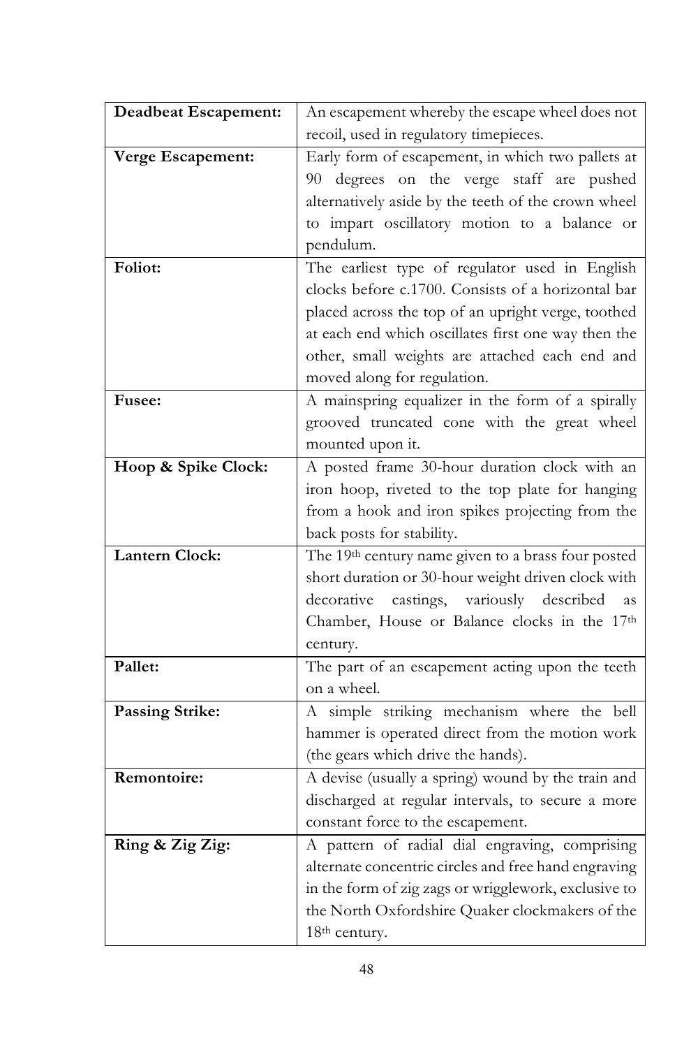| | |
|---|---|
| **Deadbeat Escapement:** | An escapement whereby the escape wheel does not recoil, used in regulatory timepieces. |
| **Verge Escapement:** | Early form of escapement, in which two pallets at 90 degrees on the verge staff are pushed alternatively aside by the teeth of the crown wheel to impart oscillatory motion to a balance or pendulum. |
| **Foliot:** | The earliest type of regulator used in English clocks before c.1700. Consists of a horizontal bar placed across the top of an upright verge, toothed at each end which oscillates first one way then the other, small weights are attached each end and moved along for regulation. |
| **Fusee:** | A mainspring equalizer in the form of a spirally grooved truncated cone with the great wheel mounted upon it. |
| **Hoop & Spike Clock:** | A posted frame 30-hour duration clock with an iron hoop, riveted to the top plate for hanging from a hook and iron spikes projecting from the back posts for stability. |
| **Lantern Clock:** | The 19th century name given to a brass four posted short duration or 30-hour weight driven clock with decorative castings, variously described as Chamber, House or Balance clocks in the 17th century. |
| **Pallet:** | The part of an escapement acting upon the teeth on a wheel. |
| **Passing Strike:** | A simple striking mechanism where the bell hammer is operated direct from the motion work (the gears which drive the hands). |
| **Remontoire:** | A devise (usually a spring) wound by the train and discharged at regular intervals, to secure a more constant force to the escapement. |
| **Ring & Zig Zig:** | A pattern of radial dial engraving, comprising alternate concentric circles and free hand engraving in the form of zig zags or wrigglework, exclusive to the North Oxfordshire Quaker clockmakers of the 18th century. |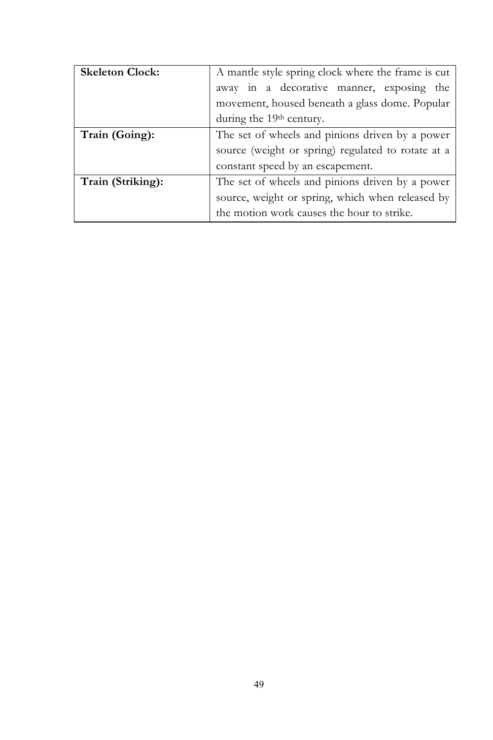| | |
|---|---|
| **Skeleton Clock:** | A mantle style spring clock where the frame is cut away in a decorative manner, exposing the movement, housed beneath a glass dome. Popular during the 19th century. |
| **Train (Going):** | The set of wheels and pinions driven by a power source (weight or spring) regulated to rotate at a constant speed by an escapement. |
| **Train (Striking):** | The set of wheels and pinions driven by a power source, weight or spring, which when released by the motion work causes the hour to strike. |